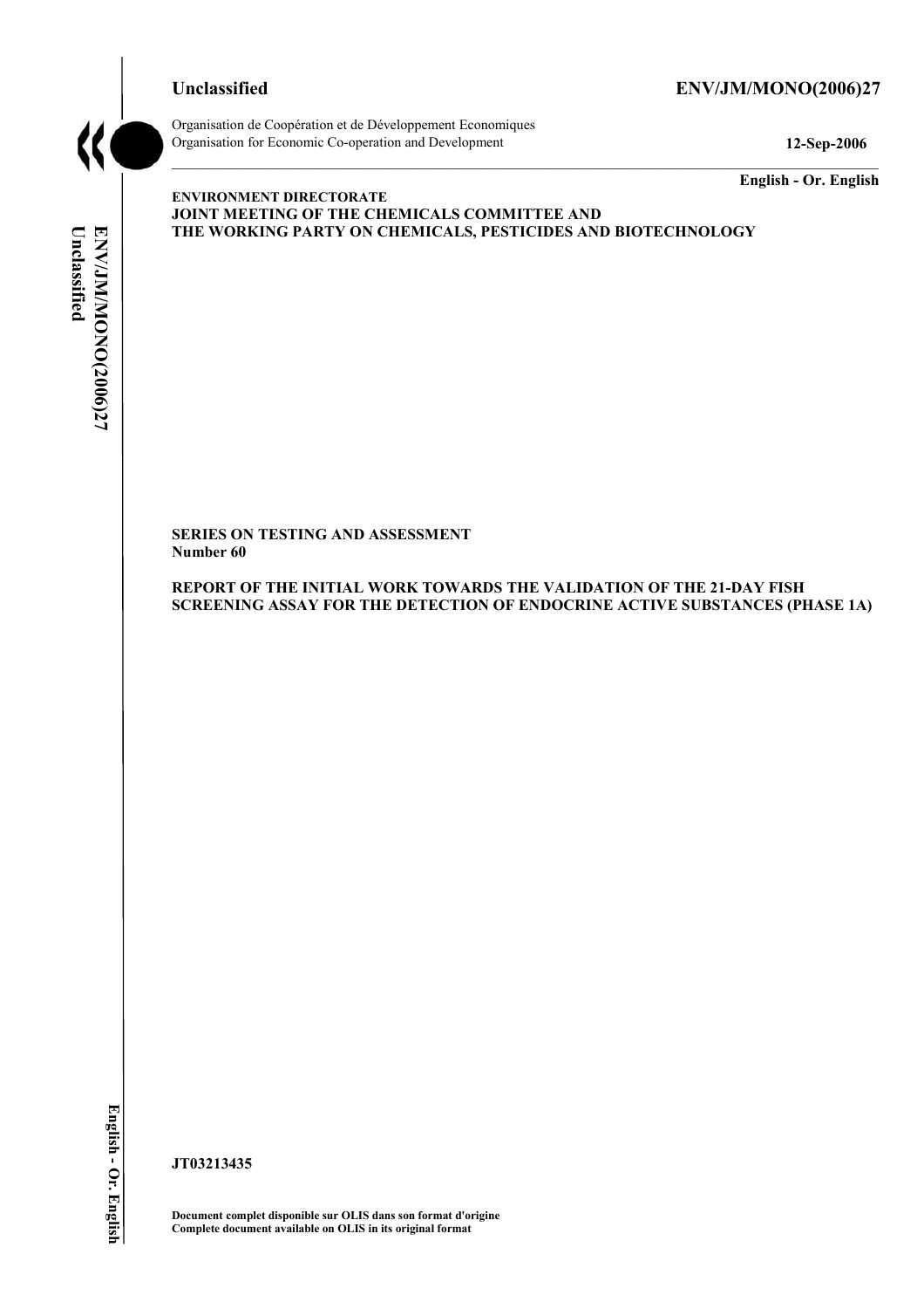**Unclassified** **ENV/JM/MONO(2006)27**

Organisation de Coopération et de Développement Economiques
Organisation for Economic Co-operation and Development **12-Sep-2006**

**English - Or. English**

**ENVIRONMENT DIRECTORATE**
**JOINT MEETING OF THE CHEMICALS COMMITTEE AND**
**THE WORKING PARTY ON CHEMICALS, PESTICIDES AND BIOTECHNOLOGY**

**SERIES ON TESTING AND ASSESSMENT**
**Number 60**

**REPORT OF THE INITIAL WORK TOWARDS THE VALIDATION OF THE 21-DAY FISH SCREENING ASSAY FOR THE DETECTION OF ENDOCRINE ACTIVE SUBSTANCES (PHASE 1A)**

**JT03213435**

**Document complet disponible sur OLIS dans son format d'origine**
**Complete document available on OLIS in its original format**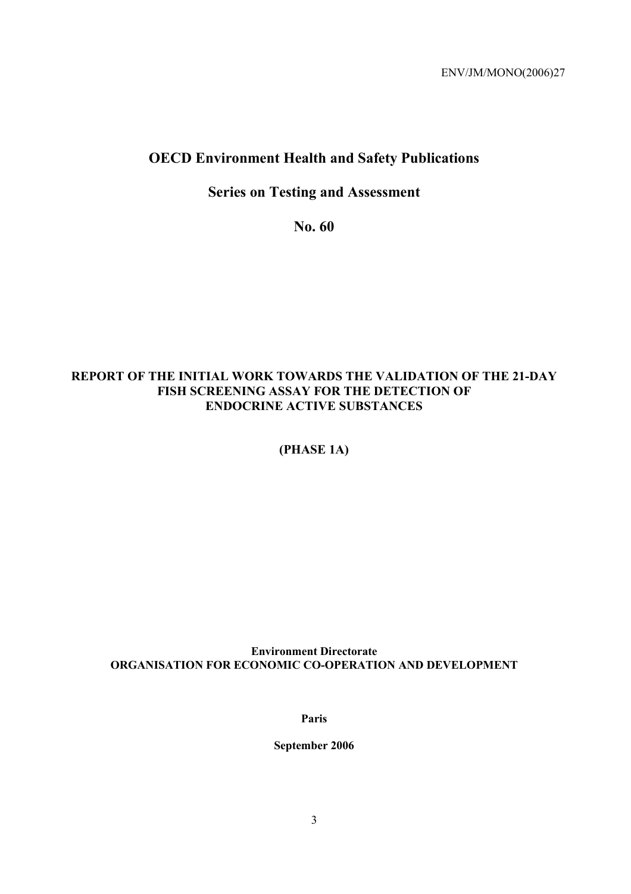ENV/JM/MONO(2006)27

# OECD Environment Health and Safety Publications

## Series on Testing and Assessment

## No. 60

**REPORT OF THE INITIAL WORK TOWARDS THE VALIDATION OF THE 21-DAY FISH SCREENING ASSAY FOR THE DETECTION OF ENDOCRINE ACTIVE SUBSTANCES**

**(PHASE 1A)**

**Environment Directorate**
**ORGANISATION FOR ECONOMIC CO-OPERATION AND DEVELOPMENT**

**Paris**

**September 2006**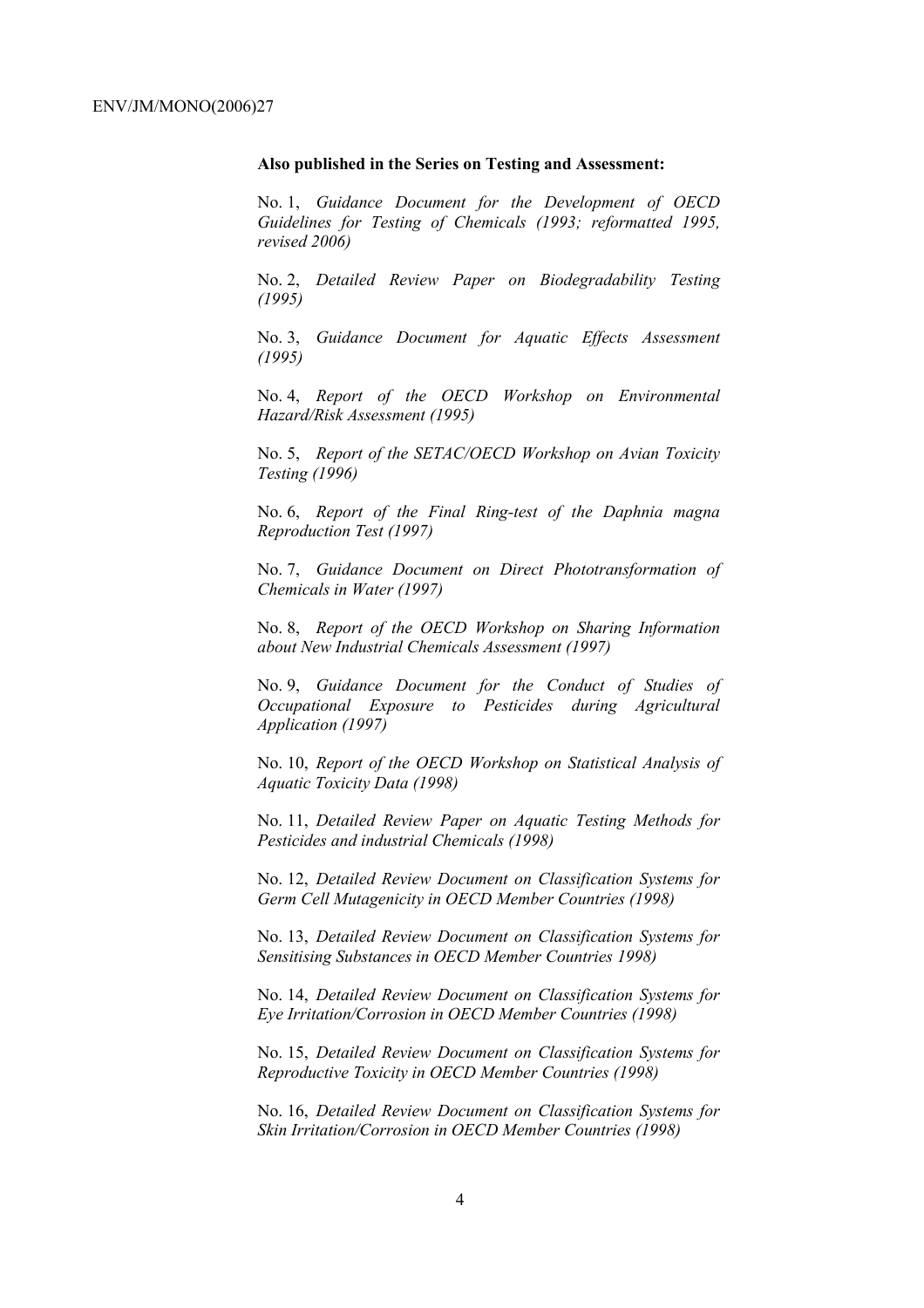**Also published in the Series on Testing and Assessment:**

No. 1, *Guidance Document for the Development of OECD Guidelines for Testing of Chemicals (1993; reformatted 1995, revised 2006)*

No. 2, *Detailed Review Paper on Biodegradability Testing (1995)*

No. 3, *Guidance Document for Aquatic Effects Assessment (1995)*

No. 4, *Report of the OECD Workshop on Environmental Hazard/Risk Assessment (1995)*

No. 5, *Report of the SETAC/OECD Workshop on Avian Toxicity Testing (1996)*

No. 6, *Report of the Final Ring-test of the Daphnia magna Reproduction Test (1997)*

No. 7, *Guidance Document on Direct Phototransformation of Chemicals in Water (1997)*

No. 8, *Report of the OECD Workshop on Sharing Information about New Industrial Chemicals Assessment (1997)*

No. 9, *Guidance Document for the Conduct of Studies of Occupational Exposure to Pesticides during Agricultural Application (1997)*

No. 10, *Report of the OECD Workshop on Statistical Analysis of Aquatic Toxicity Data (1998)*

No. 11, *Detailed Review Paper on Aquatic Testing Methods for Pesticides and industrial Chemicals (1998)*

No. 12, *Detailed Review Document on Classification Systems for Germ Cell Mutagenicity in OECD Member Countries (1998)*

No. 13, *Detailed Review Document on Classification Systems for Sensitising Substances in OECD Member Countries 1998)*

No. 14, *Detailed Review Document on Classification Systems for Eye Irritation/Corrosion in OECD Member Countries (1998)*

No. 15, *Detailed Review Document on Classification Systems for Reproductive Toxicity in OECD Member Countries (1998)*

No. 16, *Detailed Review Document on Classification Systems for Skin Irritation/Corrosion in OECD Member Countries (1998)*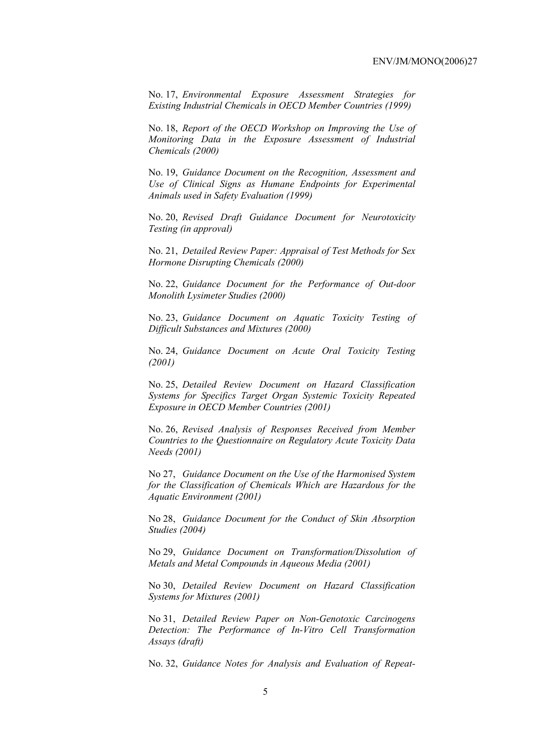No. 17, *Environmental Exposure Assessment Strategies for Existing Industrial Chemicals in OECD Member Countries (1999)*

No. 18, *Report of the OECD Workshop on Improving the Use of Monitoring Data in the Exposure Assessment of Industrial Chemicals (2000)*

No. 19, *Guidance Document on the Recognition, Assessment and Use of Clinical Signs as Humane Endpoints for Experimental Animals used in Safety Evaluation (1999)*

No. 20, *Revised Draft Guidance Document for Neurotoxicity Testing (in approval)*

No. 21, *Detailed Review Paper: Appraisal of Test Methods for Sex Hormone Disrupting Chemicals (2000)*

No. 22, *Guidance Document for the Performance of Out-door Monolith Lysimeter Studies (2000)*

No. 23, *Guidance Document on Aquatic Toxicity Testing of Difficult Substances and Mixtures (2000)*

No. 24, *Guidance Document on Acute Oral Toxicity Testing (2001)*

No. 25, *Detailed Review Document on Hazard Classification Systems for Specifics Target Organ Systemic Toxicity Repeated Exposure in OECD Member Countries (2001)*

No. 26, *Revised Analysis of Responses Received from Member Countries to the Questionnaire on Regulatory Acute Toxicity Data Needs (2001)*

No 27, *Guidance Document on the Use of the Harmonised System for the Classification of Chemicals Which are Hazardous for the Aquatic Environment (2001)*

No 28, *Guidance Document for the Conduct of Skin Absorption Studies (2004)*

No 29, *Guidance Document on Transformation/Dissolution of Metals and Metal Compounds in Aqueous Media (2001)*

No 30, *Detailed Review Document on Hazard Classification Systems for Mixtures (2001)*

No 31, *Detailed Review Paper on Non-Genotoxic Carcinogens Detection: The Performance of In-Vitro Cell Transformation Assays (draft)*

No. 32, *Guidance Notes for Analysis and Evaluation of Repeat-*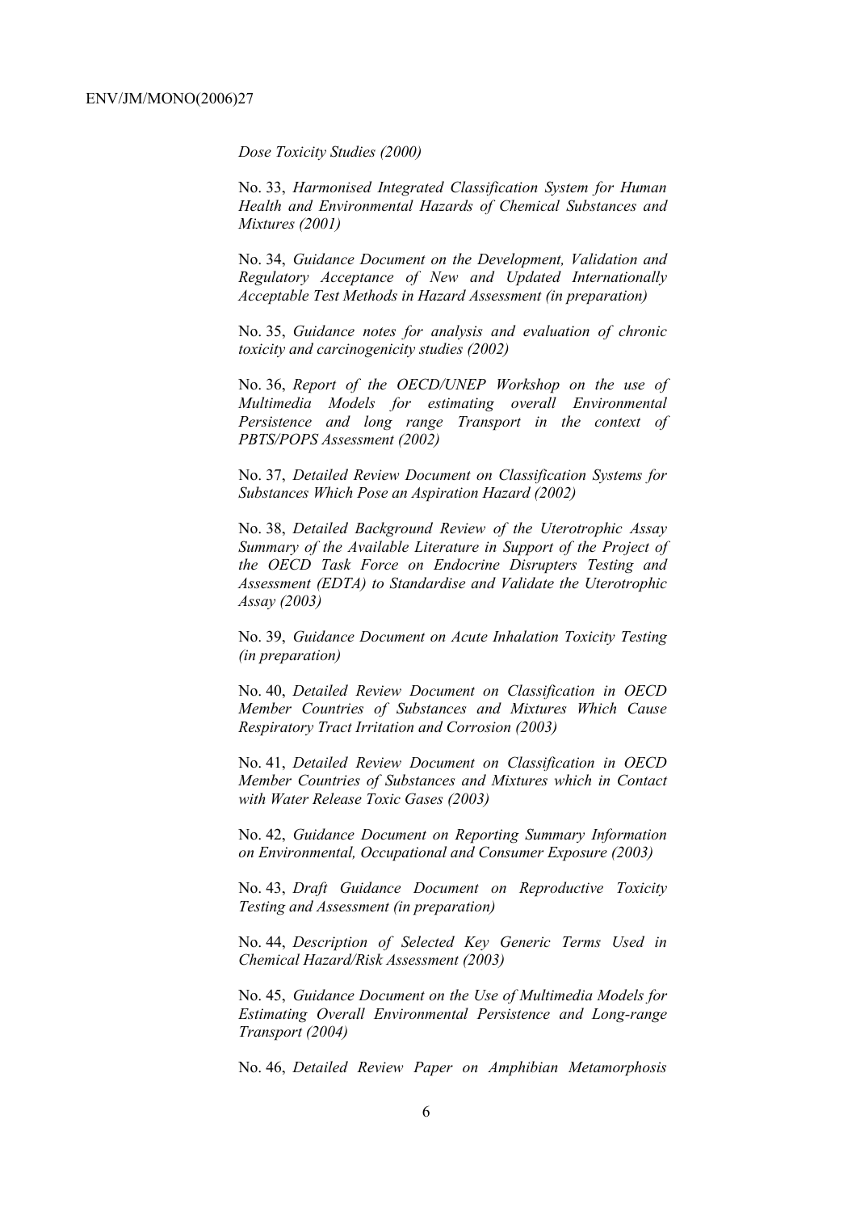*Dose Toxicity Studies (2000)*

No. 33, *Harmonised Integrated Classification System for Human Health and Environmental Hazards of Chemical Substances and Mixtures (2001)*

No. 34, *Guidance Document on the Development, Validation and Regulatory Acceptance of New and Updated Internationally Acceptable Test Methods in Hazard Assessment (in preparation)*

No. 35, *Guidance notes for analysis and evaluation of chronic toxicity and carcinogenicity studies (2002)*

No. 36, *Report of the OECD/UNEP Workshop on the use of Multimedia Models for estimating overall Environmental Persistence and long range Transport in the context of PBTS/POPS Assessment (2002)*

No. 37, *Detailed Review Document on Classification Systems for Substances Which Pose an Aspiration Hazard (2002)*

No. 38, *Detailed Background Review of the Uterotrophic Assay Summary of the Available Literature in Support of the Project of the OECD Task Force on Endocrine Disrupters Testing and Assessment (EDTA) to Standardise and Validate the Uterotrophic Assay (2003)*

No. 39, *Guidance Document on Acute Inhalation Toxicity Testing (in preparation)*

No. 40, *Detailed Review Document on Classification in OECD Member Countries of Substances and Mixtures Which Cause Respiratory Tract Irritation and Corrosion (2003)*

No. 41, *Detailed Review Document on Classification in OECD Member Countries of Substances and Mixtures which in Contact with Water Release Toxic Gases (2003)*

No. 42, *Guidance Document on Reporting Summary Information on Environmental, Occupational and Consumer Exposure (2003)*

No. 43, *Draft Guidance Document on Reproductive Toxicity Testing and Assessment (in preparation)*

No. 44, *Description of Selected Key Generic Terms Used in Chemical Hazard/Risk Assessment (2003)*

No. 45, *Guidance Document on the Use of Multimedia Models for Estimating Overall Environmental Persistence and Long-range Transport (2004)*

No. 46, *Detailed Review Paper on Amphibian Metamorphosis*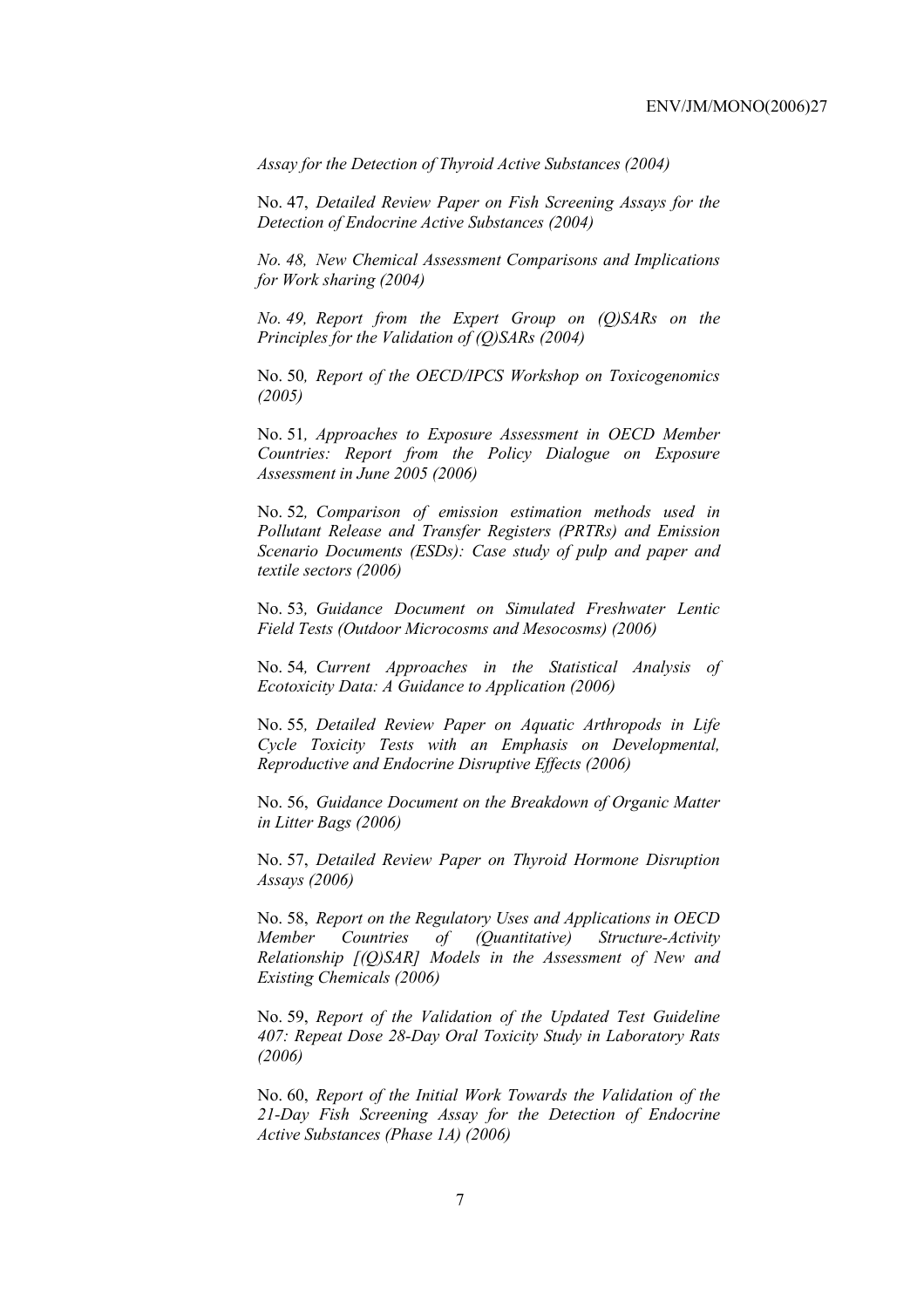*Assay for the Detection of Thyroid Active Substances (2004)*

No. 47, *Detailed Review Paper on Fish Screening Assays for the Detection of Endocrine Active Substances (2004)*

*No. 48, New Chemical Assessment Comparisons and Implications for Work sharing (2004)*

*No. 49, Report from the Expert Group on (Q)SARs on the Principles for the Validation of (Q)SARs (2004)*

No. 50*, Report of the OECD/IPCS Workshop on Toxicogenomics (2005)*

No. 51*, Approaches to Exposure Assessment in OECD Member Countries: Report from the Policy Dialogue on Exposure Assessment in June 2005 (2006)*

No. 52*, Comparison of emission estimation methods used in Pollutant Release and Transfer Registers (PRTRs) and Emission Scenario Documents (ESDs): Case study of pulp and paper and textile sectors (2006)*

No. 53*, Guidance Document on Simulated Freshwater Lentic Field Tests (Outdoor Microcosms and Mesocosms) (2006)*

No. 54*, Current Approaches in the Statistical Analysis of Ecotoxicity Data: A Guidance to Application (2006)*

No. 55*, Detailed Review Paper on Aquatic Arthropods in Life Cycle Toxicity Tests with an Emphasis on Developmental, Reproductive and Endocrine Disruptive Effects (2006)*

No. 56, *Guidance Document on the Breakdown of Organic Matter in Litter Bags (2006)*

No. 57, *Detailed Review Paper on Thyroid Hormone Disruption Assays (2006)*

No. 58, *Report on the Regulatory Uses and Applications in OECD Member Countries of (Quantitative) Structure-Activity Relationship [(Q)SAR] Models in the Assessment of New and Existing Chemicals (2006)*

No. 59, *Report of the Validation of the Updated Test Guideline 407: Repeat Dose 28-Day Oral Toxicity Study in Laboratory Rats (2006)*

No. 60, *Report of the Initial Work Towards the Validation of the 21-Day Fish Screening Assay for the Detection of Endocrine Active Substances (Phase 1A) (2006)*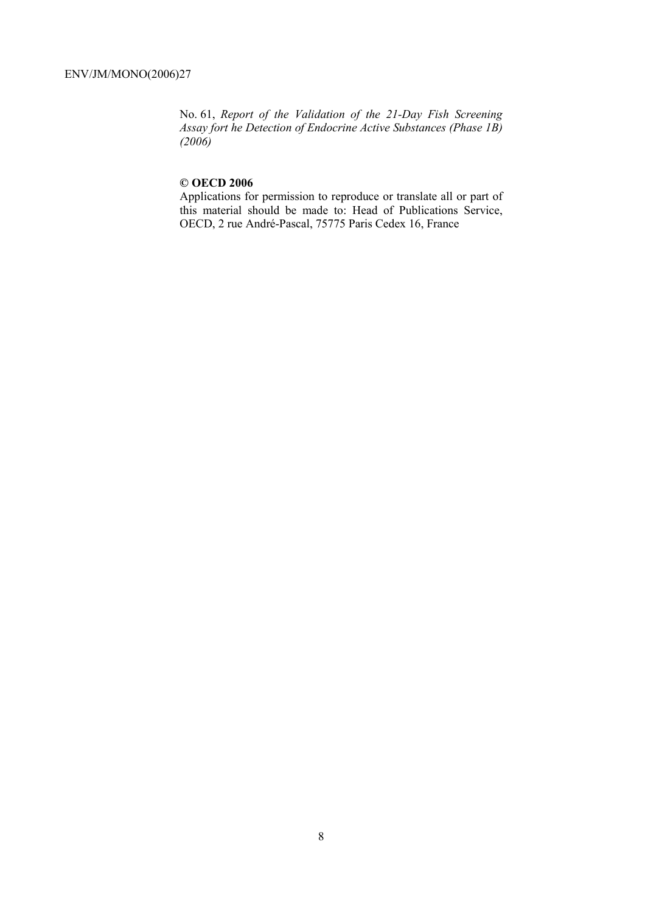No. 61, *Report of the Validation of the 21-Day Fish Screening Assay fort he Detection of Endocrine Active Substances (Phase 1B) (2006)*

**© OECD 2006**

Applications for permission to reproduce or translate all or part of this material should be made to: Head of Publications Service, OECD, 2 rue André-Pascal, 75775 Paris Cedex 16, France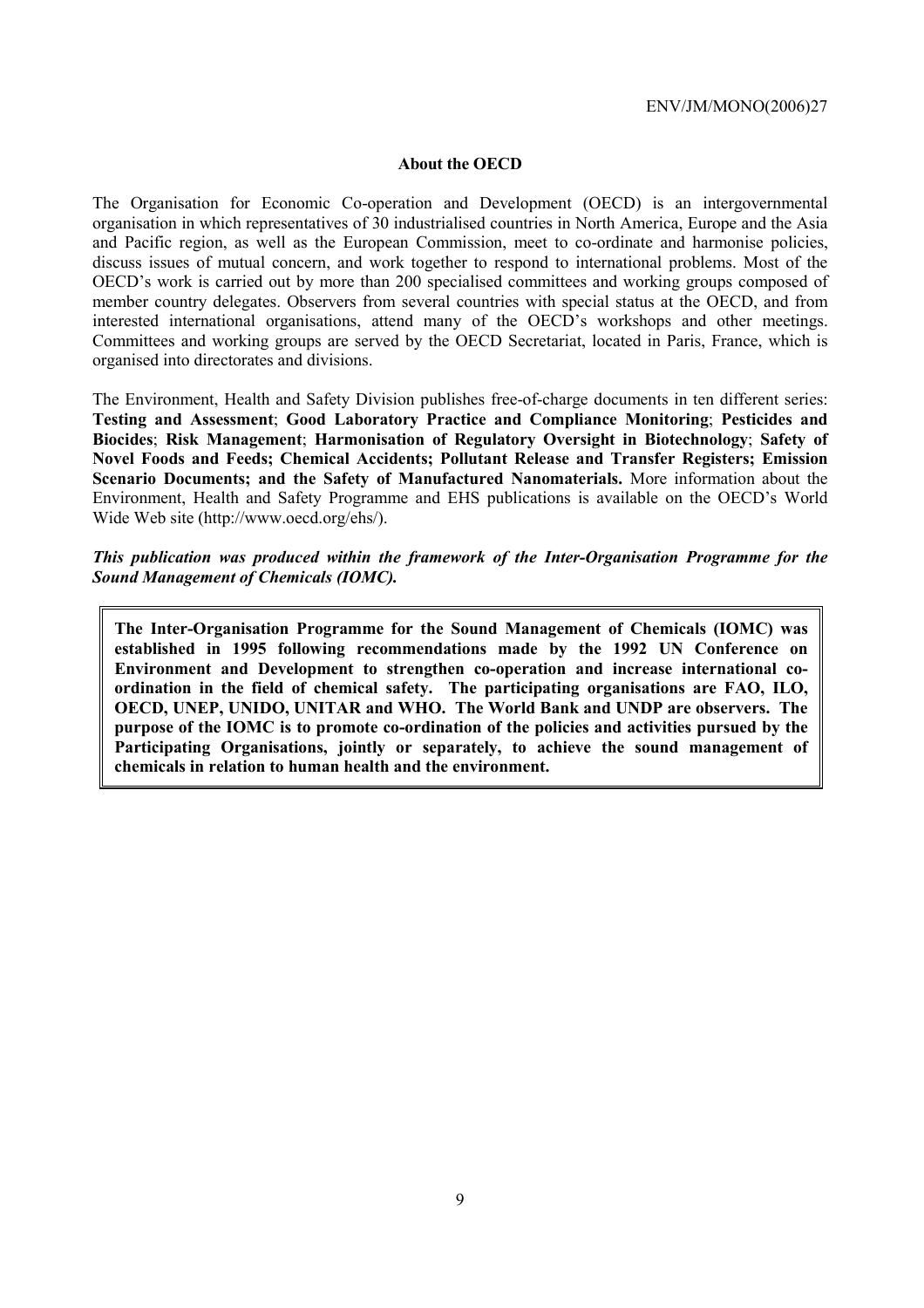**About the OECD**

The Organisation for Economic Co-operation and Development (OECD) is an intergovernmental organisation in which representatives of 30 industrialised countries in North America, Europe and the Asia and Pacific region, as well as the European Commission, meet to co-ordinate and harmonise policies, discuss issues of mutual concern, and work together to respond to international problems. Most of the OECD's work is carried out by more than 200 specialised committees and working groups composed of member country delegates. Observers from several countries with special status at the OECD, and from interested international organisations, attend many of the OECD's workshops and other meetings. Committees and working groups are served by the OECD Secretariat, located in Paris, France, which is organised into directorates and divisions.

The Environment, Health and Safety Division publishes free-of-charge documents in ten different series: **Testing and Assessment**; **Good Laboratory Practice and Compliance Monitoring**; **Pesticides and Biocides**; **Risk Management**; **Harmonisation of Regulatory Oversight in Biotechnology**; **Safety of Novel Foods and Feeds; Chemical Accidents; Pollutant Release and Transfer Registers; Emission Scenario Documents; and the Safety of Manufactured Nanomaterials.** More information about the Environment, Health and Safety Programme and EHS publications is available on the OECD's World Wide Web site (http://www.oecd.org/ehs/).

***This publication was produced within the framework of the Inter-Organisation Programme for the Sound Management of Chemicals (IOMC).***

**The Inter-Organisation Programme for the Sound Management of Chemicals (IOMC) was established in 1995 following recommendations made by the 1992 UN Conference on Environment and Development to strengthen co-operation and increase international co-ordination in the field of chemical safety. The participating organisations are FAO, ILO, OECD, UNEP, UNIDO, UNITAR and WHO. The World Bank and UNDP are observers. The purpose of the IOMC is to promote co-ordination of the policies and activities pursued by the Participating Organisations, jointly or separately, to achieve the sound management of chemicals in relation to human health and the environment.**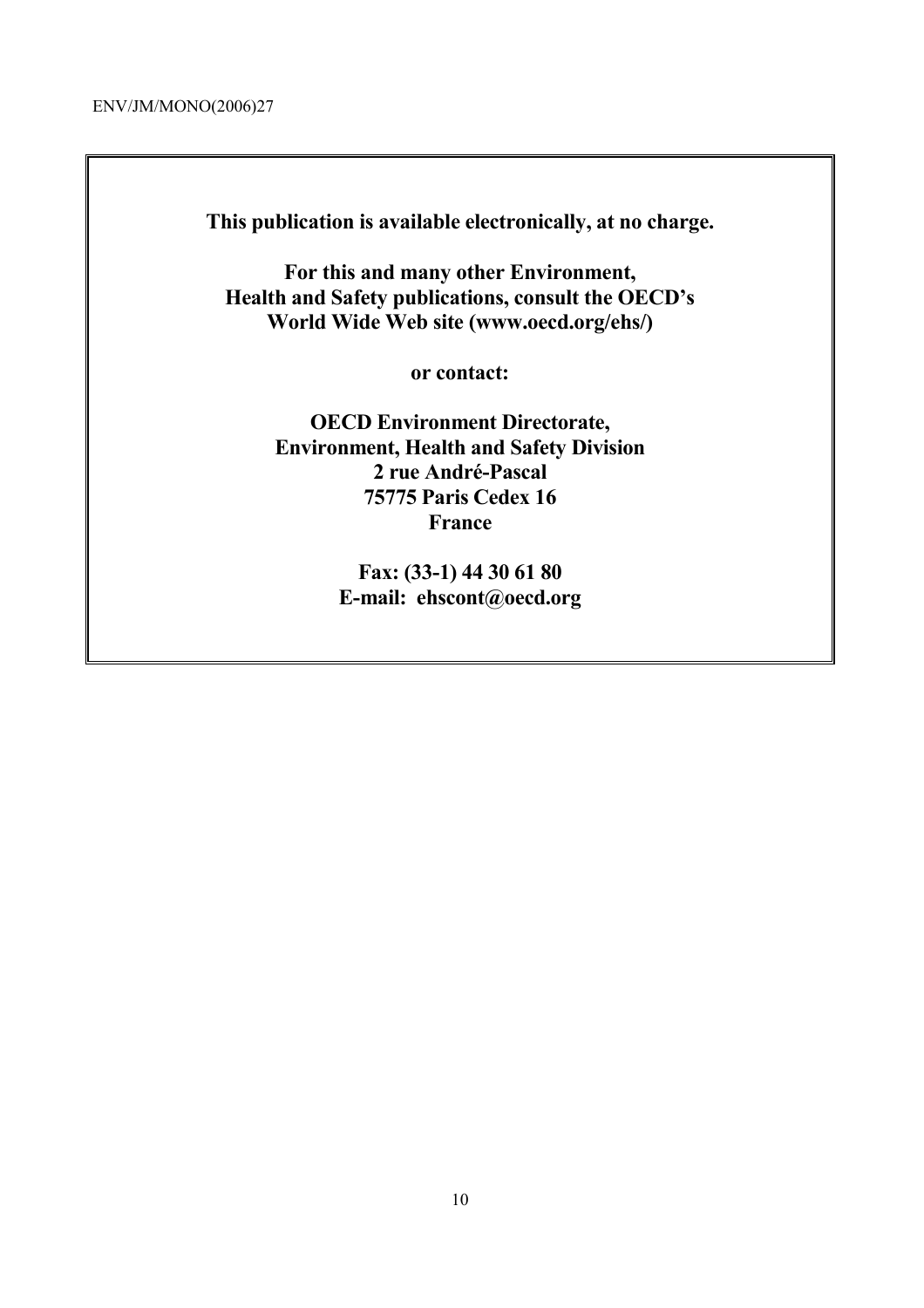**This publication is available electronically, at no charge.**

**For this and many other Environment, Health and Safety publications, consult the OECD's World Wide Web site (www.oecd.org/ehs/)**

**or contact:**

**OECD Environment Directorate,**
**Environment, Health and Safety Division**
**2 rue André-Pascal**
**75775 Paris Cedex 16**
**France**

**Fax: (33-1) 44 30 61 80**
**E-mail: ehscont@oecd.org**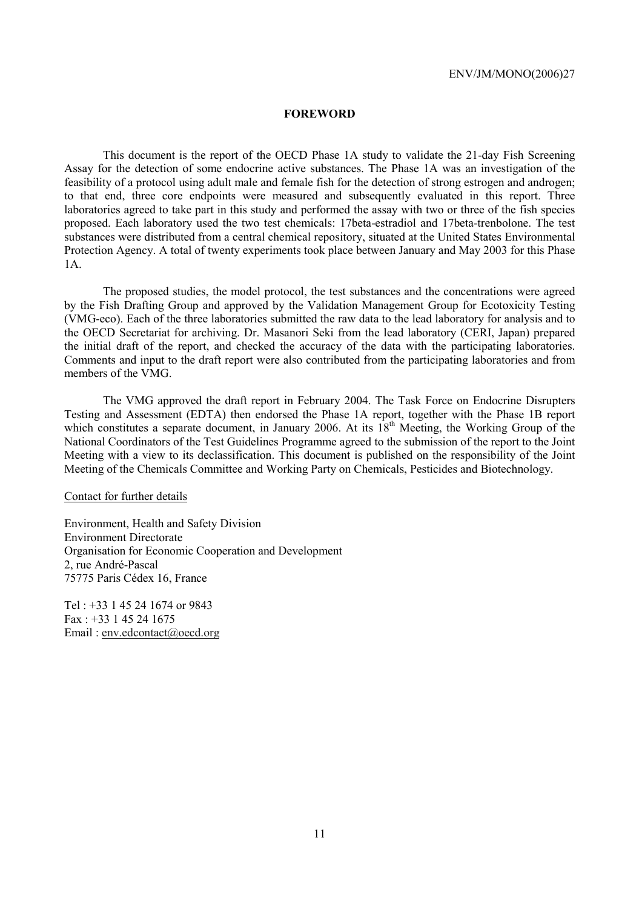## FOREWORD

This document is the report of the OECD Phase 1A study to validate the 21-day Fish Screening Assay for the detection of some endocrine active substances. The Phase 1A was an investigation of the feasibility of a protocol using adult male and female fish for the detection of strong estrogen and androgen; to that end, three core endpoints were measured and subsequently evaluated in this report. Three laboratories agreed to take part in this study and performed the assay with two or three of the fish species proposed. Each laboratory used the two test chemicals: 17beta-estradiol and 17beta-trenbolone. The test substances were distributed from a central chemical repository, situated at the United States Environmental Protection Agency. A total of twenty experiments took place between January and May 2003 for this Phase 1A.

The proposed studies, the model protocol, the test substances and the concentrations were agreed by the Fish Drafting Group and approved by the Validation Management Group for Ecotoxicity Testing (VMG-eco). Each of the three laboratories submitted the raw data to the lead laboratory for analysis and to the OECD Secretariat for archiving. Dr. Masanori Seki from the lead laboratory (CERI, Japan) prepared the initial draft of the report, and checked the accuracy of the data with the participating laboratories. Comments and input to the draft report were also contributed from the participating laboratories and from members of the VMG.

The VMG approved the draft report in February 2004. The Task Force on Endocrine Disrupters Testing and Assessment (EDTA) then endorsed the Phase 1A report, together with the Phase 1B report which constitutes a separate document, in January 2006. At its 18th Meeting, the Working Group of the National Coordinators of the Test Guidelines Programme agreed to the submission of the report to the Joint Meeting with a view to its declassification. This document is published on the responsibility of the Joint Meeting of the Chemicals Committee and Working Party on Chemicals, Pesticides and Biotechnology.

Contact for further details

Environment, Health and Safety Division
Environment Directorate
Organisation for Economic Cooperation and Development
2, rue André-Pascal
75775 Paris Cédex 16, France

Tel : +33 1 45 24 1674 or 9843
Fax : +33 1 45 24 1675
Email : env.edcontact@oecd.org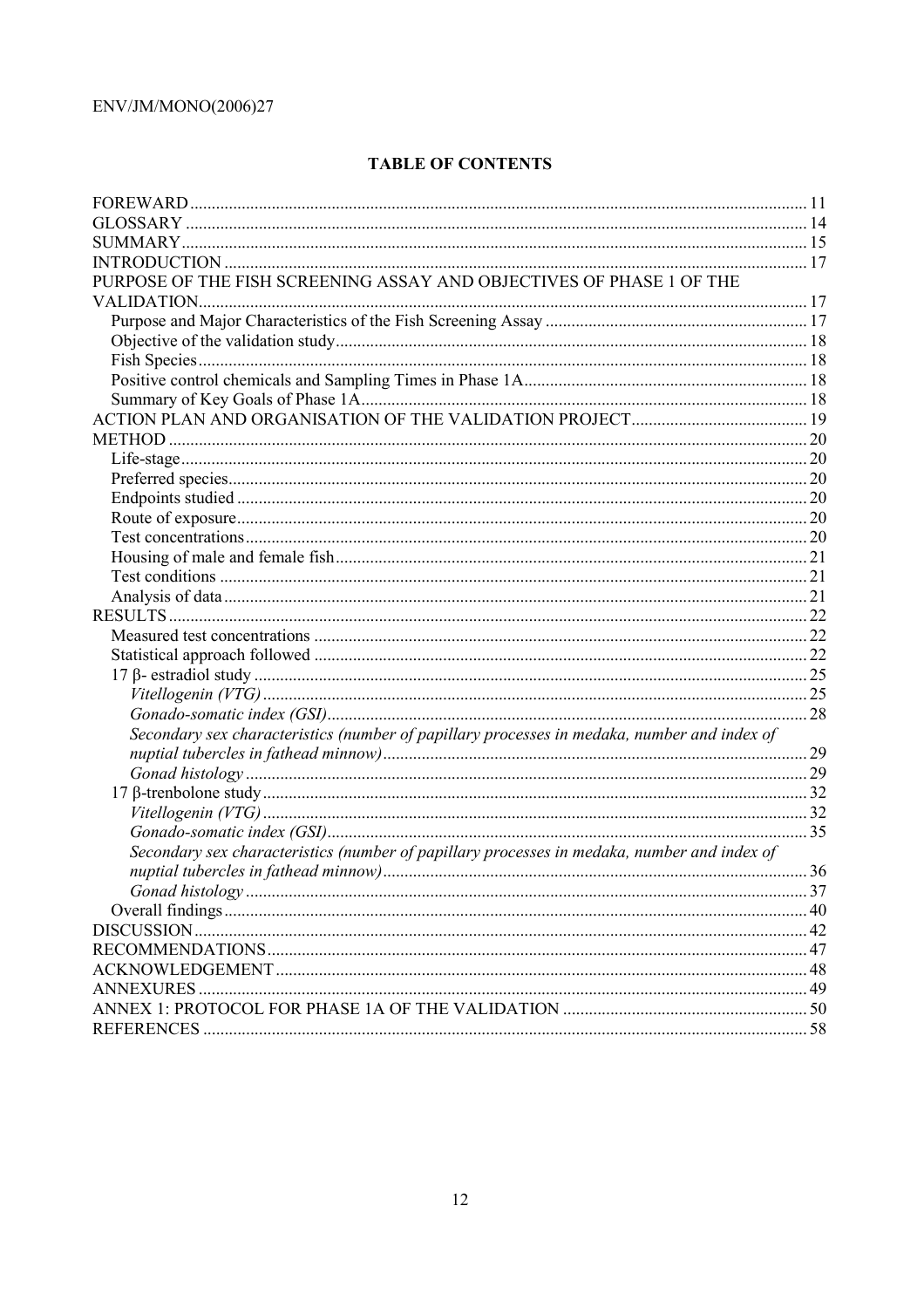## TABLE OF CONTENTS

FOREWARD ..... 11
GLOSSARY ..... 14
SUMMARY ..... 15
INTRODUCTION ..... 17
PURPOSE OF THE FISH SCREENING ASSAY AND OBJECTIVES OF PHASE 1 OF THE VALIDATION ..... 17
- Purpose and Major Characteristics of the Fish Screening Assay ..... 17
- Objective of the validation study ..... 18
- Fish Species ..... 18
- Positive control chemicals and Sampling Times in Phase 1A ..... 18
- Summary of Key Goals of Phase 1A ..... 18

ACTION PLAN AND ORGANISATION OF THE VALIDATION PROJECT ..... 19
METHOD ..... 20
- Life-stage ..... 20
- Preferred species ..... 20
- Endpoints studied ..... 20
- Route of exposure ..... 20
- Test concentrations ..... 20
- Housing of male and female fish ..... 21
- Test conditions ..... 21
- Analysis of data ..... 21

RESULTS ..... 22
- Measured test concentrations ..... 22
- Statistical approach followed ..... 22
- 17 β- estradiol study ..... 25
  - *Vitellogenin (VTG)* ..... 25
  - *Gonado-somatic index (GSI)* ..... 28
  - *Secondary sex characteristics (number of papillary processes in medaka, number and index of nuptial tubercles in fathead minnow)* ..... 29
  - *Gonad histology* ..... 29
- 17 β-trenbolone study ..... 32
  - *Vitellogenin (VTG)* ..... 32
  - *Gonado-somatic index (GSI)* ..... 35
  - *Secondary sex characteristics (number of papillary processes in medaka, number and index of nuptial tubercles in fathead minnow)* ..... 36
  - *Gonad histology* ..... 37
- Overall findings ..... 40

DISCUSSION ..... 42
RECOMMENDATIONS ..... 47
ACKNOWLEDGEMENT ..... 48
ANNEXURES ..... 49
ANNEX 1: PROTOCOL FOR PHASE 1A OF THE VALIDATION ..... 50
REFERENCES ..... 58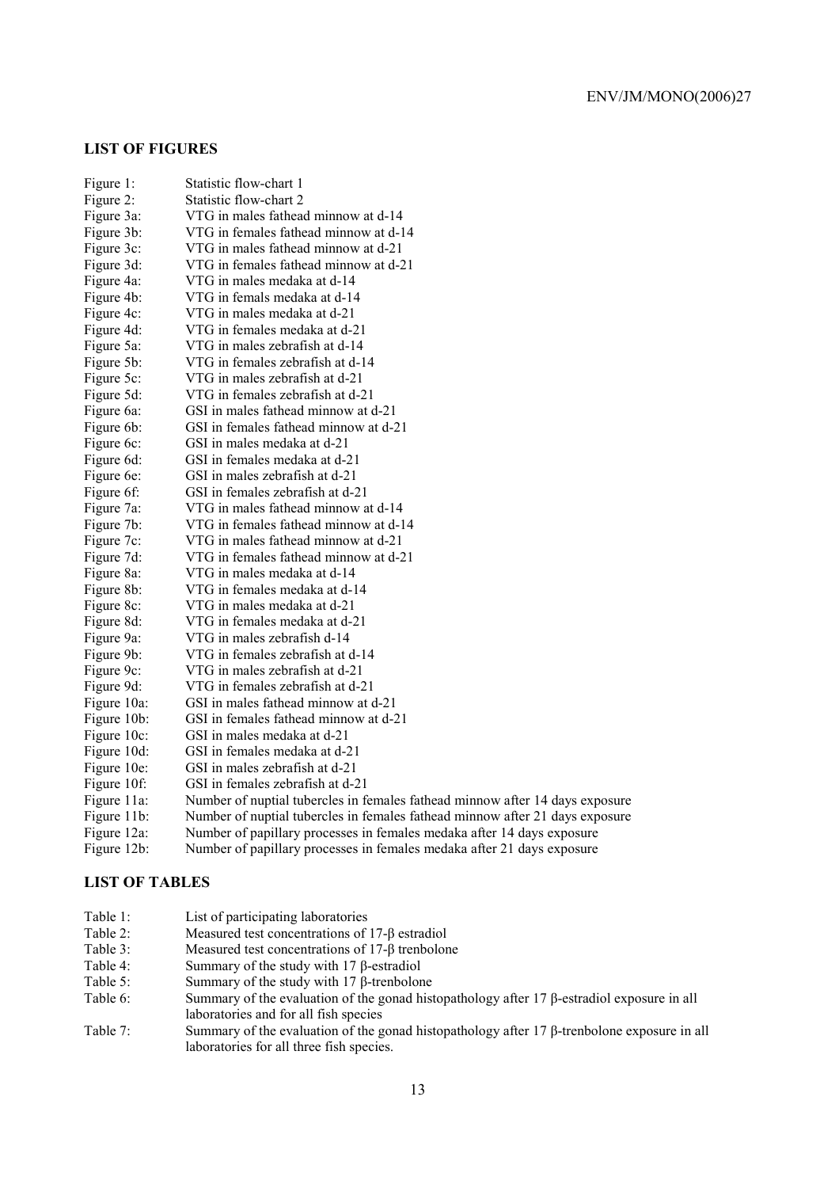## LIST OF FIGURES

| | |
|---|---|
| Figure 1: | Statistic flow-chart 1 |
| Figure 2: | Statistic flow-chart 2 |
| Figure 3a: | VTG in males fathead minnow at d-14 |
| Figure 3b: | VTG in females fathead minnow at d-14 |
| Figure 3c: | VTG in males fathead minnow at d-21 |
| Figure 3d: | VTG in females fathead minnow at d-21 |
| Figure 4a: | VTG in males medaka at d-14 |
| Figure 4b: | VTG in femals medaka at d-14 |
| Figure 4c: | VTG in males medaka at d-21 |
| Figure 4d: | VTG in females medaka at d-21 |
| Figure 5a: | VTG in males zebrafish at d-14 |
| Figure 5b: | VTG in females zebrafish at d-14 |
| Figure 5c: | VTG in males zebrafish at d-21 |
| Figure 5d: | VTG in females zebrafish at d-21 |
| Figure 6a: | GSI in males fathead minnow at d-21 |
| Figure 6b: | GSI in females fathead minnow at d-21 |
| Figure 6c: | GSI in males medaka at d-21 |
| Figure 6d: | GSI in females medaka at d-21 |
| Figure 6e: | GSI in males zebrafish at d-21 |
| Figure 6f: | GSI in females zebrafish at d-21 |
| Figure 7a: | VTG in males fathead minnow at d-14 |
| Figure 7b: | VTG in females fathead minnow at d-14 |
| Figure 7c: | VTG in males fathead minnow at d-21 |
| Figure 7d: | VTG in females fathead minnow at d-21 |
| Figure 8a: | VTG in males medaka at d-14 |
| Figure 8b: | VTG in females medaka at d-14 |
| Figure 8c: | VTG in males medaka at d-21 |
| Figure 8d: | VTG in females medaka at d-21 |
| Figure 9a: | VTG in males zebrafish d-14 |
| Figure 9b: | VTG in females zebrafish at d-14 |
| Figure 9c: | VTG in males zebrafish at d-21 |
| Figure 9d: | VTG in females zebrafish at d-21 |
| Figure 10a: | GSI in males fathead minnow at d-21 |
| Figure 10b: | GSI in females fathead minnow at d-21 |
| Figure 10c: | GSI in males medaka at d-21 |
| Figure 10d: | GSI in females medaka at d-21 |
| Figure 10e: | GSI in males zebrafish at d-21 |
| Figure 10f: | GSI in females zebrafish at d-21 |
| Figure 11a: | Number of nuptial tubercles in females fathead minnow after 14 days exposure |
| Figure 11b: | Number of nuptial tubercles in females fathead minnow after 21 days exposure |
| Figure 12a: | Number of papillary processes in females medaka after 14 days exposure |
| Figure 12b: | Number of papillary processes in females medaka after 21 days exposure |

## LIST OF TABLES

| | |
|---|---|
| Table 1: | List of participating laboratories |
| Table 2: | Measured test concentrations of 17-β estradiol |
| Table 3: | Measured test concentrations of 17-β trenbolone |
| Table 4: | Summary of the study with 17 β-estradiol |
| Table 5: | Summary of the study with 17 β-trenbolone |
| Table 6: | Summary of the evaluation of the gonad histopathology after 17 β-estradiol exposure in all laboratories and for all fish species |
| Table 7: | Summary of the evaluation of the gonad histopathology after 17 β-trenbolone exposure in all laboratories for all three fish species. |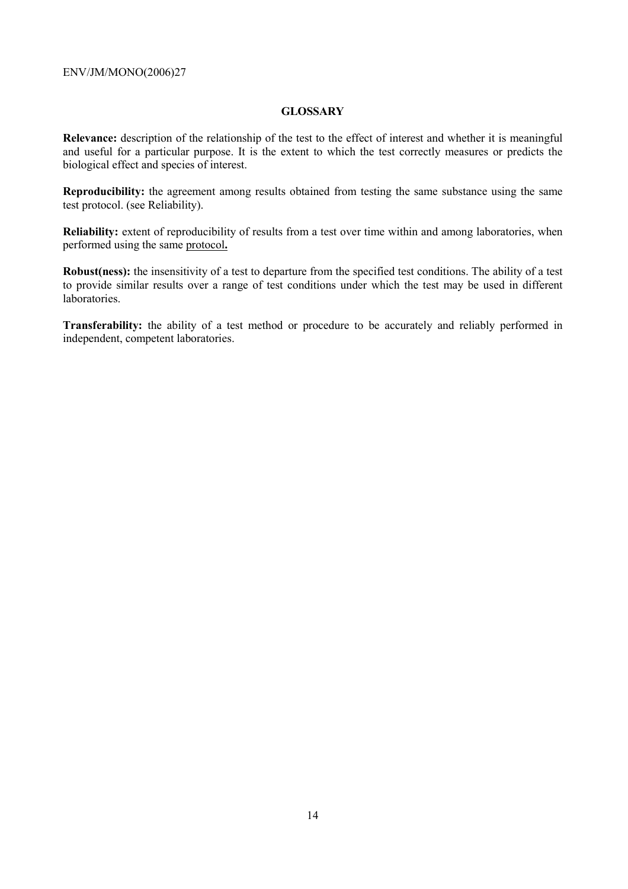## GLOSSARY

**Relevance:** description of the relationship of the test to the effect of interest and whether it is meaningful and useful for a particular purpose. It is the extent to which the test correctly measures or predicts the biological effect and species of interest.

**Reproducibility:** the agreement among results obtained from testing the same substance using the same test protocol. (see Reliability).

**Reliability:** extent of reproducibility of results from a test over time within and among laboratories, when performed using the same protocol**.**

**Robust(ness):** the insensitivity of a test to departure from the specified test conditions. The ability of a test to provide similar results over a range of test conditions under which the test may be used in different laboratories.

**Transferability:** the ability of a test method or procedure to be accurately and reliably performed in independent, competent laboratories.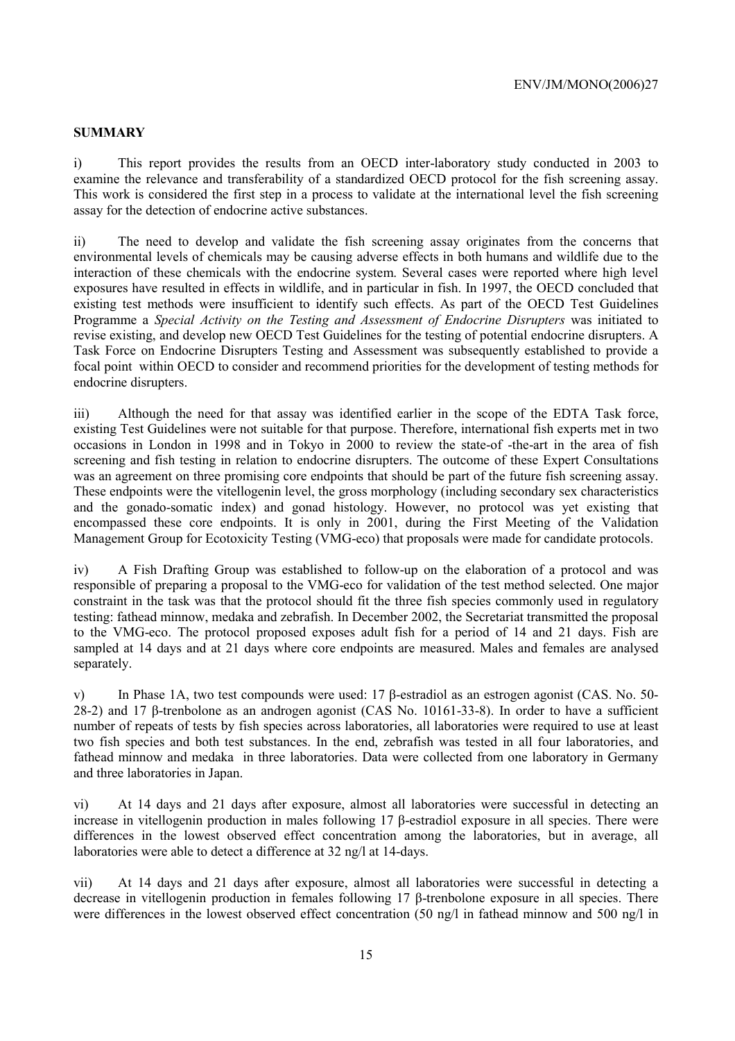## SUMMARY

i) This report provides the results from an OECD inter-laboratory study conducted in 2003 to examine the relevance and transferability of a standardized OECD protocol for the fish screening assay. This work is considered the first step in a process to validate at the international level the fish screening assay for the detection of endocrine active substances.

ii) The need to develop and validate the fish screening assay originates from the concerns that environmental levels of chemicals may be causing adverse effects in both humans and wildlife due to the interaction of these chemicals with the endocrine system. Several cases were reported where high level exposures have resulted in effects in wildlife, and in particular in fish. In 1997, the OECD concluded that existing test methods were insufficient to identify such effects. As part of the OECD Test Guidelines Programme a *Special Activity on the Testing and Assessment of Endocrine Disrupters* was initiated to revise existing, and develop new OECD Test Guidelines for the testing of potential endocrine disrupters. A Task Force on Endocrine Disrupters Testing and Assessment was subsequently established to provide a focal point within OECD to consider and recommend priorities for the development of testing methods for endocrine disrupters.

iii) Although the need for that assay was identified earlier in the scope of the EDTA Task force, existing Test Guidelines were not suitable for that purpose. Therefore, international fish experts met in two occasions in London in 1998 and in Tokyo in 2000 to review the state-of -the-art in the area of fish screening and fish testing in relation to endocrine disrupters. The outcome of these Expert Consultations was an agreement on three promising core endpoints that should be part of the future fish screening assay. These endpoints were the vitellogenin level, the gross morphology (including secondary sex characteristics and the gonado-somatic index) and gonad histology. However, no protocol was yet existing that encompassed these core endpoints. It is only in 2001, during the First Meeting of the Validation Management Group for Ecotoxicity Testing (VMG-eco) that proposals were made for candidate protocols.

iv) A Fish Drafting Group was established to follow-up on the elaboration of a protocol and was responsible of preparing a proposal to the VMG-eco for validation of the test method selected. One major constraint in the task was that the protocol should fit the three fish species commonly used in regulatory testing: fathead minnow, medaka and zebrafish. In December 2002, the Secretariat transmitted the proposal to the VMG-eco. The protocol proposed exposes adult fish for a period of 14 and 21 days. Fish are sampled at 14 days and at 21 days where core endpoints are measured. Males and females are analysed separately.

v) In Phase 1A, two test compounds were used: 17 β-estradiol as an estrogen agonist (CAS. No. 50-28-2) and 17 β-trenbolone as an androgen agonist (CAS No. 10161-33-8). In order to have a sufficient number of repeats of tests by fish species across laboratories, all laboratories were required to use at least two fish species and both test substances. In the end, zebrafish was tested in all four laboratories, and fathead minnow and medaka in three laboratories. Data were collected from one laboratory in Germany and three laboratories in Japan.

vi) At 14 days and 21 days after exposure, almost all laboratories were successful in detecting an increase in vitellogenin production in males following 17 β-estradiol exposure in all species. There were differences in the lowest observed effect concentration among the laboratories, but in average, all laboratories were able to detect a difference at 32 ng/l at 14-days.

vii) At 14 days and 21 days after exposure, almost all laboratories were successful in detecting a decrease in vitellogenin production in females following 17 β-trenbolone exposure in all species. There were differences in the lowest observed effect concentration (50 ng/l in fathead minnow and 500 ng/l in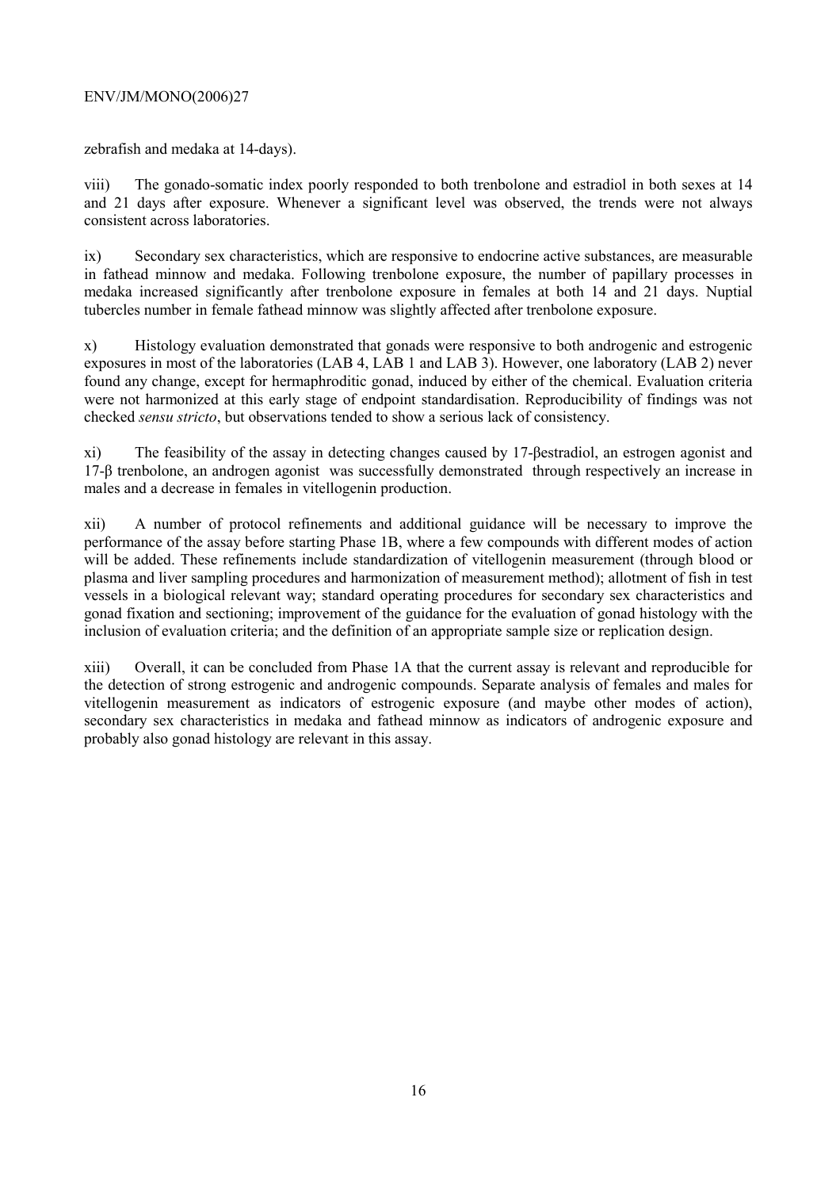zebrafish and medaka at 14-days).

viii) The gonado-somatic index poorly responded to both trenbolone and estradiol in both sexes at 14 and 21 days after exposure. Whenever a significant level was observed, the trends were not always consistent across laboratories.

ix) Secondary sex characteristics, which are responsive to endocrine active substances, are measurable in fathead minnow and medaka. Following trenbolone exposure, the number of papillary processes in medaka increased significantly after trenbolone exposure in females at both 14 and 21 days. Nuptial tubercles number in female fathead minnow was slightly affected after trenbolone exposure.

x) Histology evaluation demonstrated that gonads were responsive to both androgenic and estrogenic exposures in most of the laboratories (LAB 4, LAB 1 and LAB 3). However, one laboratory (LAB 2) never found any change, except for hermaphroditic gonad, induced by either of the chemical. Evaluation criteria were not harmonized at this early stage of endpoint standardisation. Reproducibility of findings was not checked *sensu stricto*, but observations tended to show a serious lack of consistency.

xi) The feasibility of the assay in detecting changes caused by 17-βestradiol, an estrogen agonist and 17-β trenbolone, an androgen agonist was successfully demonstrated through respectively an increase in males and a decrease in females in vitellogenin production.

xii) A number of protocol refinements and additional guidance will be necessary to improve the performance of the assay before starting Phase 1B, where a few compounds with different modes of action will be added. These refinements include standardization of vitellogenin measurement (through blood or plasma and liver sampling procedures and harmonization of measurement method); allotment of fish in test vessels in a biological relevant way; standard operating procedures for secondary sex characteristics and gonad fixation and sectioning; improvement of the guidance for the evaluation of gonad histology with the inclusion of evaluation criteria; and the definition of an appropriate sample size or replication design.

xiii) Overall, it can be concluded from Phase 1A that the current assay is relevant and reproducible for the detection of strong estrogenic and androgenic compounds. Separate analysis of females and males for vitellogenin measurement as indicators of estrogenic exposure (and maybe other modes of action), secondary sex characteristics in medaka and fathead minnow as indicators of androgenic exposure and probably also gonad histology are relevant in this assay.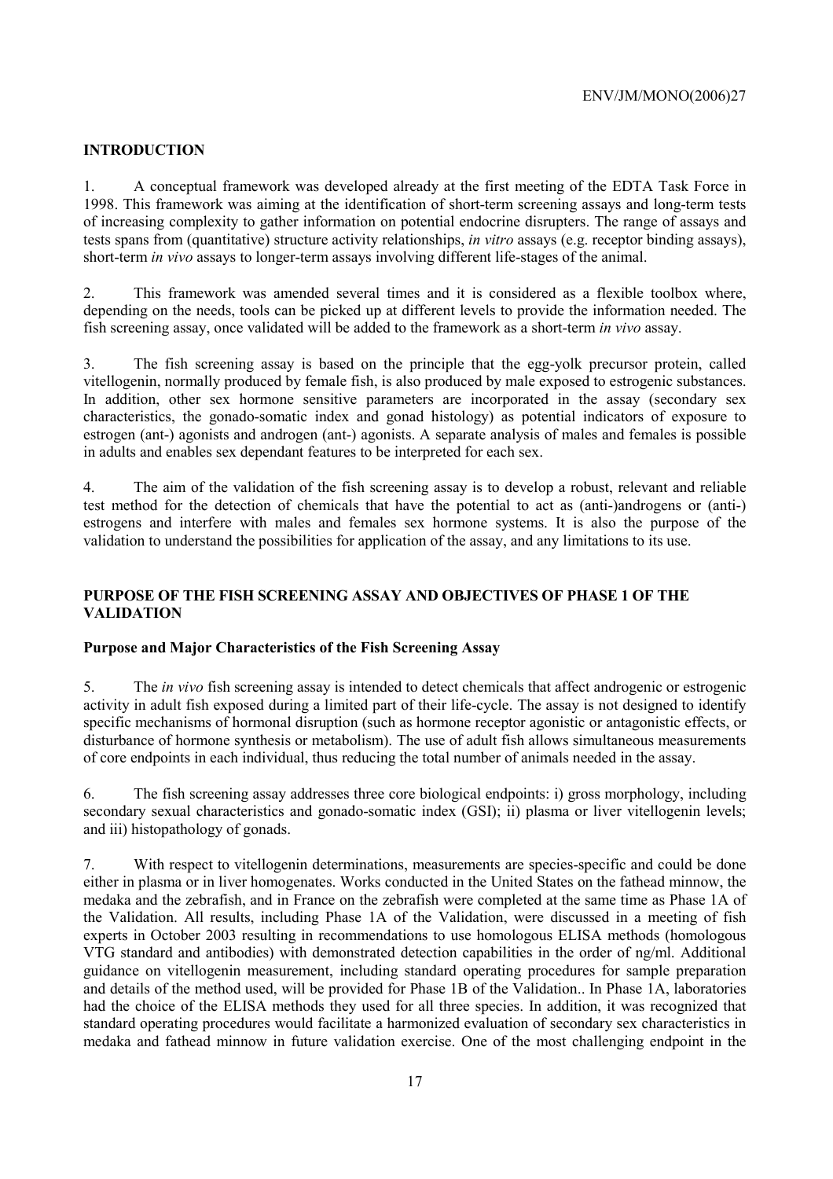## INTRODUCTION

1. A conceptual framework was developed already at the first meeting of the EDTA Task Force in 1998. This framework was aiming at the identification of short-term screening assays and long-term tests of increasing complexity to gather information on potential endocrine disrupters. The range of assays and tests spans from (quantitative) structure activity relationships, *in vitro* assays (e.g. receptor binding assays), short-term *in vivo* assays to longer-term assays involving different life-stages of the animal.

2. This framework was amended several times and it is considered as a flexible toolbox where, depending on the needs, tools can be picked up at different levels to provide the information needed. The fish screening assay, once validated will be added to the framework as a short-term *in vivo* assay.

3. The fish screening assay is based on the principle that the egg-yolk precursor protein, called vitellogenin, normally produced by female fish, is also produced by male exposed to estrogenic substances. In addition, other sex hormone sensitive parameters are incorporated in the assay (secondary sex characteristics, the gonado-somatic index and gonad histology) as potential indicators of exposure to estrogen (ant-) agonists and androgen (ant-) agonists. A separate analysis of males and females is possible in adults and enables sex dependant features to be interpreted for each sex.

4. The aim of the validation of the fish screening assay is to develop a robust, relevant and reliable test method for the detection of chemicals that have the potential to act as (anti-)androgens or (anti-) estrogens and interfere with males and females sex hormone systems. It is also the purpose of the validation to understand the possibilities for application of the assay, and any limitations to its use.

## PURPOSE OF THE FISH SCREENING ASSAY AND OBJECTIVES OF PHASE 1 OF THE VALIDATION

### Purpose and Major Characteristics of the Fish Screening Assay

5. The *in vivo* fish screening assay is intended to detect chemicals that affect androgenic or estrogenic activity in adult fish exposed during a limited part of their life-cycle. The assay is not designed to identify specific mechanisms of hormonal disruption (such as hormone receptor agonistic or antagonistic effects, or disturbance of hormone synthesis or metabolism). The use of adult fish allows simultaneous measurements of core endpoints in each individual, thus reducing the total number of animals needed in the assay.

6. The fish screening assay addresses three core biological endpoints: i) gross morphology, including secondary sexual characteristics and gonado-somatic index (GSI); ii) plasma or liver vitellogenin levels; and iii) histopathology of gonads.

7. With respect to vitellogenin determinations, measurements are species-specific and could be done either in plasma or in liver homogenates. Works conducted in the United States on the fathead minnow, the medaka and the zebrafish, and in France on the zebrafish were completed at the same time as Phase 1A of the Validation. All results, including Phase 1A of the Validation, were discussed in a meeting of fish experts in October 2003 resulting in recommendations to use homologous ELISA methods (homologous VTG standard and antibodies) with demonstrated detection capabilities in the order of ng/ml. Additional guidance on vitellogenin measurement, including standard operating procedures for sample preparation and details of the method used, will be provided for Phase 1B of the Validation.. In Phase 1A, laboratories had the choice of the ELISA methods they used for all three species. In addition, it was recognized that standard operating procedures would facilitate a harmonized evaluation of secondary sex characteristics in medaka and fathead minnow in future validation exercise. One of the most challenging endpoint in the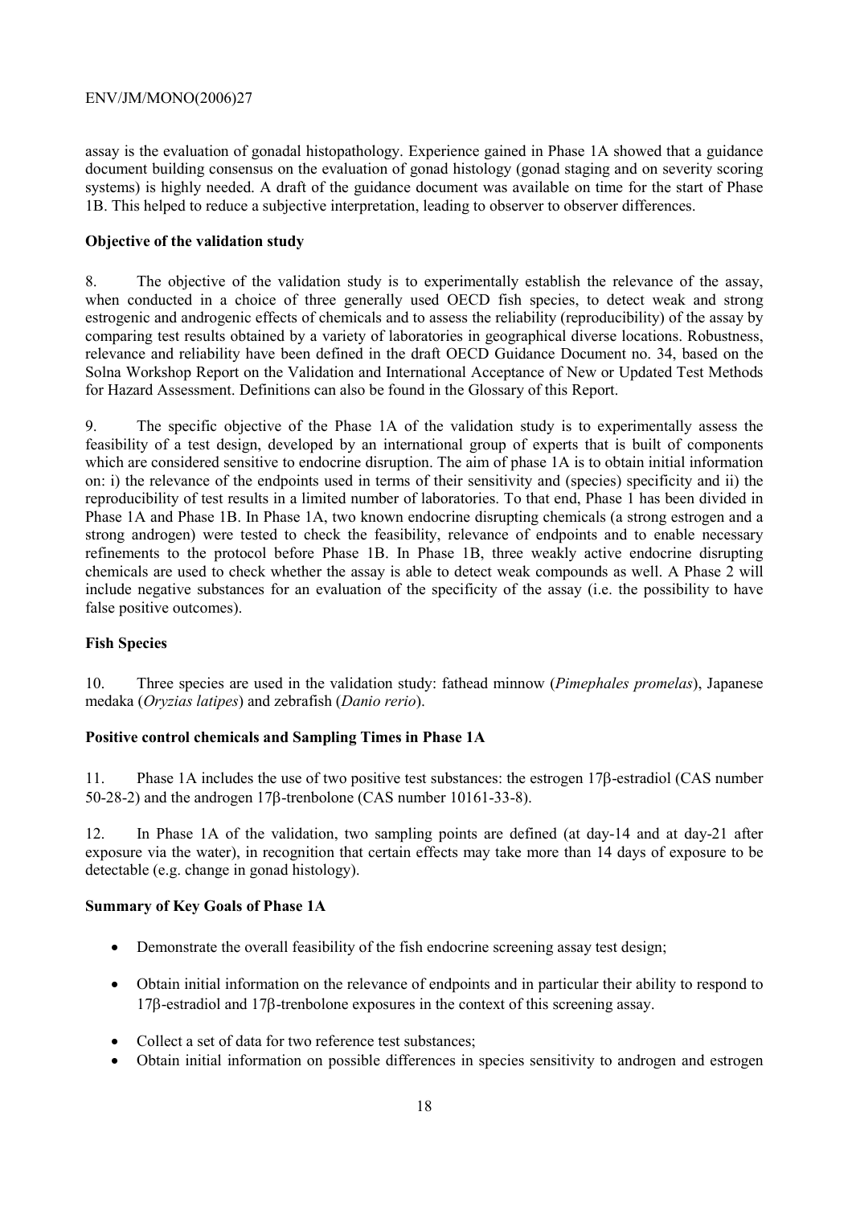assay is the evaluation of gonadal histopathology. Experience gained in Phase 1A showed that a guidance document building consensus on the evaluation of gonad histology (gonad staging and on severity scoring systems) is highly needed. A draft of the guidance document was available on time for the start of Phase 1B. This helped to reduce a subjective interpretation, leading to observer to observer differences.

**Objective of the validation study**

8. The objective of the validation study is to experimentally establish the relevance of the assay, when conducted in a choice of three generally used OECD fish species, to detect weak and strong estrogenic and androgenic effects of chemicals and to assess the reliability (reproducibility) of the assay by comparing test results obtained by a variety of laboratories in geographical diverse locations. Robustness, relevance and reliability have been defined in the draft OECD Guidance Document no. 34, based on the Solna Workshop Report on the Validation and International Acceptance of New or Updated Test Methods for Hazard Assessment. Definitions can also be found in the Glossary of this Report.

9. The specific objective of the Phase 1A of the validation study is to experimentally assess the feasibility of a test design, developed by an international group of experts that is built of components which are considered sensitive to endocrine disruption. The aim of phase 1A is to obtain initial information on: i) the relevance of the endpoints used in terms of their sensitivity and (species) specificity and ii) the reproducibility of test results in a limited number of laboratories. To that end, Phase 1 has been divided in Phase 1A and Phase 1B. In Phase 1A, two known endocrine disrupting chemicals (a strong estrogen and a strong androgen) were tested to check the feasibility, relevance of endpoints and to enable necessary refinements to the protocol before Phase 1B. In Phase 1B, three weakly active endocrine disrupting chemicals are used to check whether the assay is able to detect weak compounds as well. A Phase 2 will include negative substances for an evaluation of the specificity of the assay (i.e. the possibility to have false positive outcomes).

**Fish Species**

10. Three species are used in the validation study: fathead minnow (*Pimephales promelas*), Japanese medaka (*Oryzias latipes*) and zebrafish (*Danio rerio*).

**Positive control chemicals and Sampling Times in Phase 1A**

11. Phase 1A includes the use of two positive test substances: the estrogen 17β-estradiol (CAS number 50-28-2) and the androgen 17β-trenbolone (CAS number 10161-33-8).

12. In Phase 1A of the validation, two sampling points are defined (at day-14 and at day-21 after exposure via the water), in recognition that certain effects may take more than 14 days of exposure to be detectable (e.g. change in gonad histology).

**Summary of Key Goals of Phase 1A**

- Demonstrate the overall feasibility of the fish endocrine screening assay test design;
- Obtain initial information on the relevance of endpoints and in particular their ability to respond to 17β-estradiol and 17β-trenbolone exposures in the context of this screening assay.
- Collect a set of data for two reference test substances;
- Obtain initial information on possible differences in species sensitivity to androgen and estrogen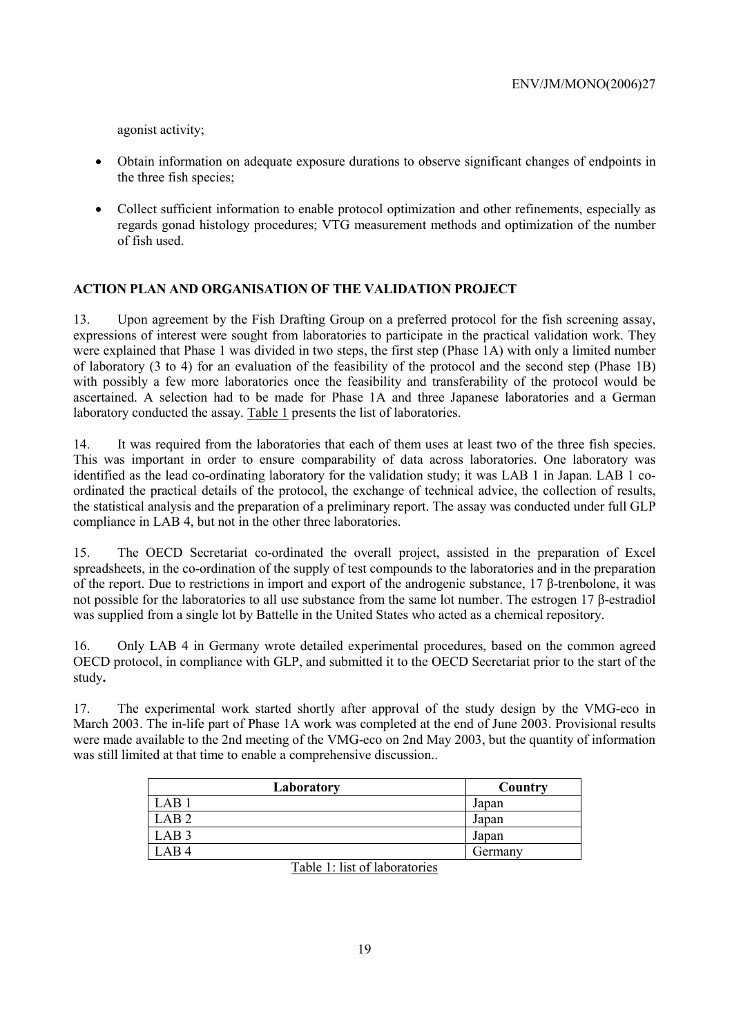agonist activity;

- Obtain information on adequate exposure durations to observe significant changes of endpoints in the three fish species;
- Collect sufficient information to enable protocol optimization and other refinements, especially as regards gonad histology procedures; VTG measurement methods and optimization of the number of fish used.

## ACTION PLAN AND ORGANISATION OF THE VALIDATION PROJECT

13. Upon agreement by the Fish Drafting Group on a preferred protocol for the fish screening assay, expressions of interest were sought from laboratories to participate in the practical validation work. They were explained that Phase 1 was divided in two steps, the first step (Phase 1A) with only a limited number of laboratory (3 to 4) for an evaluation of the feasibility of the protocol and the second step (Phase 1B) with possibly a few more laboratories once the feasibility and transferability of the protocol would be ascertained. A selection had to be made for Phase 1A and three Japanese laboratories and a German laboratory conducted the assay. Table 1 presents the list of laboratories.

14. It was required from the laboratories that each of them uses at least two of the three fish species. This was important in order to ensure comparability of data across laboratories. One laboratory was identified as the lead co-ordinating laboratory for the validation study; it was LAB 1 in Japan. LAB 1 co-ordinated the practical details of the protocol, the exchange of technical advice, the collection of results, the statistical analysis and the preparation of a preliminary report. The assay was conducted under full GLP compliance in LAB 4, but not in the other three laboratories.

15. The OECD Secretariat co-ordinated the overall project, assisted in the preparation of Excel spreadsheets, in the co-ordination of the supply of test compounds to the laboratories and in the preparation of the report. Due to restrictions in import and export of the androgenic substance, 17 β-trenbolone, it was not possible for the laboratories to all use substance from the same lot number. The estrogen 17 β-estradiol was supplied from a single lot by Battelle in the United States who acted as a chemical repository.

16. Only LAB 4 in Germany wrote detailed experimental procedures, based on the common agreed OECD protocol, in compliance with GLP, and submitted it to the OECD Secretariat prior to the start of the study**.**

17. The experimental work started shortly after approval of the study design by the VMG-eco in March 2003. The in-life part of Phase 1A work was completed at the end of June 2003. Provisional results were made available to the 2nd meeting of the VMG-eco on 2nd May 2003, but the quantity of information was still limited at that time to enable a comprehensive discussion..

| Laboratory | Country |
|---|---|
| LAB 1 | Japan |
| LAB 2 | Japan |
| LAB 3 | Japan |
| LAB 4 | Germany |

Table 1: list of laboratories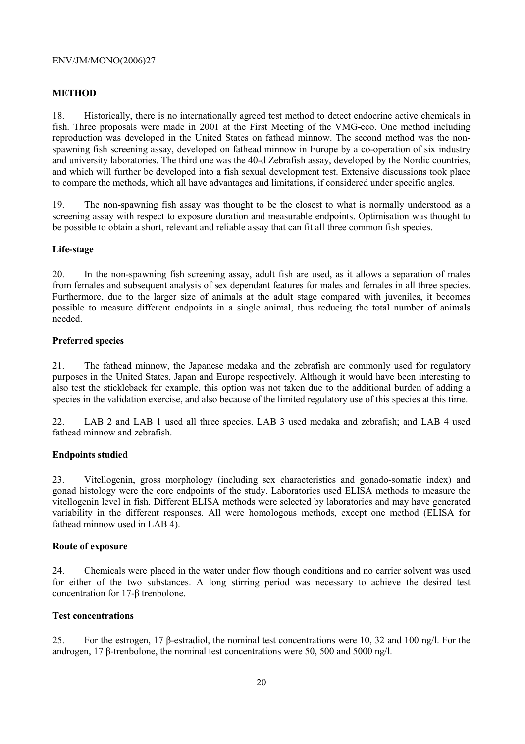## METHOD

18. Historically, there is no internationally agreed test method to detect endocrine active chemicals in fish. Three proposals were made in 2001 at the First Meeting of the VMG-eco. One method including reproduction was developed in the United States on fathead minnow. The second method was the non-spawning fish screening assay, developed on fathead minnow in Europe by a co-operation of six industry and university laboratories. The third one was the 40-d Zebrafish assay, developed by the Nordic countries, and which will further be developed into a fish sexual development test. Extensive discussions took place to compare the methods, which all have advantages and limitations, if considered under specific angles.

19. The non-spawning fish assay was thought to be the closest to what is normally understood as a screening assay with respect to exposure duration and measurable endpoints. Optimisation was thought to be possible to obtain a short, relevant and reliable assay that can fit all three common fish species.

### Life-stage

20. In the non-spawning fish screening assay, adult fish are used, as it allows a separation of males from females and subsequent analysis of sex dependant features for males and females in all three species. Furthermore, due to the larger size of animals at the adult stage compared with juveniles, it becomes possible to measure different endpoints in a single animal, thus reducing the total number of animals needed.

### Preferred species

21. The fathead minnow, the Japanese medaka and the zebrafish are commonly used for regulatory purposes in the United States, Japan and Europe respectively. Although it would have been interesting to also test the stickleback for example, this option was not taken due to the additional burden of adding a species in the validation exercise, and also because of the limited regulatory use of this species at this time.

22. LAB 2 and LAB 1 used all three species. LAB 3 used medaka and zebrafish; and LAB 4 used fathead minnow and zebrafish.

### Endpoints studied

23. Vitellogenin, gross morphology (including sex characteristics and gonado-somatic index) and gonad histology were the core endpoints of the study. Laboratories used ELISA methods to measure the vitellogenin level in fish. Different ELISA methods were selected by laboratories and may have generated variability in the different responses. All were homologous methods, except one method (ELISA for fathead minnow used in LAB 4).

### Route of exposure

24. Chemicals were placed in the water under flow though conditions and no carrier solvent was used for either of the two substances. A long stirring period was necessary to achieve the desired test concentration for 17-β trenbolone.

### Test concentrations

25. For the estrogen, 17 β-estradiol, the nominal test concentrations were 10, 32 and 100 ng/l. For the androgen, 17 β-trenbolone, the nominal test concentrations were 50, 500 and 5000 ng/l.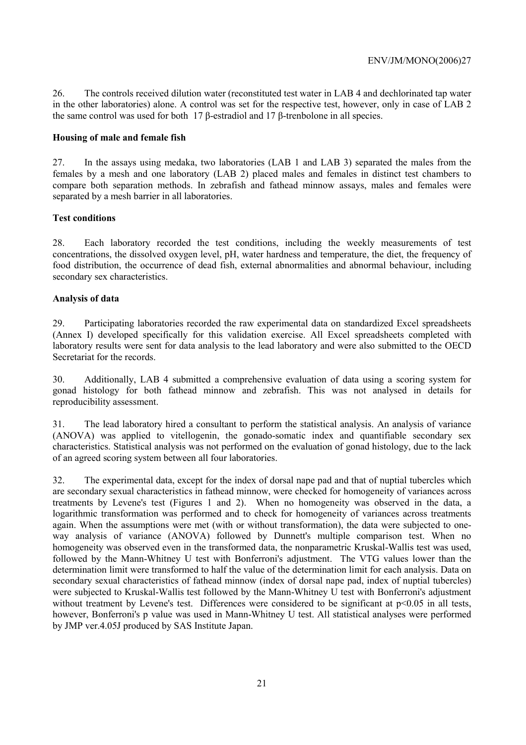26. The controls received dilution water (reconstituted test water in LAB 4 and dechlorinated tap water in the other laboratories) alone. A control was set for the respective test, however, only in case of LAB 2 the same control was used for both 17 β-estradiol and 17 β-trenbolone in all species.

**Housing of male and female fish**

27. In the assays using medaka, two laboratories (LAB 1 and LAB 3) separated the males from the females by a mesh and one laboratory (LAB 2) placed males and females in distinct test chambers to compare both separation methods. In zebrafish and fathead minnow assays, males and females were separated by a mesh barrier in all laboratories.

**Test conditions**

28. Each laboratory recorded the test conditions, including the weekly measurements of test concentrations, the dissolved oxygen level, pH, water hardness and temperature, the diet, the frequency of food distribution, the occurrence of dead fish, external abnormalities and abnormal behaviour, including secondary sex characteristics.

**Analysis of data**

29. Participating laboratories recorded the raw experimental data on standardized Excel spreadsheets (Annex I) developed specifically for this validation exercise. All Excel spreadsheets completed with laboratory results were sent for data analysis to the lead laboratory and were also submitted to the OECD Secretariat for the records.

30. Additionally, LAB 4 submitted a comprehensive evaluation of data using a scoring system for gonad histology for both fathead minnow and zebrafish. This was not analysed in details for reproducibility assessment.

31. The lead laboratory hired a consultant to perform the statistical analysis. An analysis of variance (ANOVA) was applied to vitellogenin, the gonado-somatic index and quantifiable secondary sex characteristics. Statistical analysis was not performed on the evaluation of gonad histology, due to the lack of an agreed scoring system between all four laboratories.

32. The experimental data, except for the index of dorsal nape pad and that of nuptial tubercles which are secondary sexual characteristics in fathead minnow, were checked for homogeneity of variances across treatments by Levene's test (Figures 1 and 2). When no homogeneity was observed in the data, a logarithmic transformation was performed and to check for homogeneity of variances across treatments again. When the assumptions were met (with or without transformation), the data were subjected to one-way analysis of variance (ANOVA) followed by Dunnett's multiple comparison test. When no homogeneity was observed even in the transformed data, the nonparametric Kruskal-Wallis test was used, followed by the Mann-Whitney U test with Bonferroni's adjustment. The VTG values lower than the determination limit were transformed to half the value of the determination limit for each analysis. Data on secondary sexual characteristics of fathead minnow (index of dorsal nape pad, index of nuptial tubercles) were subjected to Kruskal-Wallis test followed by the Mann-Whitney U test with Bonferroni's adjustment without treatment by Levene's test. Differences were considered to be significant at $p<0.05$ in all tests, however, Bonferroni's p value was used in Mann-Whitney U test. All statistical analyses were performed by JMP ver.4.05J produced by SAS Institute Japan.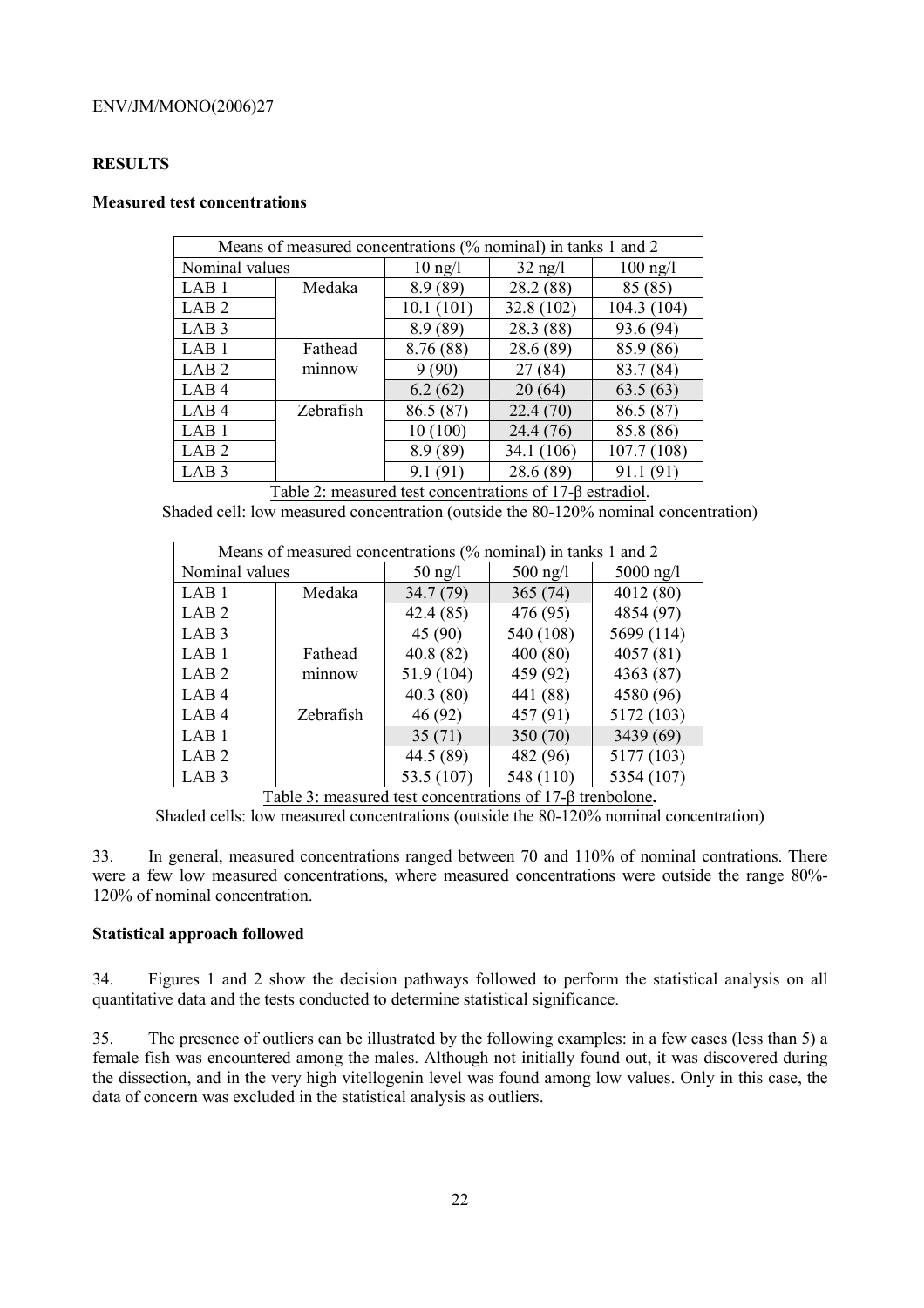## RESULTS

### Measured test concentrations

| Means of measured concentrations (% nominal) in tanks 1 and 2 | | | | |
|---|---|---|---|---|
| Nominal values | | 10 ng/l | 32 ng/l | 100 ng/l |
| LAB 1 | Medaka | 8.9 (89) | 28.2 (88) | 85 (85) |
| LAB 2 | | 10.1 (101) | 32.8 (102) | 104.3 (104) |
| LAB 3 | | 8.9 (89) | 28.3 (88) | 93.6 (94) |
| LAB 1 | Fathead minnow | 8.76 (88) | 28.6 (89) | 85.9 (86) |
| LAB 2 | | 9 (90) | 27 (84) | 83.7 (84) |
| LAB 4 | | 6.2 (62) | 20 (64) | 63.5 (63) |
| LAB 4 | Zebrafish | 86.5 (87) | 22.4 (70) | 86.5 (87) |
| LAB 1 | | 10 (100) | 24.4 (76) | 85.8 (86) |
| LAB 2 | | 8.9 (89) | 34.1 (106) | 107.7 (108) |
| LAB 3 | | 9.1 (91) | 28.6 (89) | 91.1 (91) |

Table 2: measured test concentrations of 17-β estradiol.

Shaded cell: low measured concentration (outside the 80-120% nominal concentration)

| Means of measured concentrations (% nominal) in tanks 1 and 2 | | | | |
|---|---|---|---|---|
| Nominal values | | 50 ng/l | 500 ng/l | 5000 ng/l |
| LAB 1 | Medaka | 34.7 (79) | 365 (74) | 4012 (80) |
| LAB 2 | | 42.4 (85) | 476 (95) | 4854 (97) |
| LAB 3 | | 45 (90) | 540 (108) | 5699 (114) |
| LAB 1 | Fathead minnow | 40.8 (82) | 400 (80) | 4057 (81) |
| LAB 2 | | 51.9 (104) | 459 (92) | 4363 (87) |
| LAB 4 | | 40.3 (80) | 441 (88) | 4580 (96) |
| LAB 4 | Zebrafish | 46 (92) | 457 (91) | 5172 (103) |
| LAB 1 | | 35 (71) | 350 (70) | 3439 (69) |
| LAB 2 | | 44.5 (89) | 482 (96) | 5177 (103) |
| LAB 3 | | 53.5 (107) | 548 (110) | 5354 (107) |

Table 3: measured test concentrations of 17-β trenbolone**.**

Shaded cells: low measured concentrations (outside the 80-120% nominal concentration)

33. In general, measured concentrations ranged between 70 and 110% of nominal contrations. There were a few low measured concentrations, where measured concentrations were outside the range 80%-120% of nominal concentration.

### Statistical approach followed

34. Figures 1 and 2 show the decision pathways followed to perform the statistical analysis on all quantitative data and the tests conducted to determine statistical significance.

35. The presence of outliers can be illustrated by the following examples: in a few cases (less than 5) a female fish was encountered among the males. Although not initially found out, it was discovered during the dissection, and in the very high vitellogenin level was found among low values. Only in this case, the data of concern was excluded in the statistical analysis as outliers.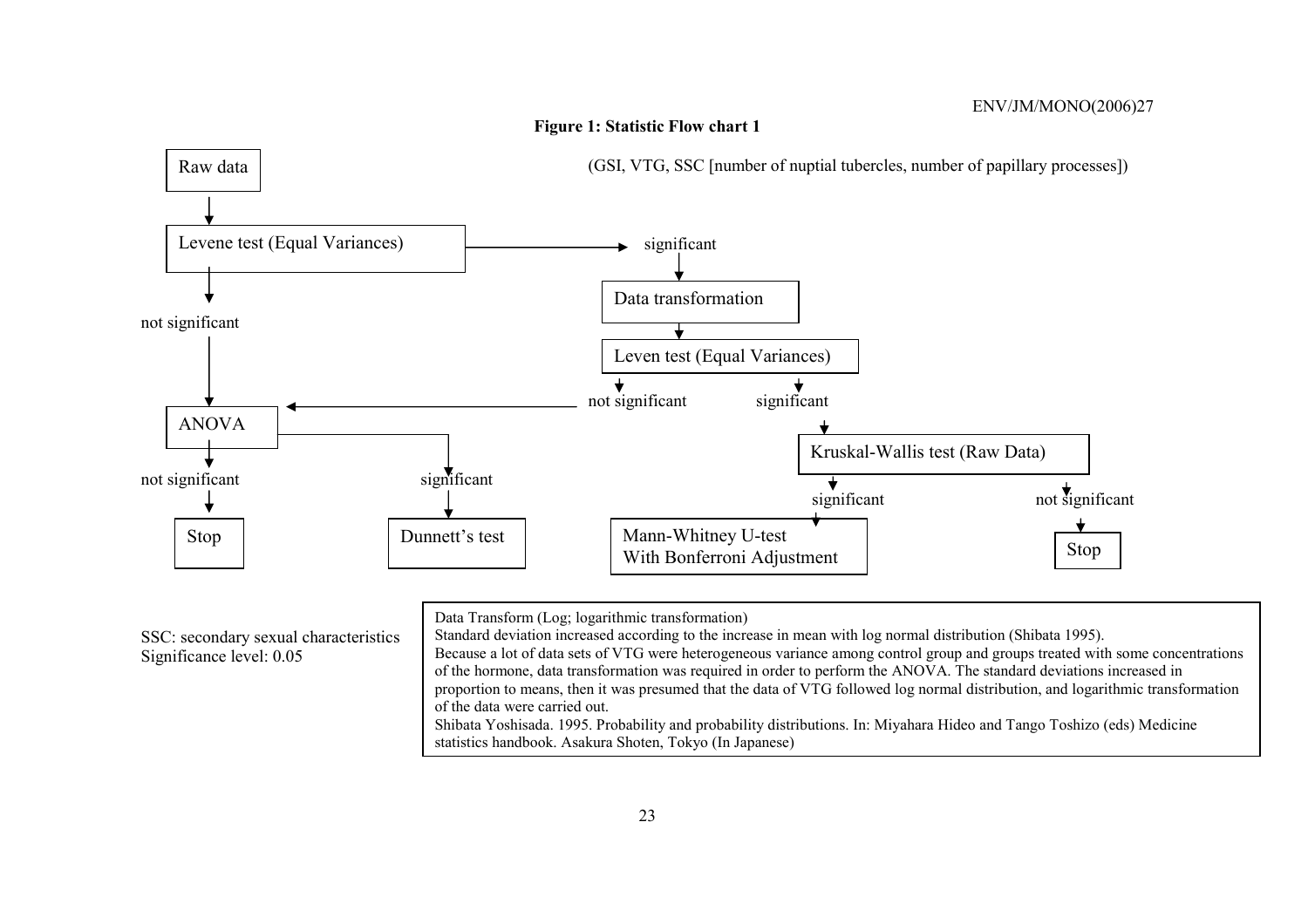**Figure 1: Statistic Flow chart 1**

(GSI, VTG, SSC [number of nuptial tubercles, number of papillary processes])

- Raw data
  - Levene test (Equal Variances)
    - not significant → ANOVA
    - significant → Data transformation → Leven test (Equal Variances)
      - not significant → ANOVA
      - significant → Kruskal-Wallis test (Raw Data)
        - significant → Mann-Whitney U-test With Bonferroni Adjustment
        - not significant → Stop
- ANOVA
  - not significant → Stop
  - significant → Dunnett's test

SSC: secondary sexual characteristics
Significance level: 0.05

Data Transform (Log; logarithmic transformation)
Standard deviation increased according to the increase in mean with log normal distribution (Shibata 1995).
Because a lot of data sets of VTG were heterogeneous variance among control group and groups treated with some concentrations of the hormone, data transformation was required in order to perform the ANOVA. The standard deviations increased in proportion to means, then it was presumed that the data of VTG followed log normal distribution, and logarithmic transformation of the data were carried out.
Shibata Yoshisada. 1995. Probability and probability distributions. In: Miyahara Hideo and Tango Toshizo (eds) Medicine statistics handbook. Asakura Shoten, Tokyo (In Japanese)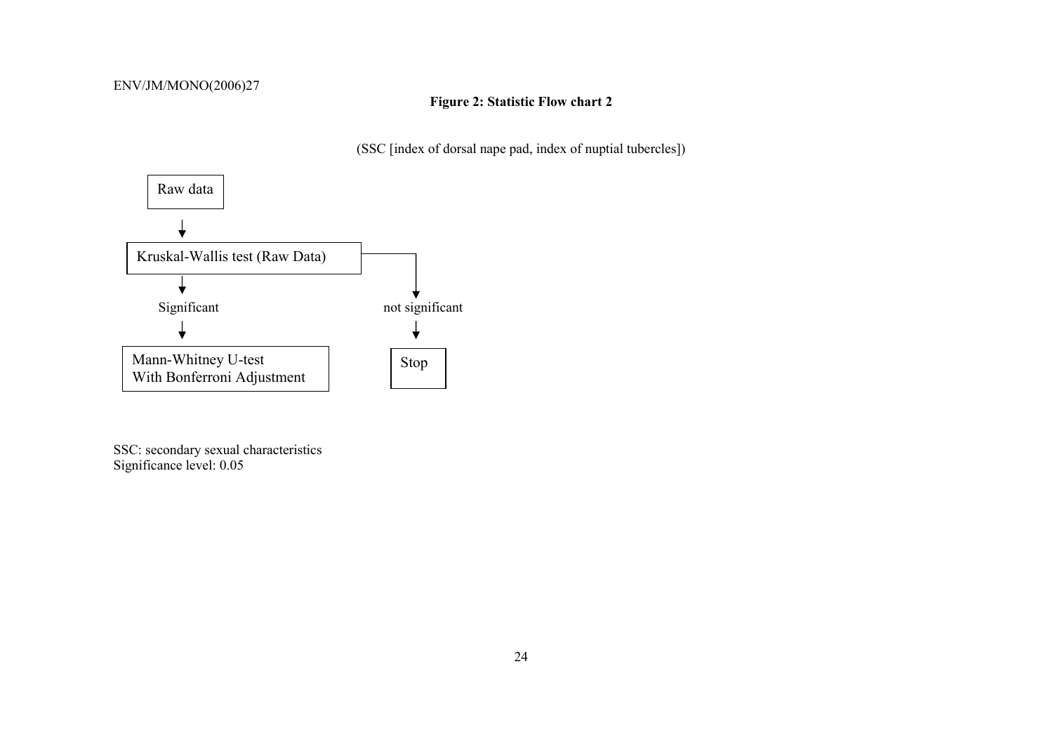**Figure 2: Statistic Flow chart 2**

(SSC [index of dorsal nape pad, index of nuptial tubercles])

Raw data

↓

Kruskal-Wallis test (Raw Data)

↓ Significant → Mann-Whitney U-test With Bonferroni Adjustment

↓ not significant → Stop

SSC: secondary sexual characteristics
Significance level: 0.05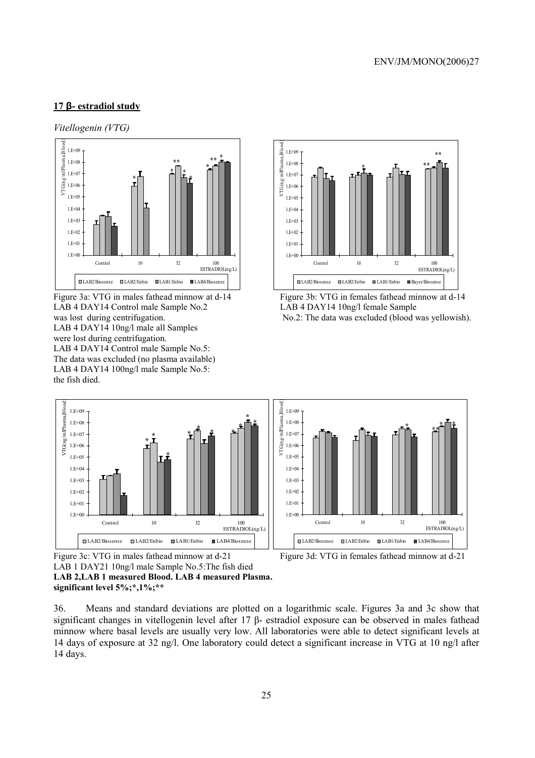## 17 β- estradiol study

*Vitellogenin (VTG)*

Figure 3a: VTG in males fathead minnow at d-14
LAB 4 DAY14 Control male Sample No.2 was lost during centrifugation.
LAB 4 DAY14 10ng/l male all Samples were lost during centrifugation.
LAB 4 DAY14 Control male Sample No.5: The data was excluded (no plasma available)
LAB 4 DAY14 100ng/l male Sample No.5: the fish died.

Figure 3b: VTG in females fathead minnow at d-14
LAB 4 DAY14 10ng/l female Sample No.2: The data was excluded (blood was yellowish).

Figure 3c: VTG in males fathead minnow at d-21
LAB 1 DAY21 10ng/l male Sample No.5:The fish died

Figure 3d: VTG in females fathead minnow at d-21

**LAB 2,LAB 1 measured Blood. LAB 4 measured Plasma.**
**significant level 5%;*,1%;****

36. Means and standard deviations are plotted on a logarithmic scale. Figures 3a and 3c show that significant changes in vitellogenin level after 17 β- estradiol exposure can be observed in males fathead minnow where basal levels are usually very low. All laboratories were able to detect significant levels at 14 days of exposure at 32 ng/l. One laboratory could detect a significant increase in VTG at 10 ng/l after 14 days.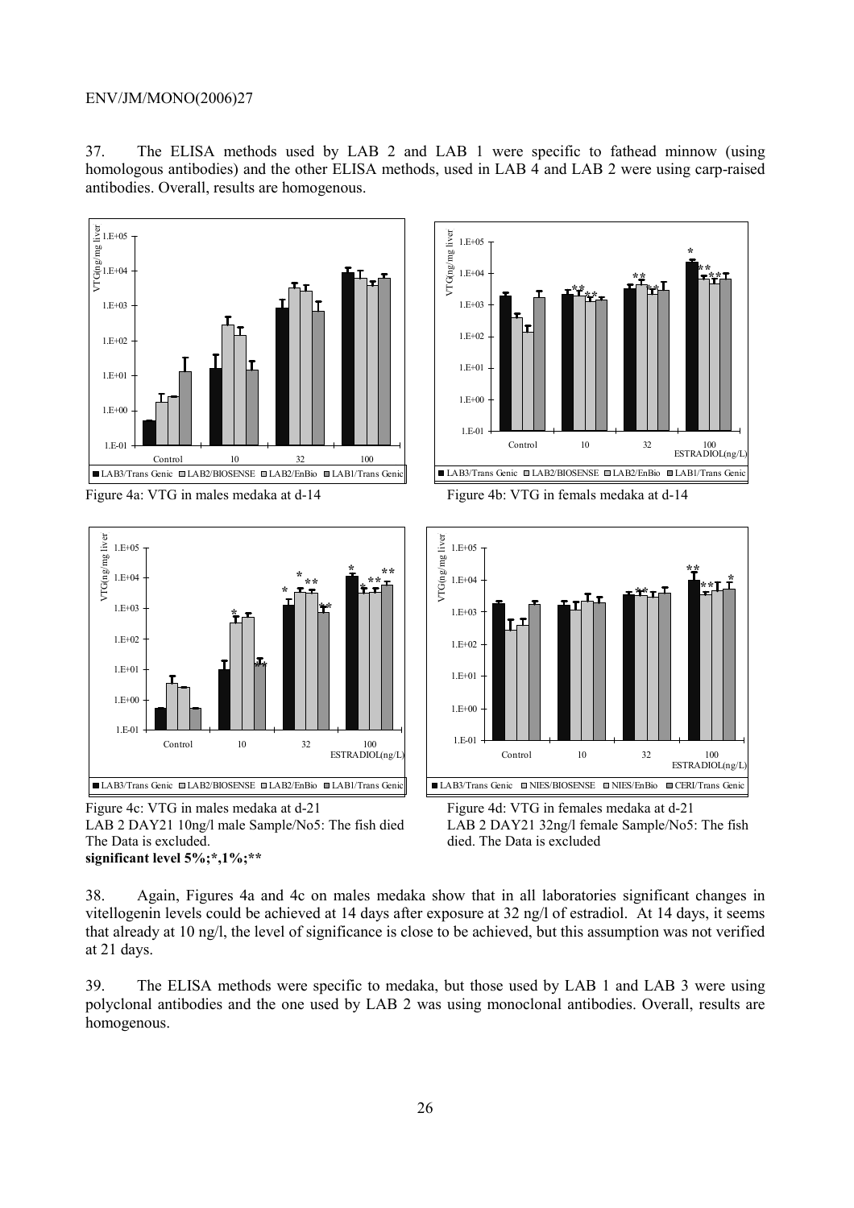37. The ELISA methods used by LAB 2 and LAB 1 were specific to fathead minnow (using homologous antibodies) and the other ELISA methods, used in LAB 4 and LAB 2 were using carp-raised antibodies. Overall, results are homogenous.

Figure 4a: VTG in males medaka at d-14

Figure 4b: VTG in femals medaka at d-14

Figure 4c: VTG in males medaka at d-21
LAB 2 DAY21 10ng/l male Sample/No5: The fish died
The Data is excluded.
**significant level 5%;*,1%;****

Figure 4d: VTG in females medaka at d-21
LAB 2 DAY21 32ng/l female Sample/No5: The fish died. The Data is excluded

38. Again, Figures 4a and 4c on males medaka show that in all laboratories significant changes in vitellogenin levels could be achieved at 14 days after exposure at 32 ng/l of estradiol. At 14 days, it seems that already at 10 ng/l, the level of significance is close to be achieved, but this assumption was not verified at 21 days.

39. The ELISA methods were specific to medaka, but those used by LAB 1 and LAB 3 were using polyclonal antibodies and the one used by LAB 2 was using monoclonal antibodies. Overall, results are homogenous.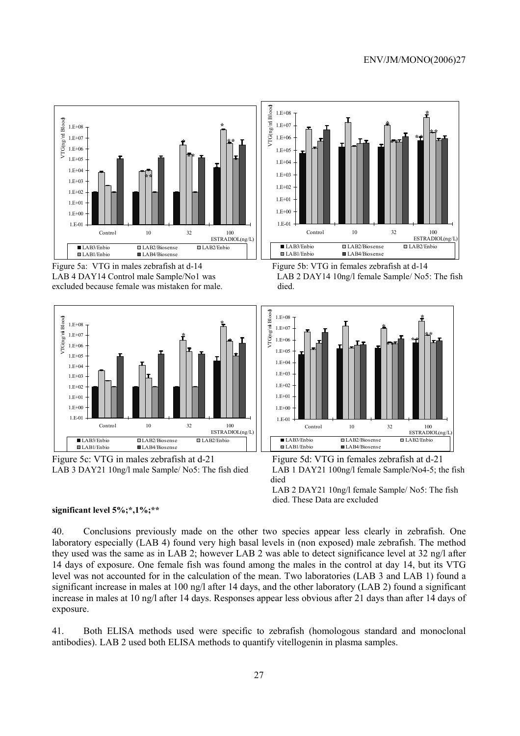Figure 5a: VTG in males zebrafish at d-14
LAB 4 DAY14 Control male Sample/No1 was excluded because female was mistaken for male.

Figure 5b: VTG in females zebrafish at d-14
LAB 2 DAY14 10ng/l female Sample/ No5: The fish died.

Figure 5c: VTG in males zebrafish at d-21
LAB 3 DAY21 10ng/l male Sample/ No5: The fish died

Figure 5d: VTG in females zebrafish at d-21
LAB 1 DAY21 100ng/l female Sample/No4-5; the fish died
LAB 2 DAY21 10ng/l female Sample/ No5: The fish died. These Data are excluded

**significant level 5%;*,1%;****

40. Conclusions previously made on the other two species appear less clearly in zebrafish. One laboratory especially (LAB 4) found very high basal levels in (non exposed) male zebrafish. The method they used was the same as in LAB 2; however LAB 2 was able to detect significance level at 32 ng/l after 14 days of exposure. One female fish was found among the males in the control at day 14, but its VTG level was not accounted for in the calculation of the mean. Two laboratories (LAB 3 and LAB 1) found a significant increase in males at 100 ng/l after 14 days, and the other laboratory (LAB 2) found a significant increase in males at 10 ng/l after 14 days. Responses appear less obvious after 21 days than after 14 days of exposure.

41. Both ELISA methods used were specific to zebrafish (homologous standard and monoclonal antibodies). LAB 2 used both ELISA methods to quantify vitellogenin in plasma samples.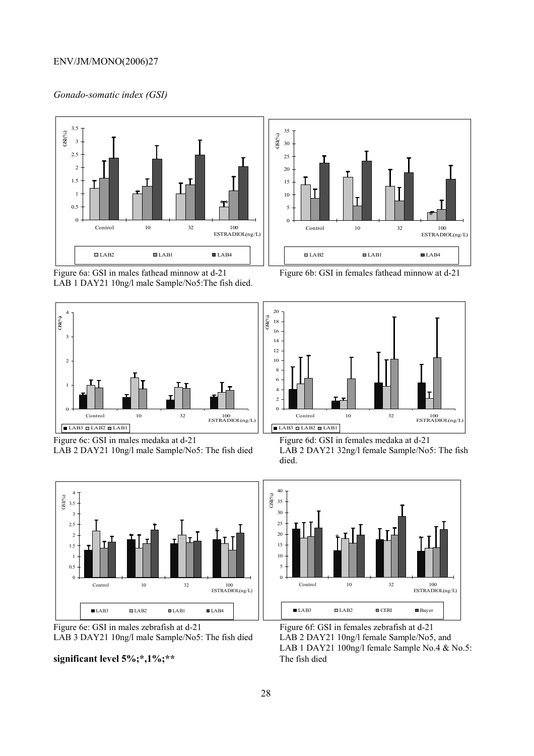*Gonado-somatic index (GSI)*

Figure 6a: GSI in males fathead minnow at d-21
LAB 1 DAY21 10ng/l male Sample/No5:The fish died.

Figure 6b: GSI in females fathead minnow at d-21

Figure 6c: GSI in males medaka at d-21
LAB 2 DAY21 10ng/l male Sample/No5: The fish died

Figure 6d: GSI in females medaka at d-21
LAB 2 DAY21 32ng/l female Sample/No5: The fish died.

Figure 6e: GSI in males zebrafish at d-21
LAB 3 DAY21 10ng/l male Sample/No5: The fish died

Figure 6f: GSI in females zebrafish at d-21
LAB 2 DAY21 10ng/l female Sample/No5, and
LAB 1 DAY21 100ng/l female Sample No.4 & No.5: The fish died

**significant level 5%;*,1%;****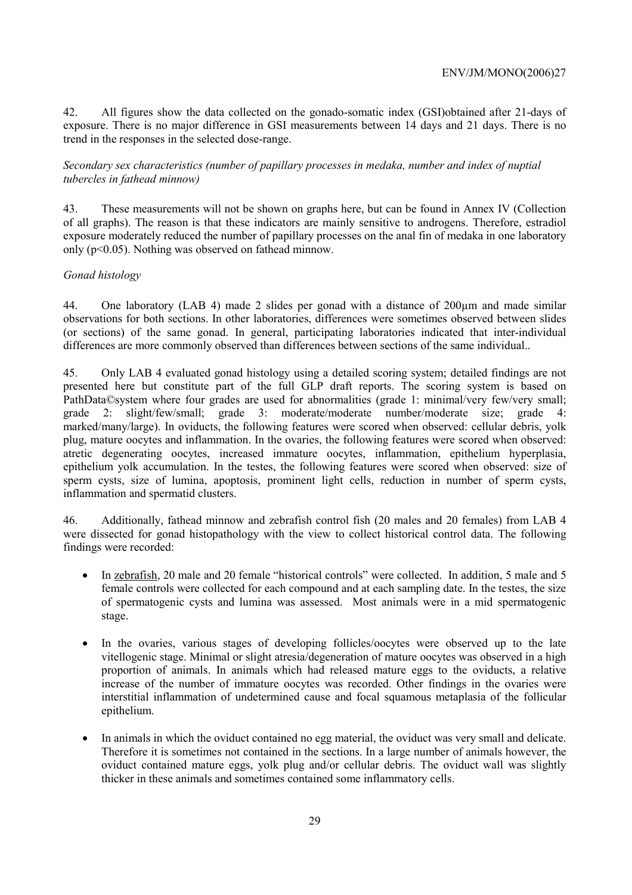42. All figures show the data collected on the gonado-somatic index (GSI)obtained after 21-days of exposure. There is no major difference in GSI measurements between 14 days and 21 days. There is no trend in the responses in the selected dose-range.

*Secondary sex characteristics (number of papillary processes in medaka, number and index of nuptial tubercles in fathead minnow)*

43. These measurements will not be shown on graphs here, but can be found in Annex IV (Collection of all graphs). The reason is that these indicators are mainly sensitive to androgens. Therefore, estradiol exposure moderately reduced the number of papillary processes on the anal fin of medaka in one laboratory only ($p<0.05$). Nothing was observed on fathead minnow.

*Gonad histology*

44. One laboratory (LAB 4) made 2 slides per gonad with a distance of 200µm and made similar observations for both sections. In other laboratories, differences were sometimes observed between slides (or sections) of the same gonad. In general, participating laboratories indicated that inter-individual differences are more commonly observed than differences between sections of the same individual..

45. Only LAB 4 evaluated gonad histology using a detailed scoring system; detailed findings are not presented here but constitute part of the full GLP draft reports. The scoring system is based on PathData©system where four grades are used for abnormalities (grade 1: minimal/very few/very small; grade 2: slight/few/small; grade 3: moderate/moderate number/moderate size; grade 4: marked/many/large). In oviducts, the following features were scored when observed: cellular debris, yolk plug, mature oocytes and inflammation. In the ovaries, the following features were scored when observed: atretic degenerating oocytes, increased immature oocytes, inflammation, epithelium hyperplasia, epithelium yolk accumulation. In the testes, the following features were scored when observed: size of sperm cysts, size of lumina, apoptosis, prominent light cells, reduction in number of sperm cysts, inflammation and spermatid clusters.

46. Additionally, fathead minnow and zebrafish control fish (20 males and 20 females) from LAB 4 were dissected for gonad histopathology with the view to collect historical control data. The following findings were recorded:

- In zebrafish, 20 male and 20 female "historical controls" were collected. In addition, 5 male and 5 female controls were collected for each compound and at each sampling date. In the testes, the size of spermatogenic cysts and lumina was assessed. Most animals were in a mid spermatogenic stage.
- In the ovaries, various stages of developing follicles/oocytes were observed up to the late vitellogenic stage. Minimal or slight atresia/degeneration of mature oocytes was observed in a high proportion of animals. In animals which had released mature eggs to the oviducts, a relative increase of the number of immature oocytes was recorded. Other findings in the ovaries were interstitial inflammation of undetermined cause and focal squamous metaplasia of the follicular epithelium.
- In animals in which the oviduct contained no egg material, the oviduct was very small and delicate. Therefore it is sometimes not contained in the sections. In a large number of animals however, the oviduct contained mature eggs, yolk plug and/or cellular debris. The oviduct wall was slightly thicker in these animals and sometimes contained some inflammatory cells.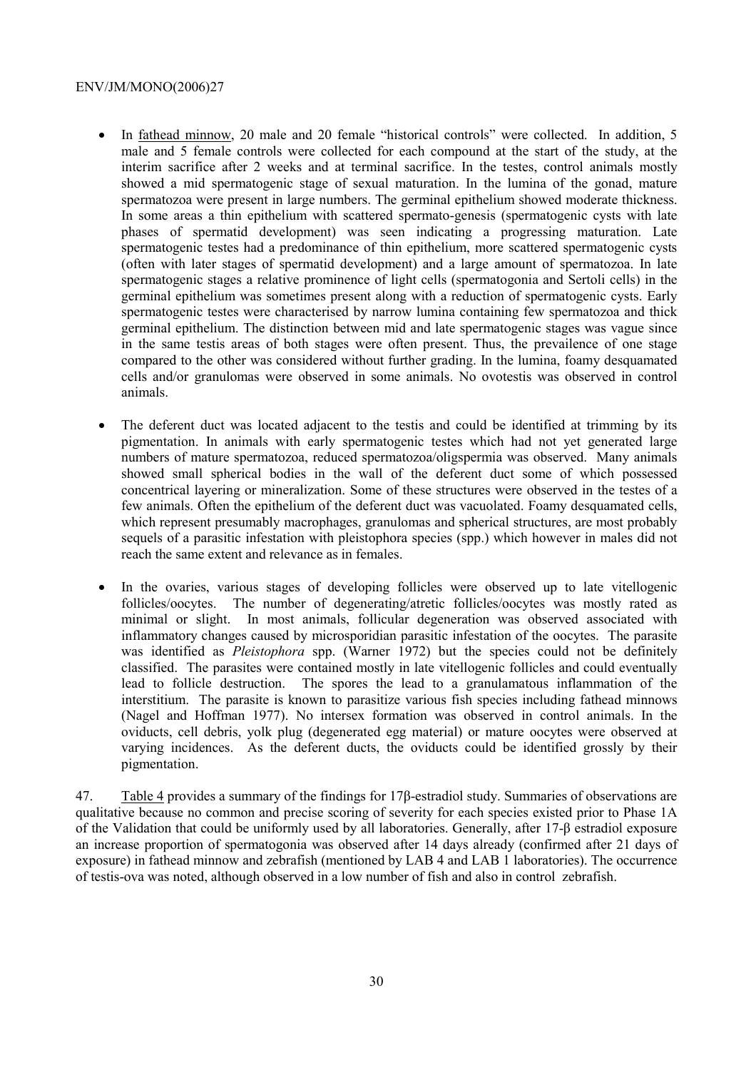- In fathead minnow, 20 male and 20 female "historical controls" were collected. In addition, 5 male and 5 female controls were collected for each compound at the start of the study, at the interim sacrifice after 2 weeks and at terminal sacrifice. In the testes, control animals mostly showed a mid spermatogenic stage of sexual maturation. In the lumina of the gonad, mature spermatozoa were present in large numbers. The germinal epithelium showed moderate thickness. In some areas a thin epithelium with scattered spermato-genesis (spermatogenic cysts with late phases of spermatid development) was seen indicating a progressing maturation. Late spermatogenic testes had a predominance of thin epithelium, more scattered spermatogenic cysts (often with later stages of spermatid development) and a large amount of spermatozoa. In late spermatogenic stages a relative prominence of light cells (spermatogonia and Sertoli cells) in the germinal epithelium was sometimes present along with a reduction of spermatogenic cysts. Early spermatogenic testes were characterised by narrow lumina containing few spermatozoa and thick germinal epithelium. The distinction between mid and late spermatogenic stages was vague since in the same testis areas of both stages were often present. Thus, the prevailence of one stage compared to the other was considered without further grading. In the lumina, foamy desquamated cells and/or granulomas were observed in some animals. No ovotestis was observed in control animals.

- The deferent duct was located adjacent to the testis and could be identified at trimming by its pigmentation. In animals with early spermatogenic testes which had not yet generated large numbers of mature spermatozoa, reduced spermatozoa/oligspermia was observed. Many animals showed small spherical bodies in the wall of the deferent duct some of which possessed concentrical layering or mineralization. Some of these structures were observed in the testes of a few animals. Often the epithelium of the deferent duct was vacuolated. Foamy desquamated cells, which represent presumably macrophages, granulomas and spherical structures, are most probably sequels of a parasitic infestation with pleistophora species (spp.) which however in males did not reach the same extent and relevance as in females.

- In the ovaries, various stages of developing follicles were observed up to late vitellogenic follicles/oocytes. The number of degenerating/atretic follicles/oocytes was mostly rated as minimal or slight. In most animals, follicular degeneration was observed associated with inflammatory changes caused by microsporidian parasitic infestation of the oocytes. The parasite was identified as *Pleistophora* spp. (Warner 1972) but the species could not be definitely classified. The parasites were contained mostly in late vitellogenic follicles and could eventually lead to follicle destruction. The spores the lead to a granulamatous inflammation of the interstitium. The parasite is known to parasitize various fish species including fathead minnows (Nagel and Hoffman 1977). No intersex formation was observed in control animals. In the oviducts, cell debris, yolk plug (degenerated egg material) or mature oocytes were observed at varying incidences. As the deferent ducts, the oviducts could be identified grossly by their pigmentation.

47. Table 4 provides a summary of the findings for 17β-estradiol study. Summaries of observations are qualitative because no common and precise scoring of severity for each species existed prior to Phase 1A of the Validation that could be uniformly used by all laboratories. Generally, after 17-β estradiol exposure an increase proportion of spermatogonia was observed after 14 days already (confirmed after 21 days of exposure) in fathead minnow and zebrafish (mentioned by LAB 4 and LAB 1 laboratories). The occurrence of testis-ova was noted, although observed in a low number of fish and also in control zebrafish.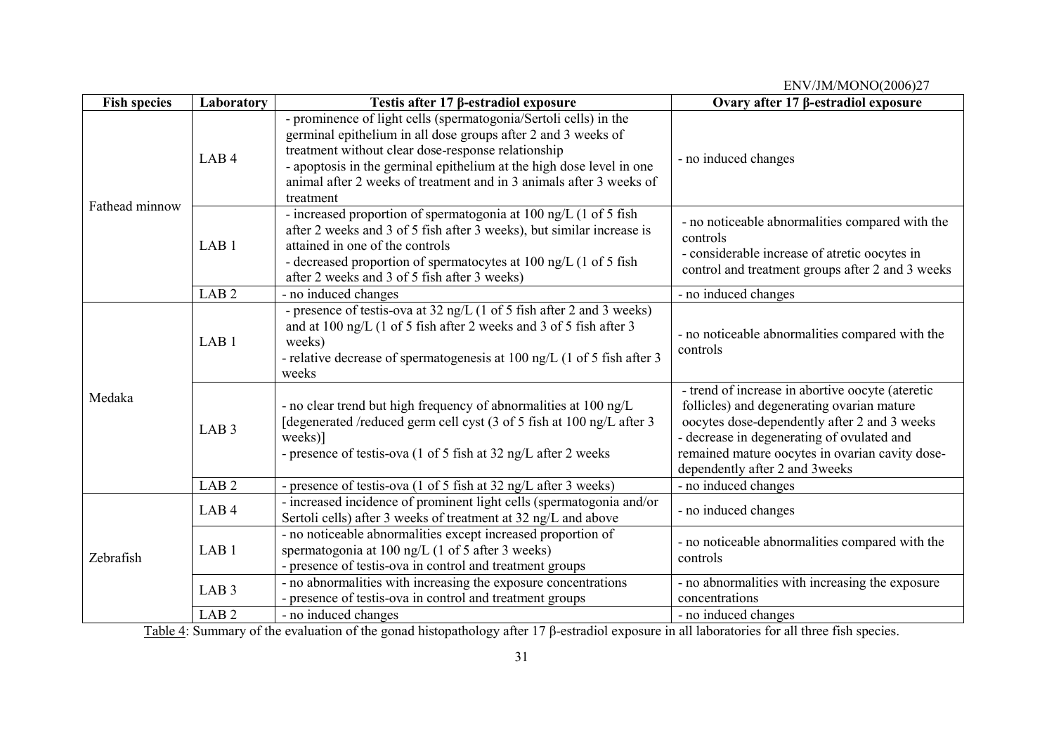| Fish species | Laboratory | Testis after 17 β-estradiol exposure | Ovary after 17 β-estradiol exposure |
|---|---|---|---|
| Fathead minnow | LAB 4 | - prominence of light cells (spermatogonia/Sertoli cells) in the germinal epithelium in all dose groups after 2 and 3 weeks of treatment without clear dose-response relationship<br>- apoptosis in the germinal epithelium at the high dose level in one animal after 2 weeks of treatment and in 3 animals after 3 weeks of treatment | - no induced changes |
| | LAB 1 | - increased proportion of spermatogonia at 100 ng/L (1 of 5 fish after 2 weeks and 3 of 5 fish after 3 weeks), but similar increase is attained in one of the controls<br>- decreased proportion of spermatocytes at 100 ng/L (1 of 5 fish after 2 weeks and 3 of 5 fish after 3 weeks) | - no noticeable abnormalities compared with the controls<br>- considerable increase of atretic oocytes in control and treatment groups after 2 and 3 weeks |
| | LAB 2 | - no induced changes | - no induced changes |
| Medaka | LAB 1 | - presence of testis-ova at 32 ng/L (1 of 5 fish after 2 and 3 weeks) and at 100 ng/L (1 of 5 fish after 2 weeks and 3 of 5 fish after 3 weeks)<br>- relative decrease of spermatogenesis at 100 ng/L (1 of 5 fish after 3 weeks | - no noticeable abnormalities compared with the controls |
| | LAB 3 | - no clear trend but high frequency of abnormalities at 100 ng/L [degenerated /reduced germ cell cyst (3 of 5 fish at 100 ng/L after 3 weeks)]<br>- presence of testis-ova (1 of 5 fish at 32 ng/L after 2 weeks | - trend of increase in abortive oocyte (ateretic follicles) and degenerating ovarian mature oocytes dose-dependently after 2 and 3 weeks<br>- decrease in degenerating of ovulated and remained mature oocytes in ovarian cavity dose-dependently after 2 and 3weeks |
| | LAB 2 | - presence of testis-ova (1 of 5 fish at 32 ng/L after 3 weeks) | - no induced changes |
| Zebrafish | LAB 4 | - increased incidence of prominent light cells (spermatogonia and/or Sertoli cells) after 3 weeks of treatment at 32 ng/L and above | - no induced changes |
| | LAB 1 | - no noticeable abnormalities except increased proportion of spermatogonia at 100 ng/L (1 of 5 after 3 weeks)<br>- presence of testis-ova in control and treatment groups | - no noticeable abnormalities compared with the controls |
| | LAB 3 | - no abnormalities with increasing the exposure concentrations<br>- presence of testis-ova in control and treatment groups | - no abnormalities with increasing the exposure concentrations |
| | LAB 2 | - no induced changes | - no induced changes |

Table 4: Summary of the evaluation of the gonad histopathology after 17 β-estradiol exposure in all laboratories for all three fish species.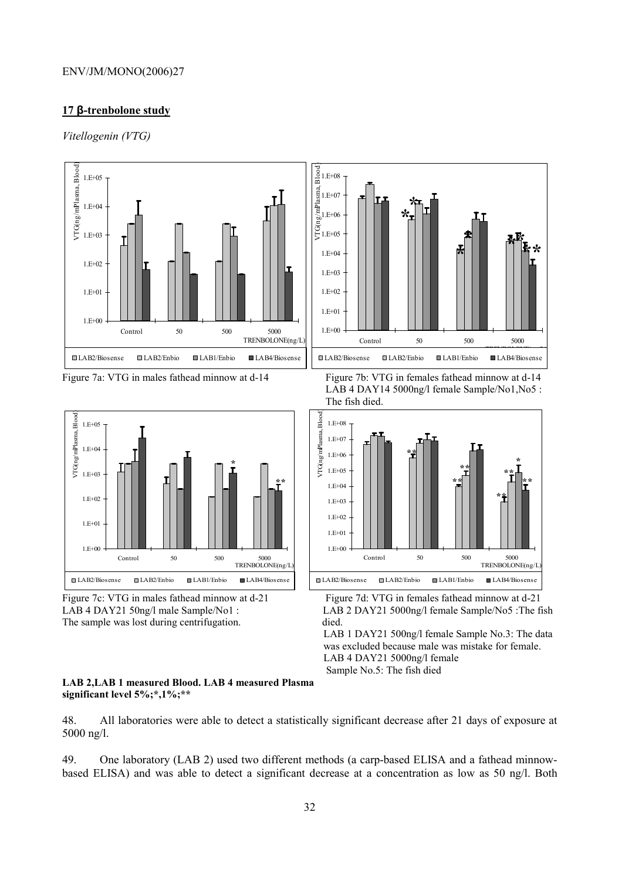## 17 β-trenbolone study

*Vitellogenin (VTG)*

Figure 7a: VTG in males fathead minnow at d-14

Figure 7b: VTG in females fathead minnow at d-14
LAB 4 DAY14 5000ng/l female Sample/No1,No5 : The fish died.

Figure 7c: VTG in males fathead minnow at d-21
LAB 4 DAY21 50ng/l male Sample/No1 : The sample was lost during centrifugation.

Figure 7d: VTG in females fathead minnow at d-21
LAB 2 DAY21 5000ng/l female Sample/No5 :The fish died.
LAB 1 DAY21 500ng/l female Sample No.3: The data was excluded because male was mistake for female.
LAB 4 DAY21 5000ng/l female Sample No.5: The fish died

**LAB 2,LAB 1 measured Blood. LAB 4 measured Plasma significant level 5%;*,1%;****

48. All laboratories were able to detect a statistically significant decrease after 21 days of exposure at 5000 ng/l.

49. One laboratory (LAB 2) used two different methods (a carp-based ELISA and a fathead minnow-based ELISA) and was able to detect a significant decrease at a concentration as low as 50 ng/l. Both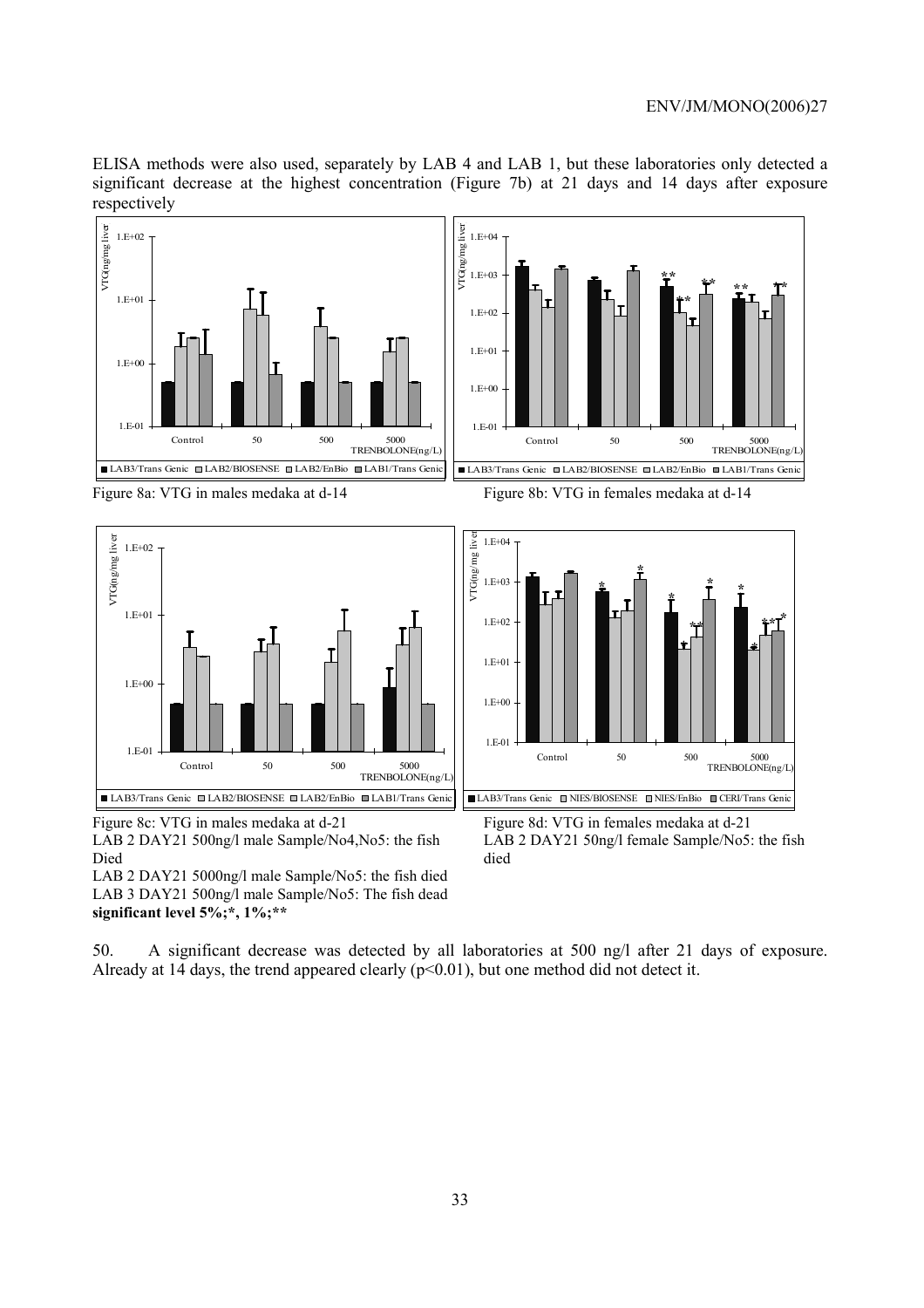ELISA methods were also used, separately by LAB 4 and LAB 1, but these laboratories only detected a significant decrease at the highest concentration (Figure 7b) at 21 days and 14 days after exposure respectively

Figure 8a: VTG in males medaka at d-14

Figure 8b: VTG in females medaka at d-14

Figure 8c: VTG in males medaka at d-21
LAB 2 DAY21 500ng/l male Sample/No4,No5: the fish Died
LAB 2 DAY21 5000ng/l male Sample/No5: the fish died
LAB 3 DAY21 500ng/l male Sample/No5: The fish dead
**significant level 5%;*, 1%;****

Figure 8d: VTG in females medaka at d-21
LAB 2 DAY21 50ng/l female Sample/No5: the fish died

50. A significant decrease was detected by all laboratories at 500 ng/l after 21 days of exposure. Already at 14 days, the trend appeared clearly ($p<0.01$), but one method did not detect it.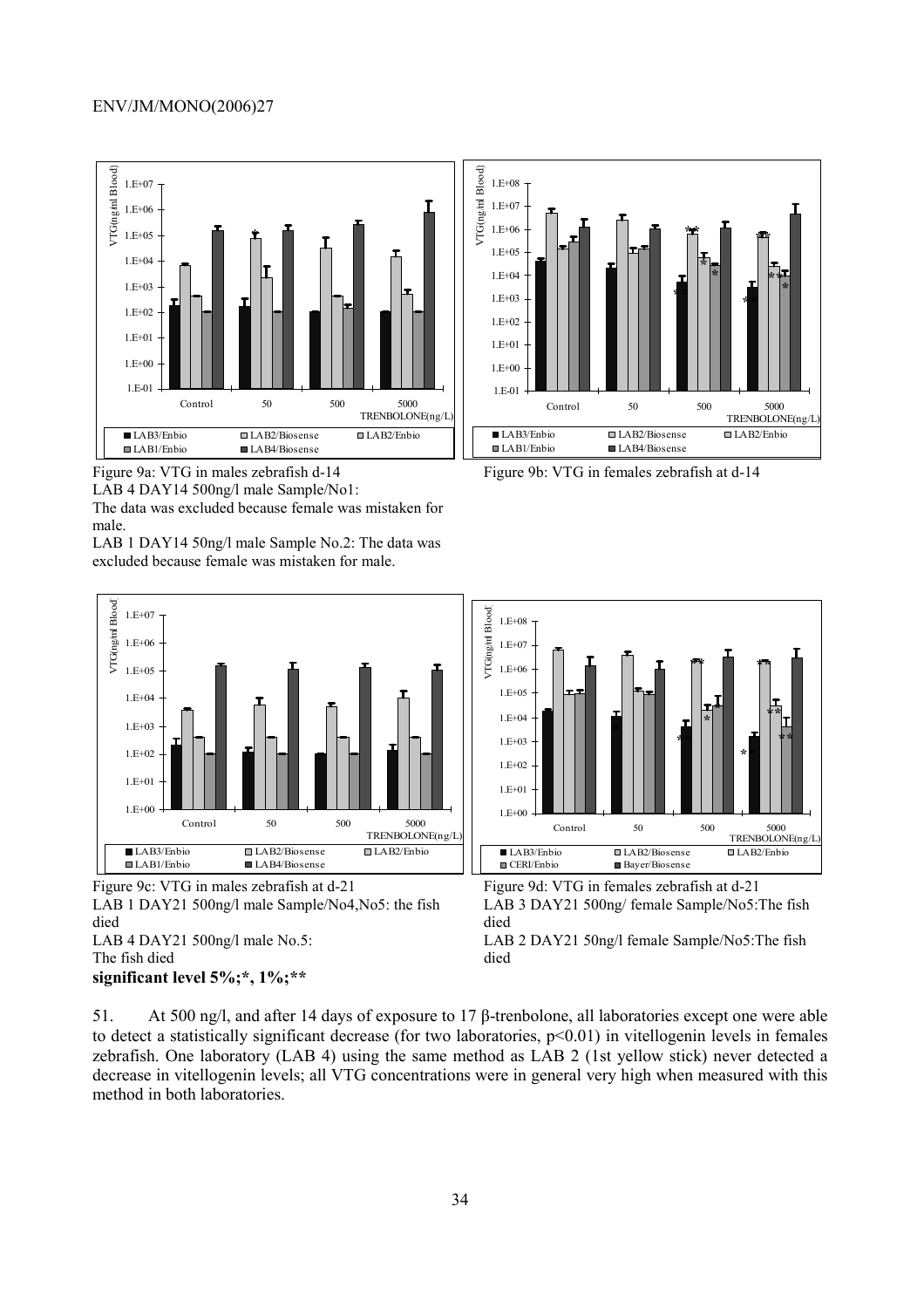Figure 9a: VTG in males zebrafish d-14

LAB 4 DAY14 500ng/l male Sample/No1:
The data was excluded because female was mistaken for male.

LAB 1 DAY14 50ng/l male Sample No.2: The data was excluded because female was mistaken for male.

Figure 9b: VTG in females zebrafish at d-14

Figure 9c: VTG in males zebrafish at d-21

LAB 1 DAY21 500ng/l male Sample/No4,No5: the fish died

LAB 4 DAY21 500ng/l male No.5:
The fish died

**significant level 5%;*, 1%;****

Figure 9d: VTG in females zebrafish at d-21

LAB 3 DAY21 500ng/ female Sample/No5:The fish died

LAB 2 DAY21 50ng/l female Sample/No5:The fish died

51. At 500 ng/l, and after 14 days of exposure to 17 β-trenbolone, all laboratories except one were able to detect a statistically significant decrease (for two laboratories, $p<0.01$) in vitellogenin levels in females zebrafish. One laboratory (LAB 4) using the same method as LAB 2 (1st yellow stick) never detected a decrease in vitellogenin levels; all VTG concentrations were in general very high when measured with this method in both laboratories.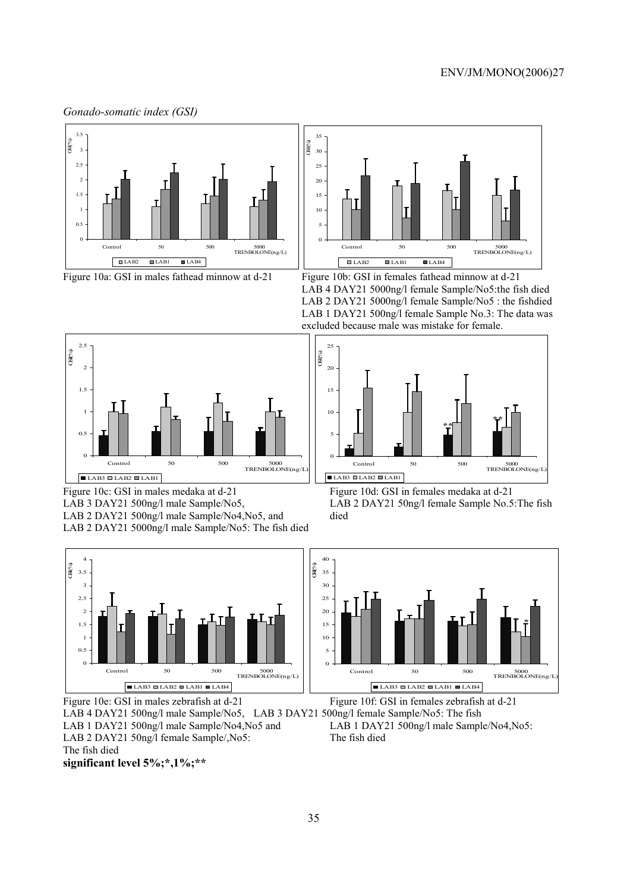*Gonado-somatic index (GSI)*

Figure 10a: GSI in males fathead minnow at d-21

Figure 10b: GSI in females fathead minnow at d-21
LAB 4 DAY21 5000ng/l female Sample/No5:the fish died
LAB 2 DAY21 5000ng/l female Sample/No5 : the fishdied
LAB 1 DAY21 500ng/l female Sample No.3: The data was excluded because male was mistake for female.

Figure 10c: GSI in males medaka at d-21
LAB 3 DAY21 500ng/l male Sample/No5,
LAB 2 DAY21 500ng/l male Sample/No4,No5, and
LAB 2 DAY21 5000ng/l male Sample/No5: The fish died

Figure 10d: GSI in females medaka at d-21
LAB 2 DAY21 50ng/l female Sample No.5:The fish died

Figure 10e: GSI in males zebrafish at d-21
LAB 4 DAY21 500ng/l male Sample/No5, LAB 3 DAY21 500ng/l female Sample/No5: The fish
LAB 1 DAY21 500ng/l male Sample/No4,No5 and
LAB 2 DAY21 50ng/l female Sample/,No5:
The fish died

Figure 10f: GSI in females zebrafish at d-21
LAB 1 DAY21 500ng/l male Sample/No4,No5:
The fish died

**significant level 5%;*,1%;****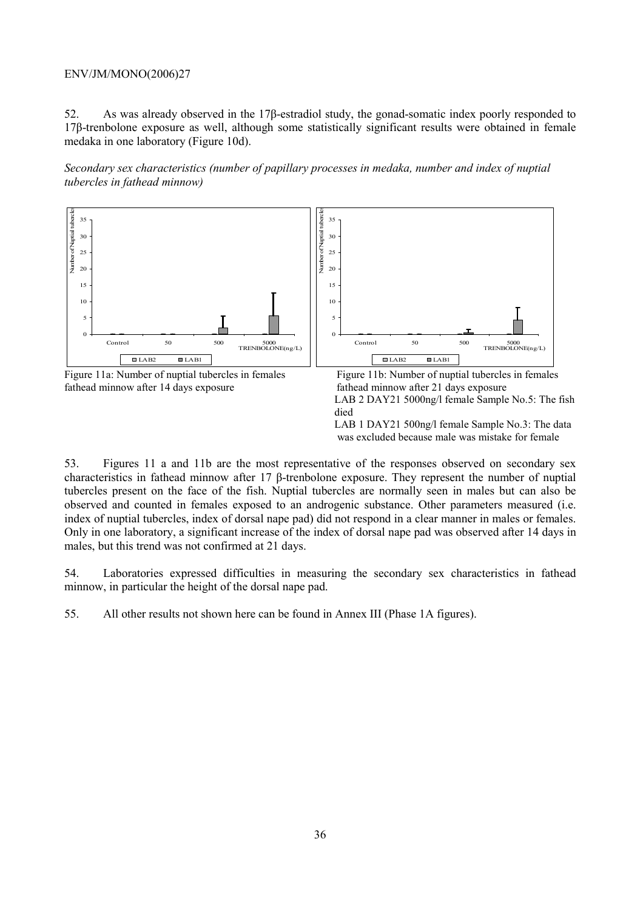52. As was already observed in the 17β-estradiol study, the gonad-somatic index poorly responded to 17β-trenbolone exposure as well, although some statistically significant results were obtained in female medaka in one laboratory (Figure 10d).

*Secondary sex characteristics (number of papillary processes in medaka, number and index of nuptial tubercles in fathead minnow)*

Figure 11a: Number of nuptial tubercles in females fathead minnow after 14 days exposure

Figure 11b: Number of nuptial tubercles in females fathead minnow after 21 days exposure
LAB 2 DAY21 5000ng/l female Sample No.5: The fish died
LAB 1 DAY21 500ng/l female Sample No.3: The data was excluded because male was mistake for female

53. Figures 11 a and 11b are the most representative of the responses observed on secondary sex characteristics in fathead minnow after 17 β-trenbolone exposure. They represent the number of nuptial tubercles present on the face of the fish. Nuptial tubercles are normally seen in males but can also be observed and counted in females exposed to an androgenic substance. Other parameters measured (i.e. index of nuptial tubercles, index of dorsal nape pad) did not respond in a clear manner in males or females. Only in one laboratory, a significant increase of the index of dorsal nape pad was observed after 14 days in males, but this trend was not confirmed at 21 days.

54. Laboratories expressed difficulties in measuring the secondary sex characteristics in fathead minnow, in particular the height of the dorsal nape pad.

55. All other results not shown here can be found in Annex III (Phase 1A figures).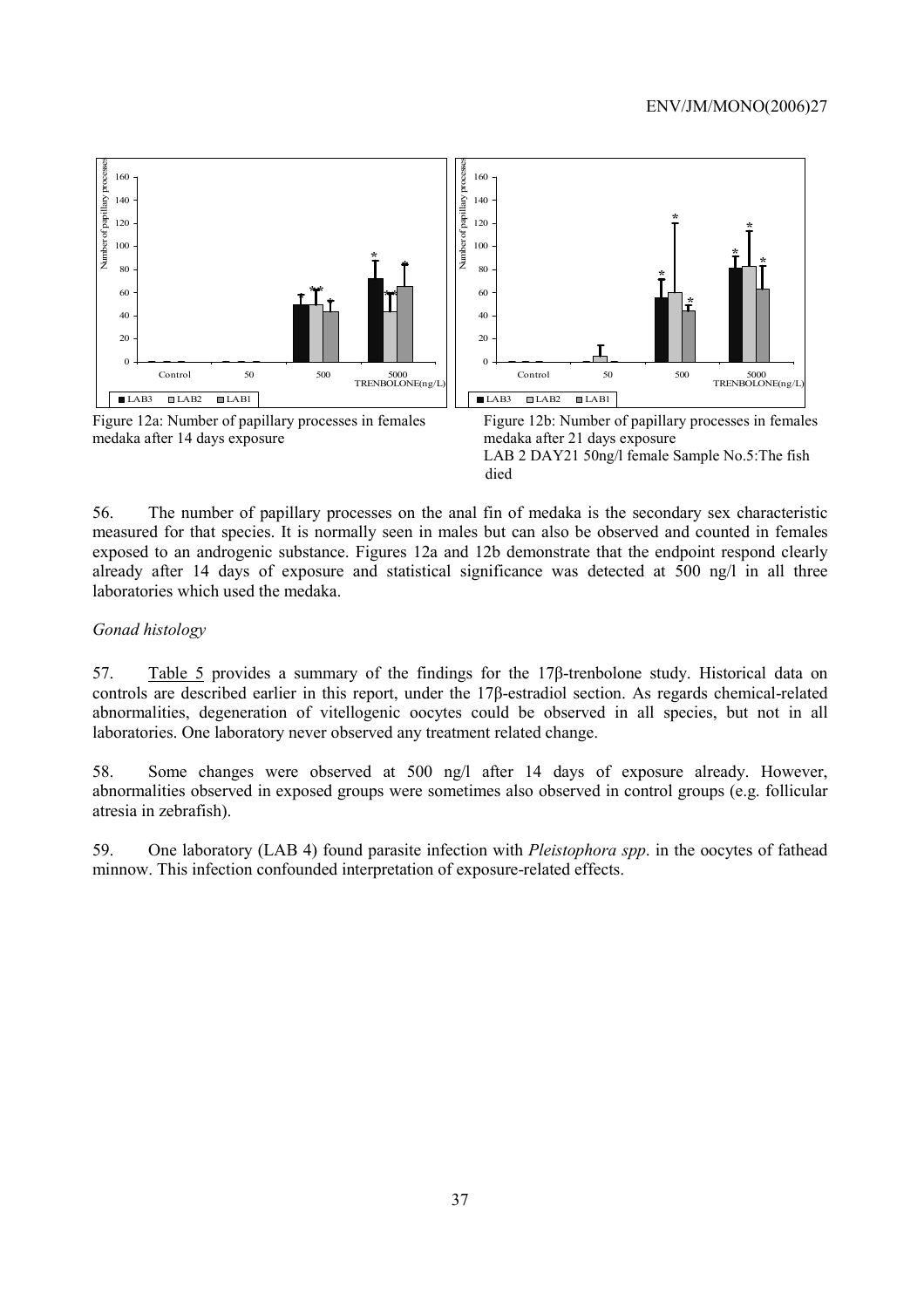Figure 12a: Number of papillary processes in females medaka after 14 days exposure

Figure 12b: Number of papillary processes in females medaka after 21 days exposure
LAB 2 DAY21 50ng/l female Sample No.5:The fish died

56. The number of papillary processes on the anal fin of medaka is the secondary sex characteristic measured for that species. It is normally seen in males but can also be observed and counted in females exposed to an androgenic substance. Figures 12a and 12b demonstrate that the endpoint respond clearly already after 14 days of exposure and statistical significance was detected at 500 ng/l in all three laboratories which used the medaka.

*Gonad histology*

57. Table 5 provides a summary of the findings for the 17β-trenbolone study. Historical data on controls are described earlier in this report, under the 17β-estradiol section. As regards chemical-related abnormalities, degeneration of vitellogenic oocytes could be observed in all species, but not in all laboratories. One laboratory never observed any treatment related change.

58. Some changes were observed at 500 ng/l after 14 days of exposure already. However, abnormalities observed in exposed groups were sometimes also observed in control groups (e.g. follicular atresia in zebrafish).

59. One laboratory (LAB 4) found parasite infection with *Pleistophora spp*. in the oocytes of fathead minnow. This infection confounded interpretation of exposure-related effects.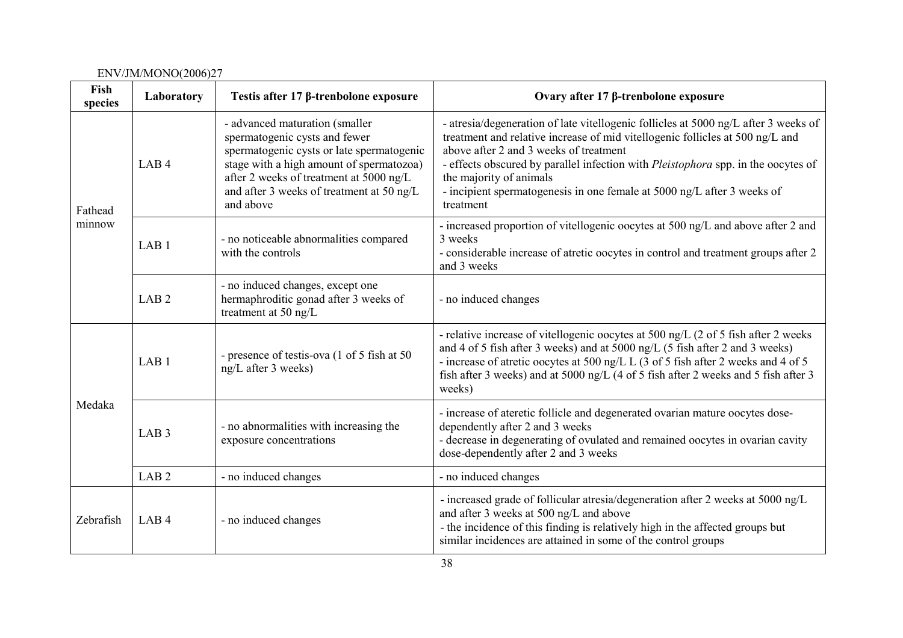| Fish species | Laboratory | Testis after 17 β-trenbolone exposure | Ovary after 17 β-trenbolone exposure |
|---|---|---|---|
| Fathead minnow | LAB 4 | - advanced maturation (smaller spermatogenic cysts and fewer spermatogenic cysts or late spermatogenic stage with a high amount of spermatozoa) after 2 weeks of treatment at 5000 ng/L and after 3 weeks of treatment at 50 ng/L and above | - atresia/degeneration of late vitellogenic follicles at 5000 ng/L after 3 weeks of treatment and relative increase of mid vitellogenic follicles at 500 ng/L and above after 2 and 3 weeks of treatment<br>- effects obscured by parallel infection with *Pleistophora* spp. in the oocytes of the majority of animals<br>- incipient spermatogenesis in one female at 5000 ng/L after 3 weeks of treatment |
| | LAB 1 | - no noticeable abnormalities compared with the controls | - increased proportion of vitellogenic oocytes at 500 ng/L and above after 2 and 3 weeks<br>- considerable increase of atretic oocytes in control and treatment groups after 2 and 3 weeks |
| | LAB 2 | - no induced changes, except one hermaphroditic gonad after 3 weeks of treatment at 50 ng/L | - no induced changes |
| Medaka | LAB 1 | - presence of testis-ova (1 of 5 fish at 50 ng/L after 3 weeks) | - relative increase of vitellogenic oocytes at 500 ng/L (2 of 5 fish after 2 weeks and 4 of 5 fish after 3 weeks) and at 5000 ng/L (5 fish after 2 and 3 weeks)<br>- increase of atretic oocytes at 500 ng/L L (3 of 5 fish after 2 weeks and 4 of 5 fish after 3 weeks) and at 5000 ng/L (4 of 5 fish after 2 weeks and 5 fish after 3 weeks) |
| | LAB 3 | - no abnormalities with increasing the exposure concentrations | - increase of ateretic follicle and degenerated ovarian mature oocytes dose-dependently after 2 and 3 weeks<br>- decrease in degenerating of ovulated and remained oocytes in ovarian cavity dose-dependently after 2 and 3 weeks |
| | LAB 2 | - no induced changes | - no induced changes |
| Zebrafish | LAB 4 | - no induced changes | - increased grade of follicular atresia/degeneration after 2 weeks at 5000 ng/L and after 3 weeks at 500 ng/L and above<br>- the incidence of this finding is relatively high in the affected groups but similar incidences are attained in some of the control groups |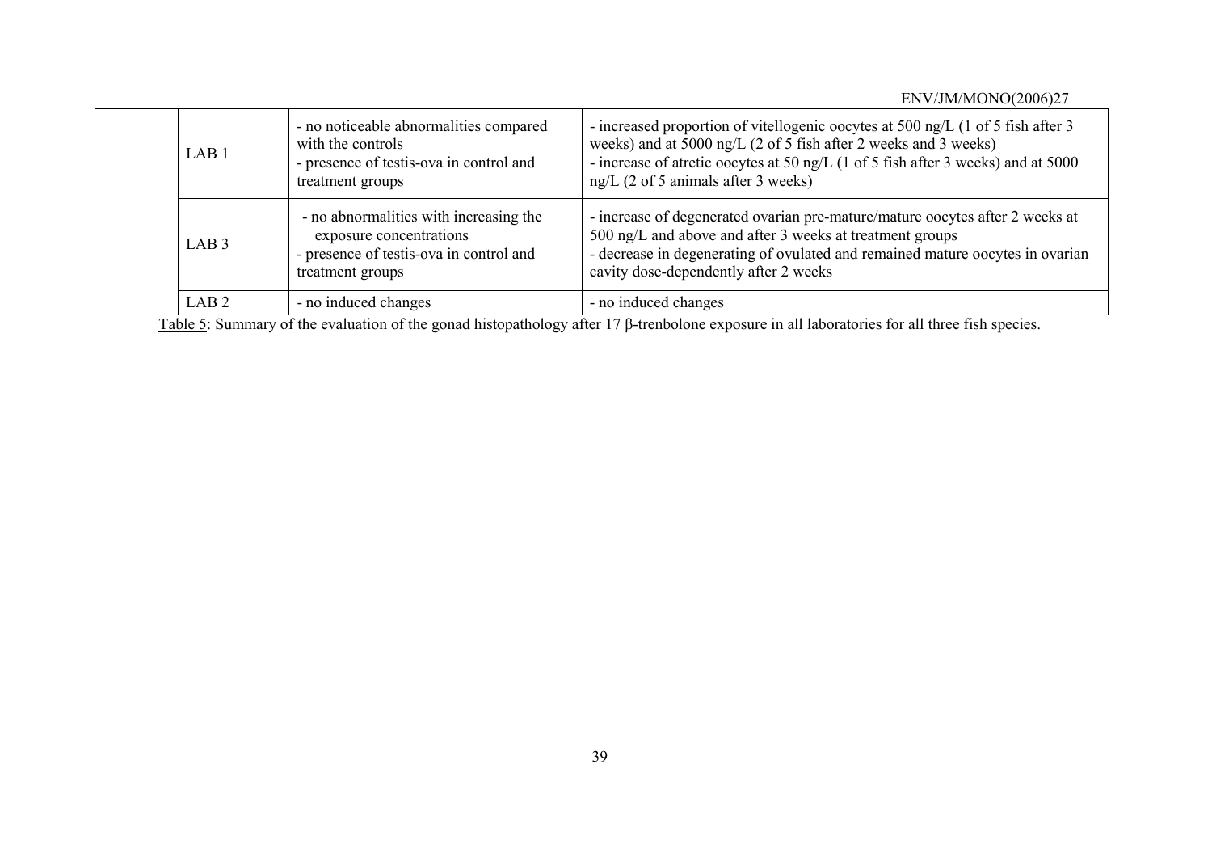| | | | |
|---|---|---|---|
| | LAB 1 | - no noticeable abnormalities compared with the controls<br>- presence of testis-ova in control and treatment groups | - increased proportion of vitellogenic oocytes at 500 ng/L (1 of 5 fish after 3 weeks) and at 5000 ng/L (2 of 5 fish after 2 weeks and 3 weeks)<br>- increase of atretic oocytes at 50 ng/L (1 of 5 fish after 3 weeks) and at 5000 ng/L (2 of 5 animals after 3 weeks) |
| | LAB 3 | - no abnormalities with increasing the exposure concentrations<br>- presence of testis-ova in control and treatment groups | - increase of degenerated ovarian pre-mature/mature oocytes after 2 weeks at 500 ng/L and above and after 3 weeks at treatment groups<br>- decrease in degenerating of ovulated and remained mature oocytes in ovarian cavity dose-dependently after 2 weeks |
| | LAB 2 | - no induced changes | - no induced changes |

Table 5: Summary of the evaluation of the gonad histopathology after 17 β-trenbolone exposure in all laboratories for all three fish species.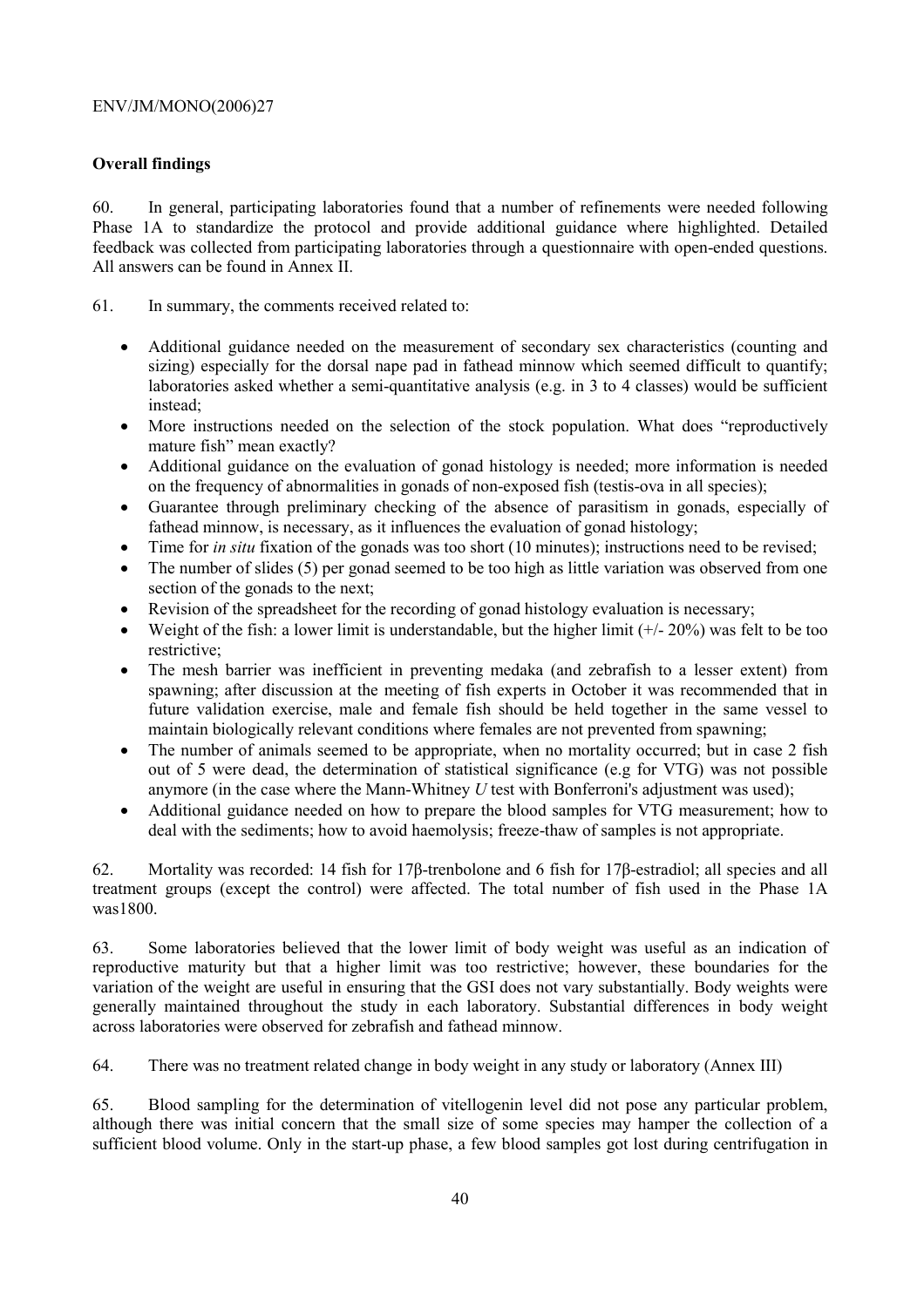**Overall findings**

60. In general, participating laboratories found that a number of refinements were needed following Phase 1A to standardize the protocol and provide additional guidance where highlighted. Detailed feedback was collected from participating laboratories through a questionnaire with open-ended questions. All answers can be found in Annex II.

61. In summary, the comments received related to:

- Additional guidance needed on the measurement of secondary sex characteristics (counting and sizing) especially for the dorsal nape pad in fathead minnow which seemed difficult to quantify; laboratories asked whether a semi-quantitative analysis (e.g. in 3 to 4 classes) would be sufficient instead;
- More instructions needed on the selection of the stock population. What does "reproductively mature fish" mean exactly?
- Additional guidance on the evaluation of gonad histology is needed; more information is needed on the frequency of abnormalities in gonads of non-exposed fish (testis-ova in all species);
- Guarantee through preliminary checking of the absence of parasitism in gonads, especially of fathead minnow, is necessary, as it influences the evaluation of gonad histology;
- Time for *in situ* fixation of the gonads was too short (10 minutes); instructions need to be revised;
- The number of slides (5) per gonad seemed to be too high as little variation was observed from one section of the gonads to the next;
- Revision of the spreadsheet for the recording of gonad histology evaluation is necessary;
- Weight of the fish: a lower limit is understandable, but the higher limit (+/- 20%) was felt to be too restrictive;
- The mesh barrier was inefficient in preventing medaka (and zebrafish to a lesser extent) from spawning; after discussion at the meeting of fish experts in October it was recommended that in future validation exercise, male and female fish should be held together in the same vessel to maintain biologically relevant conditions where females are not prevented from spawning;
- The number of animals seemed to be appropriate, when no mortality occurred; but in case 2 fish out of 5 were dead, the determination of statistical significance (e.g for VTG) was not possible anymore (in the case where the Mann-Whitney *U* test with Bonferroni's adjustment was used);
- Additional guidance needed on how to prepare the blood samples for VTG measurement; how to deal with the sediments; how to avoid haemolysis; freeze-thaw of samples is not appropriate.

62. Mortality was recorded: 14 fish for 17β-trenbolone and 6 fish for 17β-estradiol; all species and all treatment groups (except the control) were affected. The total number of fish used in the Phase 1A was1800.

63. Some laboratories believed that the lower limit of body weight was useful as an indication of reproductive maturity but that a higher limit was too restrictive; however, these boundaries for the variation of the weight are useful in ensuring that the GSI does not vary substantially. Body weights were generally maintained throughout the study in each laboratory. Substantial differences in body weight across laboratories were observed for zebrafish and fathead minnow.

64. There was no treatment related change in body weight in any study or laboratory (Annex III)

65. Blood sampling for the determination of vitellogenin level did not pose any particular problem, although there was initial concern that the small size of some species may hamper the collection of a sufficient blood volume. Only in the start-up phase, a few blood samples got lost during centrifugation in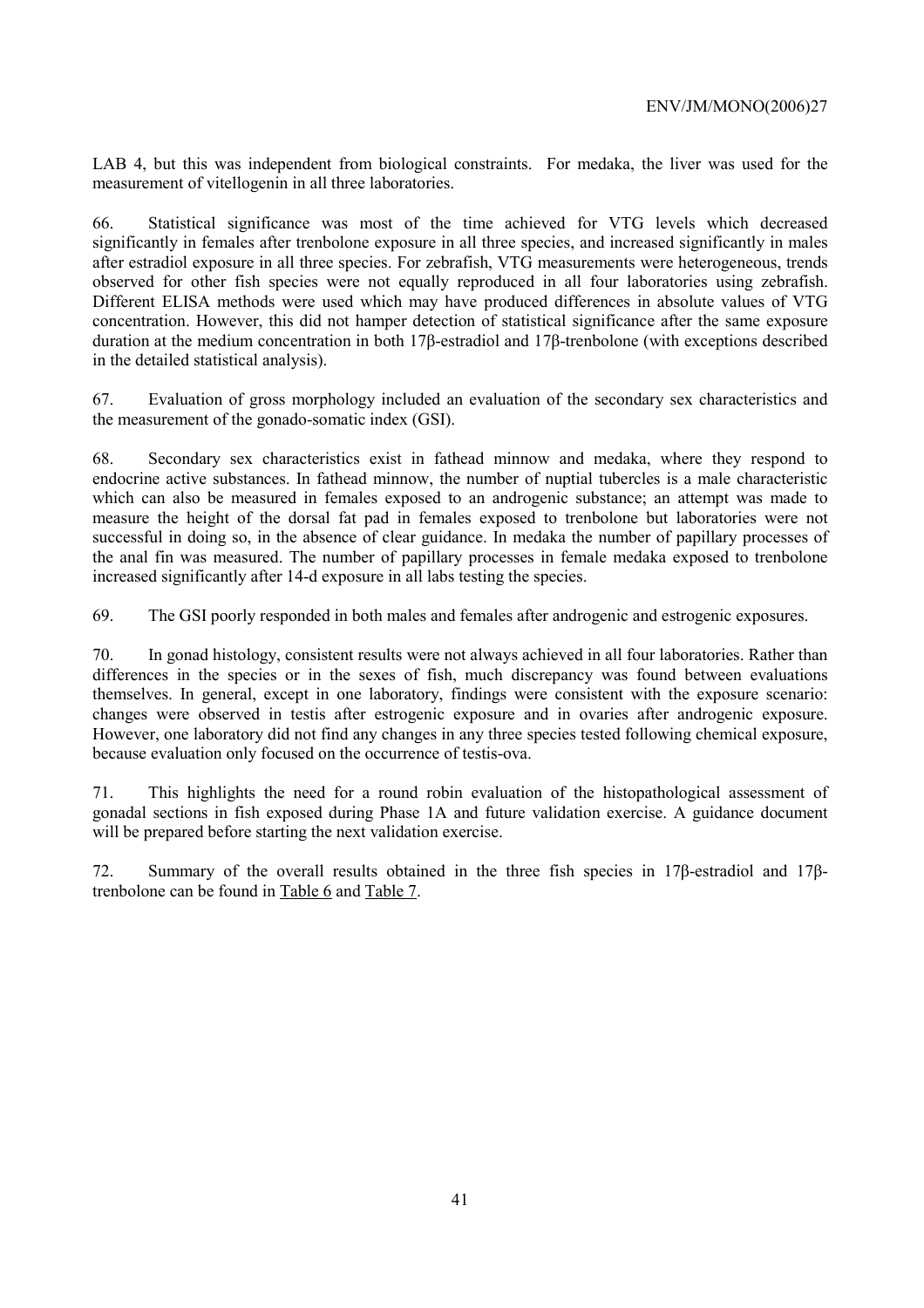LAB 4, but this was independent from biological constraints. For medaka, the liver was used for the measurement of vitellogenin in all three laboratories.

66. Statistical significance was most of the time achieved for VTG levels which decreased significantly in females after trenbolone exposure in all three species, and increased significantly in males after estradiol exposure in all three species. For zebrafish, VTG measurements were heterogeneous, trends observed for other fish species were not equally reproduced in all four laboratories using zebrafish. Different ELISA methods were used which may have produced differences in absolute values of VTG concentration. However, this did not hamper detection of statistical significance after the same exposure duration at the medium concentration in both 17β-estradiol and 17β-trenbolone (with exceptions described in the detailed statistical analysis).

67. Evaluation of gross morphology included an evaluation of the secondary sex characteristics and the measurement of the gonado-somatic index (GSI).

68. Secondary sex characteristics exist in fathead minnow and medaka, where they respond to endocrine active substances. In fathead minnow, the number of nuptial tubercles is a male characteristic which can also be measured in females exposed to an androgenic substance; an attempt was made to measure the height of the dorsal fat pad in females exposed to trenbolone but laboratories were not successful in doing so, in the absence of clear guidance. In medaka the number of papillary processes of the anal fin was measured. The number of papillary processes in female medaka exposed to trenbolone increased significantly after 14-d exposure in all labs testing the species.

69. The GSI poorly responded in both males and females after androgenic and estrogenic exposures.

70. In gonad histology, consistent results were not always achieved in all four laboratories. Rather than differences in the species or in the sexes of fish, much discrepancy was found between evaluations themselves. In general, except in one laboratory, findings were consistent with the exposure scenario: changes were observed in testis after estrogenic exposure and in ovaries after androgenic exposure. However, one laboratory did not find any changes in any three species tested following chemical exposure, because evaluation only focused on the occurrence of testis-ova.

71. This highlights the need for a round robin evaluation of the histopathological assessment of gonadal sections in fish exposed during Phase 1A and future validation exercise. A guidance document will be prepared before starting the next validation exercise.

72. Summary of the overall results obtained in the three fish species in 17β-estradiol and 17β-trenbolone can be found in Table 6 and Table 7.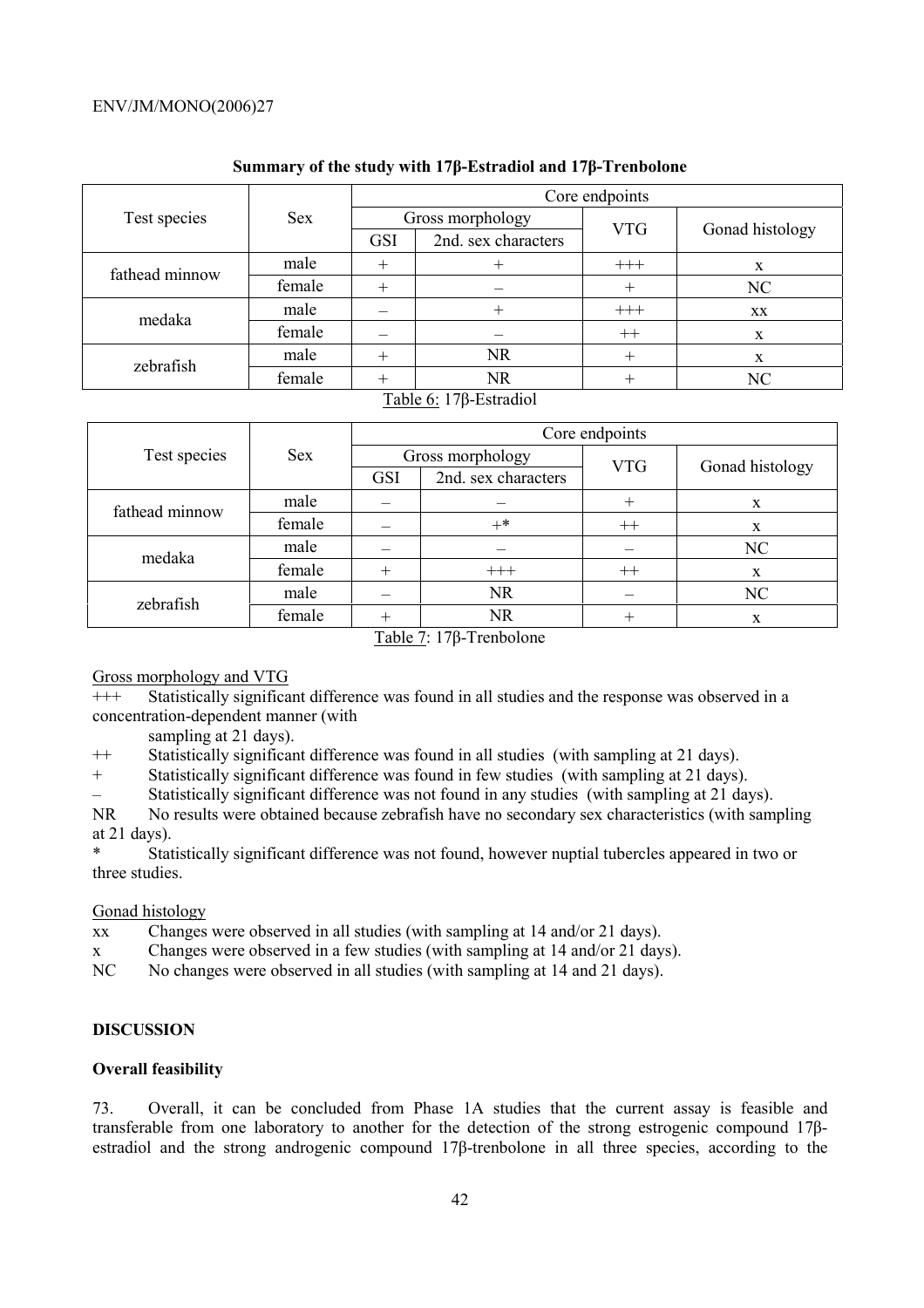**Summary of the study with 17β-Estradiol and 17β-Trenbolone**

| Test species | Sex | Core endpoints | | | |
|---|---|---|---|---|---|
| | | Gross morphology | | VTG | Gonad histology |
| | | GSI | 2nd. sex characters | | |
| fathead minnow | male | + | + | +++ | x |
| | female | + | – | + | NC |
| medaka | male | – | + | +++ | xx |
| | female | – | – | ++ | x |
| zebrafish | male | + | NR | + | x |
| | female | + | NR | + | NC |

Table 6: 17β-Estradiol

| Test species | Sex | Core endpoints | | | |
|---|---|---|---|---|---|
| | | Gross morphology | | VTG | Gonad histology |
| | | GSI | 2nd. sex characters | | |
| fathead minnow | male | – | – | + | x |
| | female | – | +* | ++ | x |
| medaka | male | – | – | – | NC |
| | female | + | +++ | ++ | x |
| zebrafish | male | – | NR | – | NC |
| | female | + | NR | + | x |

Table 7: 17β-Trenbolone

Gross morphology and VTG

+++ Statistically significant difference was found in all studies and the response was observed in a concentration-dependent manner (with sampling at 21 days).

++ Statistically significant difference was found in all studies (with sampling at 21 days).

+ Statistically significant difference was found in few studies (with sampling at 21 days).

– Statistically significant difference was not found in any studies (with sampling at 21 days).

NR No results were obtained because zebrafish have no secondary sex characteristics (with sampling at 21 days).

* Statistically significant difference was not found, however nuptial tubercles appeared in two or three studies.

Gonad histology

xx Changes were observed in all studies (with sampling at 14 and/or 21 days).

x Changes were observed in a few studies (with sampling at 14 and/or 21 days).

NC No changes were observed in all studies (with sampling at 14 and 21 days).

## DISCUSSION

### Overall feasibility

73. Overall, it can be concluded from Phase 1A studies that the current assay is feasible and transferable from one laboratory to another for the detection of the strong estrogenic compound 17β-estradiol and the strong androgenic compound 17β-trenbolone in all three species, according to the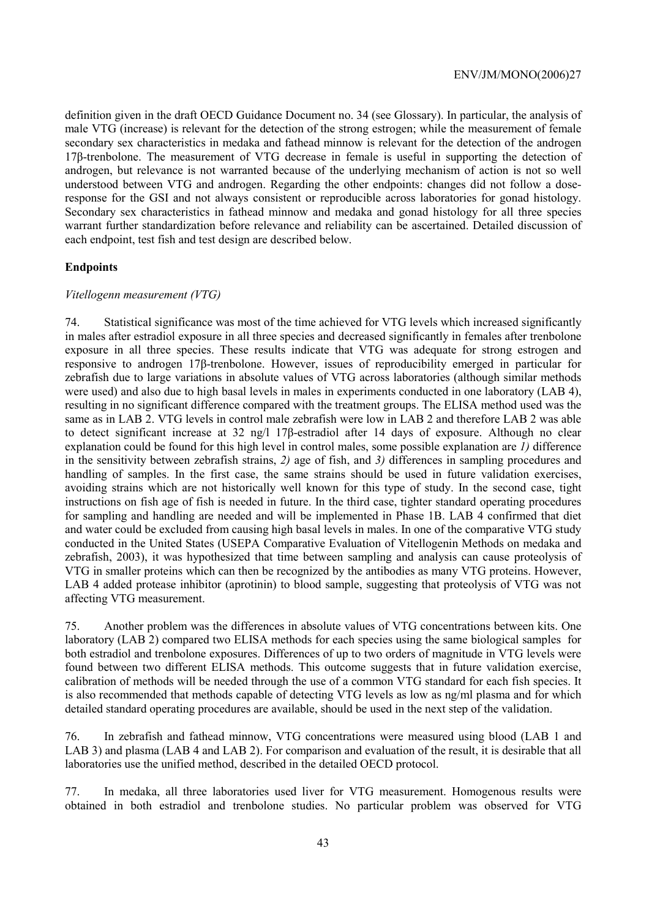definition given in the draft OECD Guidance Document no. 34 (see Glossary). In particular, the analysis of male VTG (increase) is relevant for the detection of the strong estrogen; while the measurement of female secondary sex characteristics in medaka and fathead minnow is relevant for the detection of the androgen 17β-trenbolone. The measurement of VTG decrease in female is useful in supporting the detection of androgen, but relevance is not warranted because of the underlying mechanism of action is not so well understood between VTG and androgen. Regarding the other endpoints: changes did not follow a dose-response for the GSI and not always consistent or reproducible across laboratories for gonad histology. Secondary sex characteristics in fathead minnow and medaka and gonad histology for all three species warrant further standardization before relevance and reliability can be ascertained. Detailed discussion of each endpoint, test fish and test design are described below.

**Endpoints**

*Vitellogenn measurement (VTG)*

74. Statistical significance was most of the time achieved for VTG levels which increased significantly in males after estradiol exposure in all three species and decreased significantly in females after trenbolone exposure in all three species. These results indicate that VTG was adequate for strong estrogen and responsive to androgen 17β-trenbolone. However, issues of reproducibility emerged in particular for zebrafish due to large variations in absolute values of VTG across laboratories (although similar methods were used) and also due to high basal levels in males in experiments conducted in one laboratory (LAB 4), resulting in no significant difference compared with the treatment groups. The ELISA method used was the same as in LAB 2. VTG levels in control male zebrafish were low in LAB 2 and therefore LAB 2 was able to detect significant increase at 32 ng/l 17β-estradiol after 14 days of exposure. Although no clear explanation could be found for this high level in control males, some possible explanation are *1)* difference in the sensitivity between zebrafish strains, *2)* age of fish, and *3)* differences in sampling procedures and handling of samples. In the first case, the same strains should be used in future validation exercises, avoiding strains which are not historically well known for this type of study. In the second case, tight instructions on fish age of fish is needed in future. In the third case, tighter standard operating procedures for sampling and handling are needed and will be implemented in Phase 1B. LAB 4 confirmed that diet and water could be excluded from causing high basal levels in males. In one of the comparative VTG study conducted in the United States (USEPA Comparative Evaluation of Vitellogenin Methods on medaka and zebrafish, 2003), it was hypothesized that time between sampling and analysis can cause proteolysis of VTG in smaller proteins which can then be recognized by the antibodies as many VTG proteins. However, LAB 4 added protease inhibitor (aprotinin) to blood sample, suggesting that proteolysis of VTG was not affecting VTG measurement.

75. Another problem was the differences in absolute values of VTG concentrations between kits. One laboratory (LAB 2) compared two ELISA methods for each species using the same biological samples for both estradiol and trenbolone exposures. Differences of up to two orders of magnitude in VTG levels were found between two different ELISA methods. This outcome suggests that in future validation exercise, calibration of methods will be needed through the use of a common VTG standard for each fish species. It is also recommended that methods capable of detecting VTG levels as low as ng/ml plasma and for which detailed standard operating procedures are available, should be used in the next step of the validation.

76. In zebrafish and fathead minnow, VTG concentrations were measured using blood (LAB 1 and LAB 3) and plasma (LAB 4 and LAB 2). For comparison and evaluation of the result, it is desirable that all laboratories use the unified method, described in the detailed OECD protocol.

77. In medaka, all three laboratories used liver for VTG measurement. Homogenous results were obtained in both estradiol and trenbolone studies. No particular problem was observed for VTG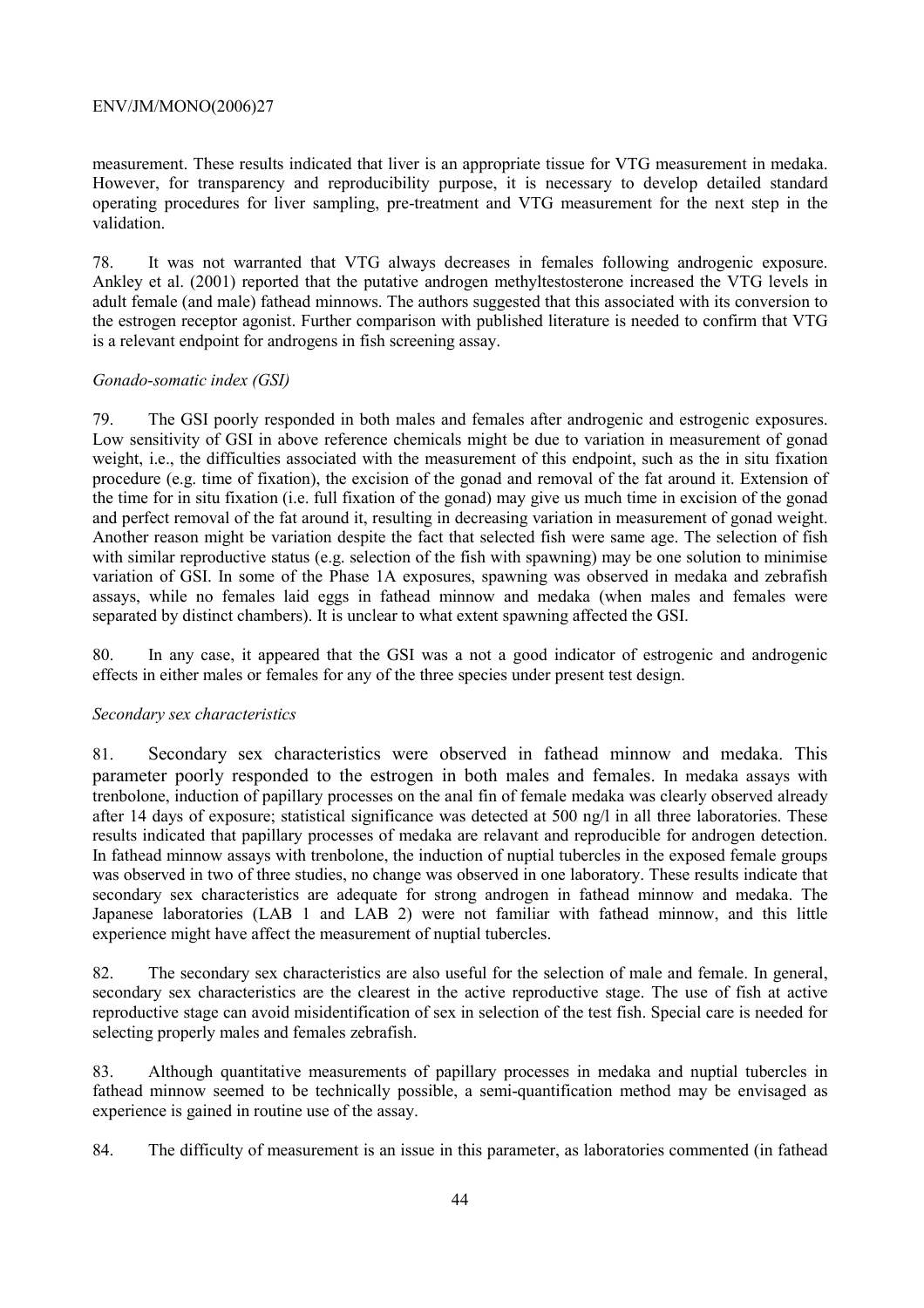measurement. These results indicated that liver is an appropriate tissue for VTG measurement in medaka. However, for transparency and reproducibility purpose, it is necessary to develop detailed standard operating procedures for liver sampling, pre-treatment and VTG measurement for the next step in the validation.

78. It was not warranted that VTG always decreases in females following androgenic exposure. Ankley et al. (2001) reported that the putative androgen methyltestosterone increased the VTG levels in adult female (and male) fathead minnows. The authors suggested that this associated with its conversion to the estrogen receptor agonist. Further comparison with published literature is needed to confirm that VTG is a relevant endpoint for androgens in fish screening assay.

*Gonado-somatic index (GSI)*

79. The GSI poorly responded in both males and females after androgenic and estrogenic exposures. Low sensitivity of GSI in above reference chemicals might be due to variation in measurement of gonad weight, i.e., the difficulties associated with the measurement of this endpoint, such as the in situ fixation procedure (e.g. time of fixation), the excision of the gonad and removal of the fat around it. Extension of the time for in situ fixation (i.e. full fixation of the gonad) may give us much time in excision of the gonad and perfect removal of the fat around it, resulting in decreasing variation in measurement of gonad weight. Another reason might be variation despite the fact that selected fish were same age. The selection of fish with similar reproductive status (e.g. selection of the fish with spawning) may be one solution to minimise variation of GSI. In some of the Phase 1A exposures, spawning was observed in medaka and zebrafish assays, while no females laid eggs in fathead minnow and medaka (when males and females were separated by distinct chambers). It is unclear to what extent spawning affected the GSI.

80. In any case, it appeared that the GSI was a not a good indicator of estrogenic and androgenic effects in either males or females for any of the three species under present test design.

*Secondary sex characteristics*

81. Secondary sex characteristics were observed in fathead minnow and medaka. This parameter poorly responded to the estrogen in both males and females. In medaka assays with trenbolone, induction of papillary processes on the anal fin of female medaka was clearly observed already after 14 days of exposure; statistical significance was detected at 500 ng/l in all three laboratories. These results indicated that papillary processes of medaka are relavant and reproducible for androgen detection. In fathead minnow assays with trenbolone, the induction of nuptial tubercles in the exposed female groups was observed in two of three studies, no change was observed in one laboratory. These results indicate that secondary sex characteristics are adequate for strong androgen in fathead minnow and medaka. The Japanese laboratories (LAB 1 and LAB 2) were not familiar with fathead minnow, and this little experience might have affect the measurement of nuptial tubercles.

82. The secondary sex characteristics are also useful for the selection of male and female. In general, secondary sex characteristics are the clearest in the active reproductive stage. The use of fish at active reproductive stage can avoid misidentification of sex in selection of the test fish. Special care is needed for selecting properly males and females zebrafish.

83. Although quantitative measurements of papillary processes in medaka and nuptial tubercles in fathead minnow seemed to be technically possible, a semi-quantification method may be envisaged as experience is gained in routine use of the assay.

84. The difficulty of measurement is an issue in this parameter, as laboratories commented (in fathead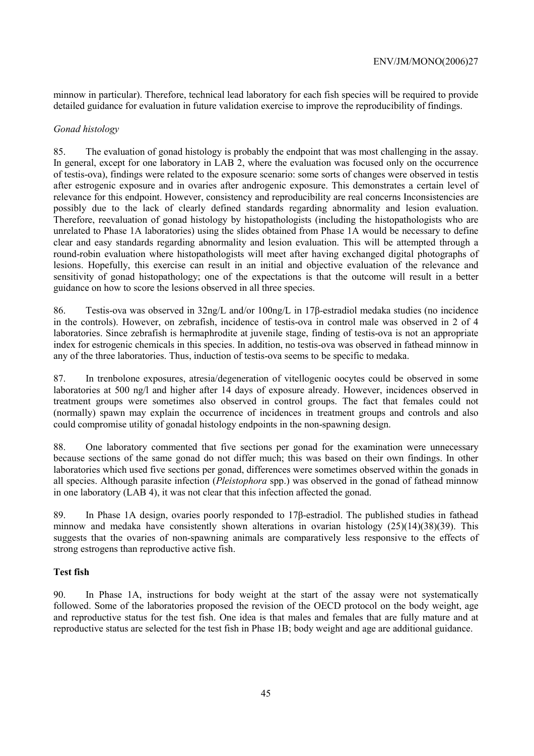minnow in particular). Therefore, technical lead laboratory for each fish species will be required to provide detailed guidance for evaluation in future validation exercise to improve the reproducibility of findings.

*Gonad histology*

85. The evaluation of gonad histology is probably the endpoint that was most challenging in the assay. In general, except for one laboratory in LAB 2, where the evaluation was focused only on the occurrence of testis-ova), findings were related to the exposure scenario: some sorts of changes were observed in testis after estrogenic exposure and in ovaries after androgenic exposure. This demonstrates a certain level of relevance for this endpoint. However, consistency and reproducibility are real concerns Inconsistencies are possibly due to the lack of clearly defined standards regarding abnormality and lesion evaluation. Therefore, reevaluation of gonad histology by histopathologists (including the histopathologists who are unrelated to Phase 1A laboratories) using the slides obtained from Phase 1A would be necessary to define clear and easy standards regarding abnormality and lesion evaluation. This will be attempted through a round-robin evaluation where histopathologists will meet after having exchanged digital photographs of lesions. Hopefully, this exercise can result in an initial and objective evaluation of the relevance and sensitivity of gonad histopathology; one of the expectations is that the outcome will result in a better guidance on how to score the lesions observed in all three species.

86. Testis-ova was observed in 32ng/L and/or 100ng/L in 17β-estradiol medaka studies (no incidence in the controls). However, on zebrafish, incidence of testis-ova in control male was observed in 2 of 4 laboratories. Since zebrafish is hermaphrodite at juvenile stage, finding of testis-ova is not an appropriate index for estrogenic chemicals in this species. In addition, no testis-ova was observed in fathead minnow in any of the three laboratories. Thus, induction of testis-ova seems to be specific to medaka.

87. In trenbolone exposures, atresia/degeneration of vitellogenic oocytes could be observed in some laboratories at 500 ng/l and higher after 14 days of exposure already. However, incidences observed in treatment groups were sometimes also observed in control groups. The fact that females could not (normally) spawn may explain the occurrence of incidences in treatment groups and controls and also could compromise utility of gonadal histology endpoints in the non-spawning design.

88. One laboratory commented that five sections per gonad for the examination were unnecessary because sections of the same gonad do not differ much; this was based on their own findings. In other laboratories which used five sections per gonad, differences were sometimes observed within the gonads in all species. Although parasite infection (*Pleistophora* spp.) was observed in the gonad of fathead minnow in one laboratory (LAB 4), it was not clear that this infection affected the gonad.

89. In Phase 1A design, ovaries poorly responded to 17β-estradiol. The published studies in fathead minnow and medaka have consistently shown alterations in ovarian histology (25)(14)(38)(39). This suggests that the ovaries of non-spawning animals are comparatively less responsive to the effects of strong estrogens than reproductive active fish.

**Test fish**

90. In Phase 1A, instructions for body weight at the start of the assay were not systematically followed. Some of the laboratories proposed the revision of the OECD protocol on the body weight, age and reproductive status for the test fish. One idea is that males and females that are fully mature and at reproductive status are selected for the test fish in Phase 1B; body weight and age are additional guidance.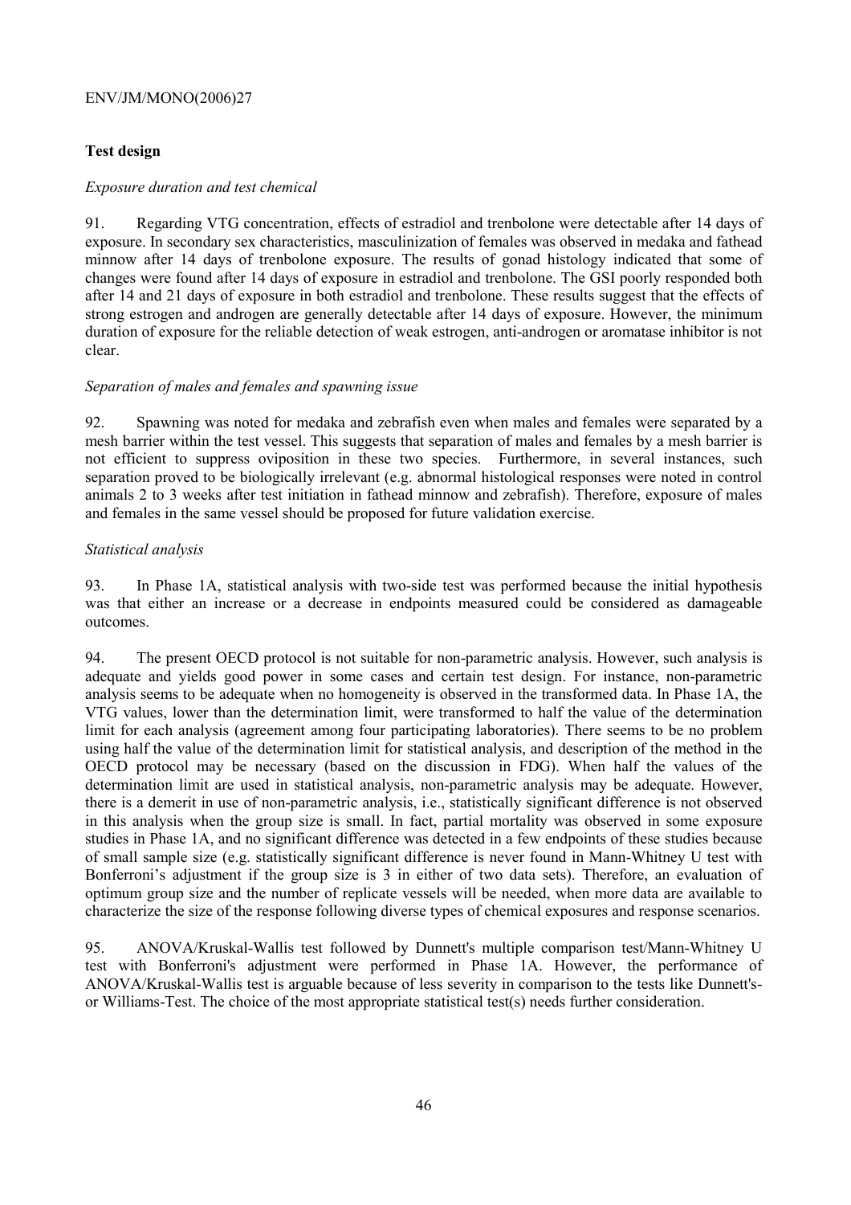**Test design**

*Exposure duration and test chemical*

91. Regarding VTG concentration, effects of estradiol and trenbolone were detectable after 14 days of exposure. In secondary sex characteristics, masculinization of females was observed in medaka and fathead minnow after 14 days of trenbolone exposure. The results of gonad histology indicated that some of changes were found after 14 days of exposure in estradiol and trenbolone. The GSI poorly responded both after 14 and 21 days of exposure in both estradiol and trenbolone. These results suggest that the effects of strong estrogen and androgen are generally detectable after 14 days of exposure. However, the minimum duration of exposure for the reliable detection of weak estrogen, anti-androgen or aromatase inhibitor is not clear.

*Separation of males and females and spawning issue*

92. Spawning was noted for medaka and zebrafish even when males and females were separated by a mesh barrier within the test vessel. This suggests that separation of males and females by a mesh barrier is not efficient to suppress oviposition in these two species. Furthermore, in several instances, such separation proved to be biologically irrelevant (e.g. abnormal histological responses were noted in control animals 2 to 3 weeks after test initiation in fathead minnow and zebrafish). Therefore, exposure of males and females in the same vessel should be proposed for future validation exercise.

*Statistical analysis*

93. In Phase 1A, statistical analysis with two-side test was performed because the initial hypothesis was that either an increase or a decrease in endpoints measured could be considered as damageable outcomes.

94. The present OECD protocol is not suitable for non-parametric analysis. However, such analysis is adequate and yields good power in some cases and certain test design. For instance, non-parametric analysis seems to be adequate when no homogeneity is observed in the transformed data. In Phase 1A, the VTG values, lower than the determination limit, were transformed to half the value of the determination limit for each analysis (agreement among four participating laboratories). There seems to be no problem using half the value of the determination limit for statistical analysis, and description of the method in the OECD protocol may be necessary (based on the discussion in FDG). When half the values of the determination limit are used in statistical analysis, non-parametric analysis may be adequate. However, there is a demerit in use of non-parametric analysis, i.e., statistically significant difference is not observed in this analysis when the group size is small. In fact, partial mortality was observed in some exposure studies in Phase 1A, and no significant difference was detected in a few endpoints of these studies because of small sample size (e.g. statistically significant difference is never found in Mann-Whitney U test with Bonferroni's adjustment if the group size is 3 in either of two data sets). Therefore, an evaluation of optimum group size and the number of replicate vessels will be needed, when more data are available to characterize the size of the response following diverse types of chemical exposures and response scenarios.

95. ANOVA/Kruskal-Wallis test followed by Dunnett's multiple comparison test/Mann-Whitney U test with Bonferroni's adjustment were performed in Phase 1A. However, the performance of ANOVA/Kruskal-Wallis test is arguable because of less severity in comparison to the tests like Dunnett's- or Williams-Test. The choice of the most appropriate statistical test(s) needs further consideration.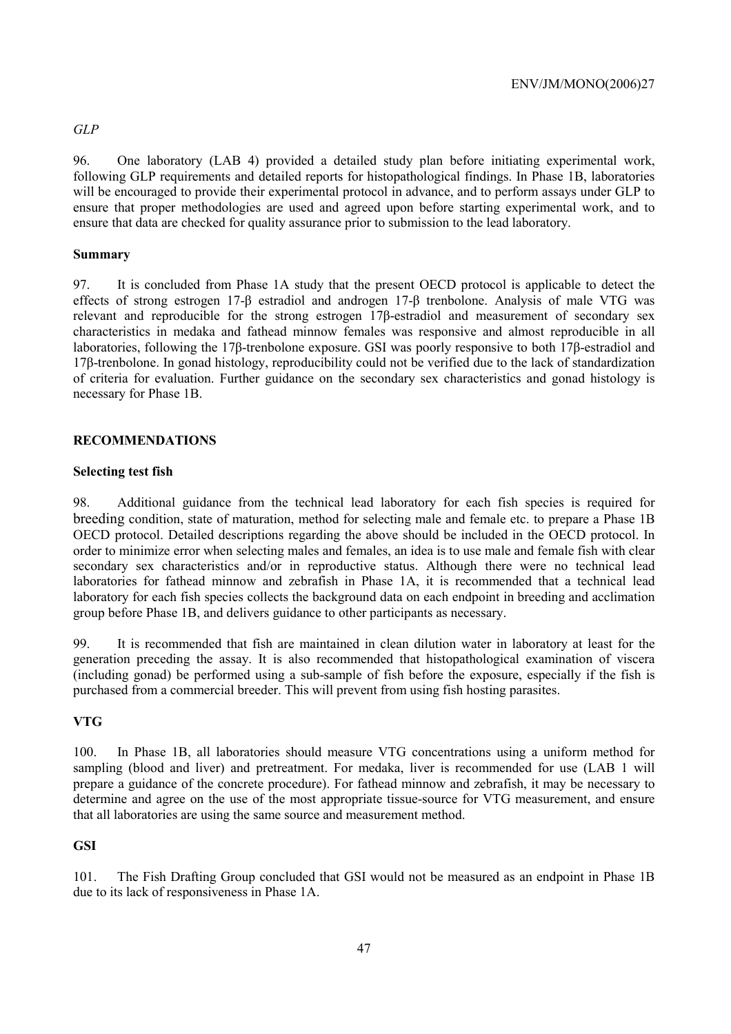*GLP*

96. One laboratory (LAB 4) provided a detailed study plan before initiating experimental work, following GLP requirements and detailed reports for histopathological findings. In Phase 1B, laboratories will be encouraged to provide their experimental protocol in advance, and to perform assays under GLP to ensure that proper methodologies are used and agreed upon before starting experimental work, and to ensure that data are checked for quality assurance prior to submission to the lead laboratory.

**Summary**

97. It is concluded from Phase 1A study that the present OECD protocol is applicable to detect the effects of strong estrogen 17-β estradiol and androgen 17-β trenbolone. Analysis of male VTG was relevant and reproducible for the strong estrogen 17β-estradiol and measurement of secondary sex characteristics in medaka and fathead minnow females was responsive and almost reproducible in all laboratories, following the 17β-trenbolone exposure. GSI was poorly responsive to both 17β-estradiol and 17β-trenbolone. In gonad histology, reproducibility could not be verified due to the lack of standardization of criteria for evaluation. Further guidance on the secondary sex characteristics and gonad histology is necessary for Phase 1B.

## RECOMMENDATIONS

**Selecting test fish**

98. Additional guidance from the technical lead laboratory for each fish species is required for breeding condition, state of maturation, method for selecting male and female etc. to prepare a Phase 1B OECD protocol. Detailed descriptions regarding the above should be included in the OECD protocol. In order to minimize error when selecting males and females, an idea is to use male and female fish with clear secondary sex characteristics and/or in reproductive status. Although there were no technical lead laboratories for fathead minnow and zebrafish in Phase 1A, it is recommended that a technical lead laboratory for each fish species collects the background data on each endpoint in breeding and acclimation group before Phase 1B, and delivers guidance to other participants as necessary.

99. It is recommended that fish are maintained in clean dilution water in laboratory at least for the generation preceding the assay. It is also recommended that histopathological examination of viscera (including gonad) be performed using a sub-sample of fish before the exposure, especially if the fish is purchased from a commercial breeder. This will prevent from using fish hosting parasites.

**VTG**

100. In Phase 1B, all laboratories should measure VTG concentrations using a uniform method for sampling (blood and liver) and pretreatment. For medaka, liver is recommended for use (LAB 1 will prepare a guidance of the concrete procedure). For fathead minnow and zebrafish, it may be necessary to determine and agree on the use of the most appropriate tissue-source for VTG measurement, and ensure that all laboratories are using the same source and measurement method.

**GSI**

101. The Fish Drafting Group concluded that GSI would not be measured as an endpoint in Phase 1B due to its lack of responsiveness in Phase 1A.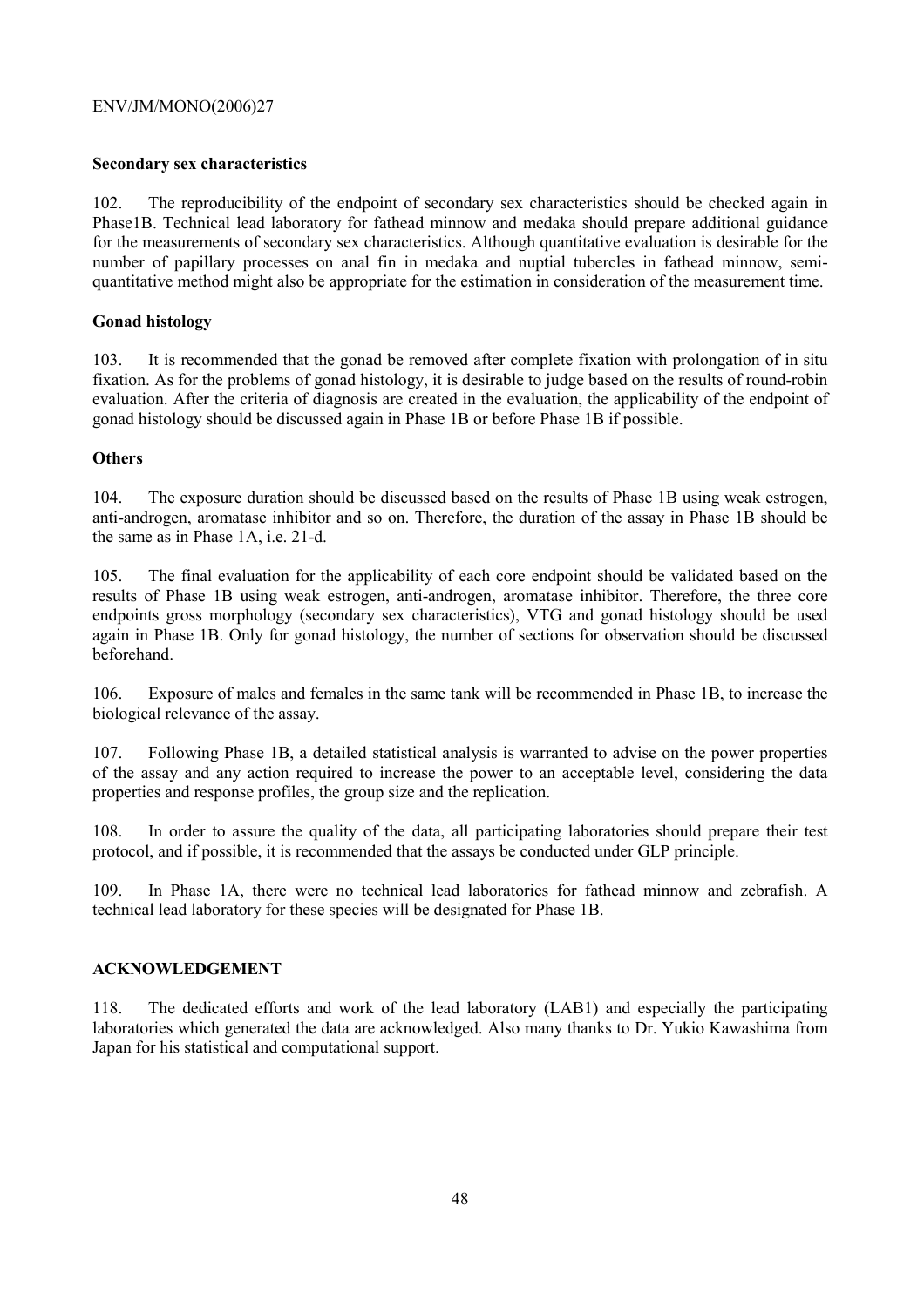**Secondary sex characteristics**

102. The reproducibility of the endpoint of secondary sex characteristics should be checked again in Phase1B. Technical lead laboratory for fathead minnow and medaka should prepare additional guidance for the measurements of secondary sex characteristics. Although quantitative evaluation is desirable for the number of papillary processes on anal fin in medaka and nuptial tubercles in fathead minnow, semi-quantitative method might also be appropriate for the estimation in consideration of the measurement time.

**Gonad histology**

103. It is recommended that the gonad be removed after complete fixation with prolongation of in situ fixation. As for the problems of gonad histology, it is desirable to judge based on the results of round-robin evaluation. After the criteria of diagnosis are created in the evaluation, the applicability of the endpoint of gonad histology should be discussed again in Phase 1B or before Phase 1B if possible.

**Others**

104. The exposure duration should be discussed based on the results of Phase 1B using weak estrogen, anti-androgen, aromatase inhibitor and so on. Therefore, the duration of the assay in Phase 1B should be the same as in Phase 1A, i.e. 21-d.

105. The final evaluation for the applicability of each core endpoint should be validated based on the results of Phase 1B using weak estrogen, anti-androgen, aromatase inhibitor. Therefore, the three core endpoints gross morphology (secondary sex characteristics), VTG and gonad histology should be used again in Phase 1B. Only for gonad histology, the number of sections for observation should be discussed beforehand.

106. Exposure of males and females in the same tank will be recommended in Phase 1B, to increase the biological relevance of the assay.

107. Following Phase 1B, a detailed statistical analysis is warranted to advise on the power properties of the assay and any action required to increase the power to an acceptable level, considering the data properties and response profiles, the group size and the replication.

108. In order to assure the quality of the data, all participating laboratories should prepare their test protocol, and if possible, it is recommended that the assays be conducted under GLP principle.

109. In Phase 1A, there were no technical lead laboratories for fathead minnow and zebrafish. A technical lead laboratory for these species will be designated for Phase 1B.

## ACKNOWLEDGEMENT

118. The dedicated efforts and work of the lead laboratory (LAB1) and especially the participating laboratories which generated the data are acknowledged. Also many thanks to Dr. Yukio Kawashima from Japan for his statistical and computational support.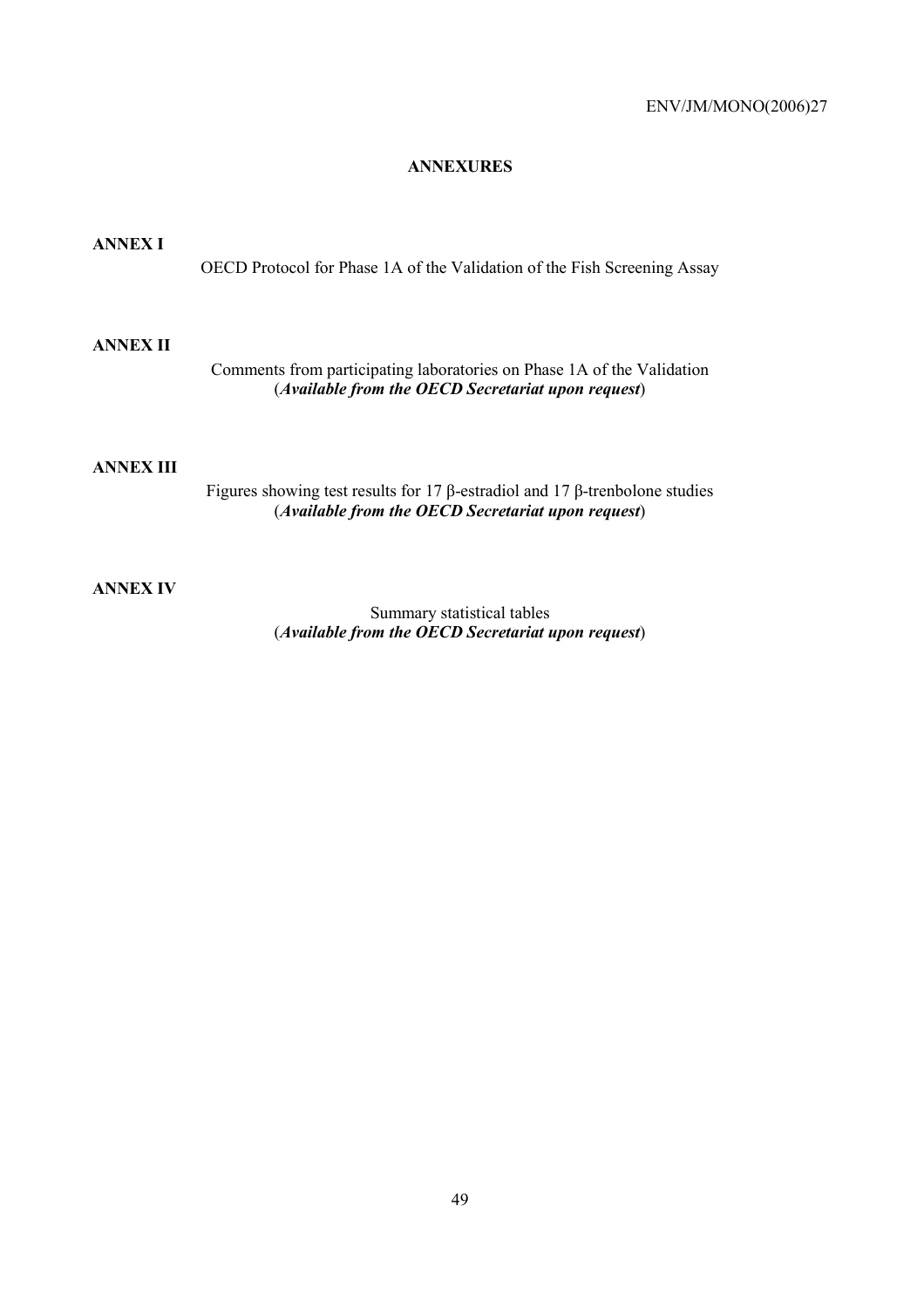# ANNEXURES

## ANNEX I

OECD Protocol for Phase 1A of the Validation of the Fish Screening Assay

## ANNEX II

Comments from participating laboratories on Phase 1A of the Validation
(***Available from the OECD Secretariat upon request***)

## ANNEX III

Figures showing test results for 17 β-estradiol and 17 β-trenbolone studies
(***Available from the OECD Secretariat upon request***)

## ANNEX IV

Summary statistical tables
(***Available from the OECD Secretariat upon request***)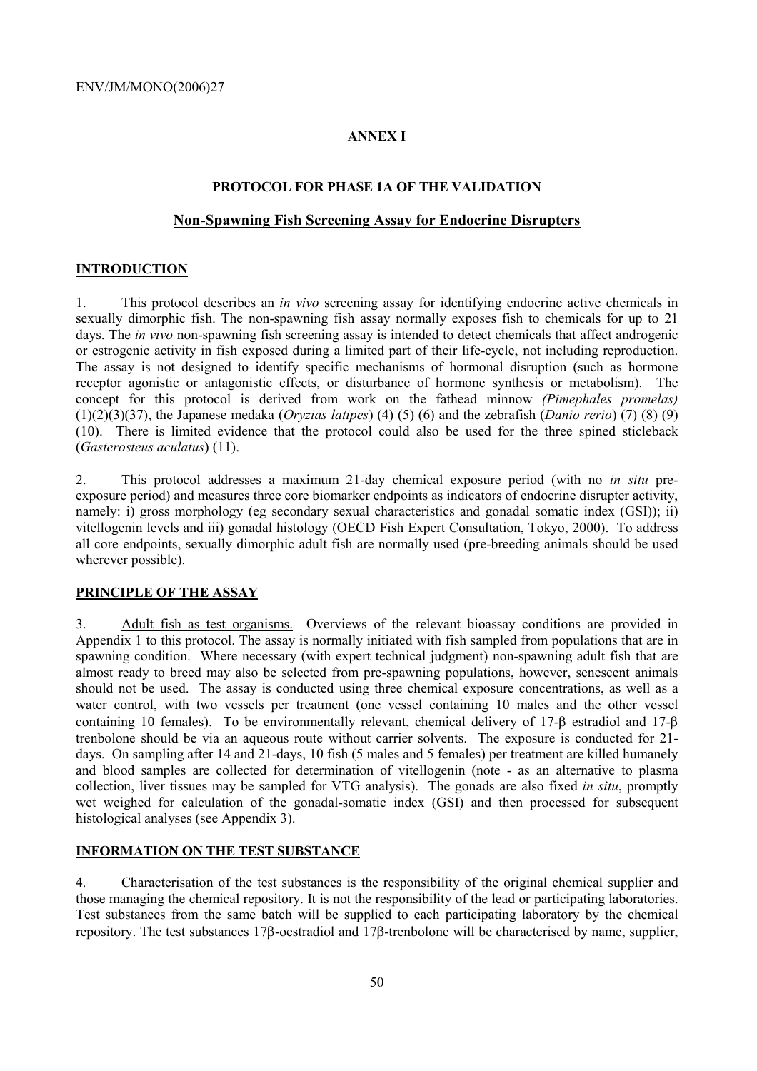## ANNEX I

### PROTOCOL FOR PHASE 1A OF THE VALIDATION

### Non-Spawning Fish Screening Assay for Endocrine Disrupters

## INTRODUCTION

1. This protocol describes an *in vivo* screening assay for identifying endocrine active chemicals in sexually dimorphic fish. The non-spawning fish assay normally exposes fish to chemicals for up to 21 days. The *in vivo* non-spawning fish screening assay is intended to detect chemicals that affect androgenic or estrogenic activity in fish exposed during a limited part of their life-cycle, not including reproduction. The assay is not designed to identify specific mechanisms of hormonal disruption (such as hormone receptor agonistic or antagonistic effects, or disturbance of hormone synthesis or metabolism). The concept for this protocol is derived from work on the fathead minnow *(Pimephales promelas)* (1)(2)(3)(37), the Japanese medaka (*Oryzias latipes*) (4) (5) (6) and the zebrafish (*Danio rerio*) (7) (8) (9) (10). There is limited evidence that the protocol could also be used for the three spined sticleback (*Gasterosteus aculatus*) (11).

2. This protocol addresses a maximum 21-day chemical exposure period (with no *in situ* pre-exposure period) and measures three core biomarker endpoints as indicators of endocrine disrupter activity, namely: i) gross morphology (eg secondary sexual characteristics and gonadal somatic index (GSI)); ii) vitellogenin levels and iii) gonadal histology (OECD Fish Expert Consultation, Tokyo, 2000). To address all core endpoints, sexually dimorphic adult fish are normally used (pre-breeding animals should be used wherever possible).

## PRINCIPLE OF THE ASSAY

3. Adult fish as test organisms. Overviews of the relevant bioassay conditions are provided in Appendix 1 to this protocol. The assay is normally initiated with fish sampled from populations that are in spawning condition. Where necessary (with expert technical judgment) non-spawning adult fish that are almost ready to breed may also be selected from pre-spawning populations, however, senescent animals should not be used. The assay is conducted using three chemical exposure concentrations, as well as a water control, with two vessels per treatment (one vessel containing 10 males and the other vessel containing 10 females). To be environmentally relevant, chemical delivery of 17-β estradiol and 17-β trenbolone should be via an aqueous route without carrier solvents. The exposure is conducted for 21-days. On sampling after 14 and 21-days, 10 fish (5 males and 5 females) per treatment are killed humanely and blood samples are collected for determination of vitellogenin (note - as an alternative to plasma collection, liver tissues may be sampled for VTG analysis). The gonads are also fixed *in situ*, promptly wet weighed for calculation of the gonadal-somatic index (GSI) and then processed for subsequent histological analyses (see Appendix 3).

## INFORMATION ON THE TEST SUBSTANCE

4. Characterisation of the test substances is the responsibility of the original chemical supplier and those managing the chemical repository. It is not the responsibility of the lead or participating laboratories. Test substances from the same batch will be supplied to each participating laboratory by the chemical repository. The test substances 17β-oestradiol and 17β-trenbolone will be characterised by name, supplier,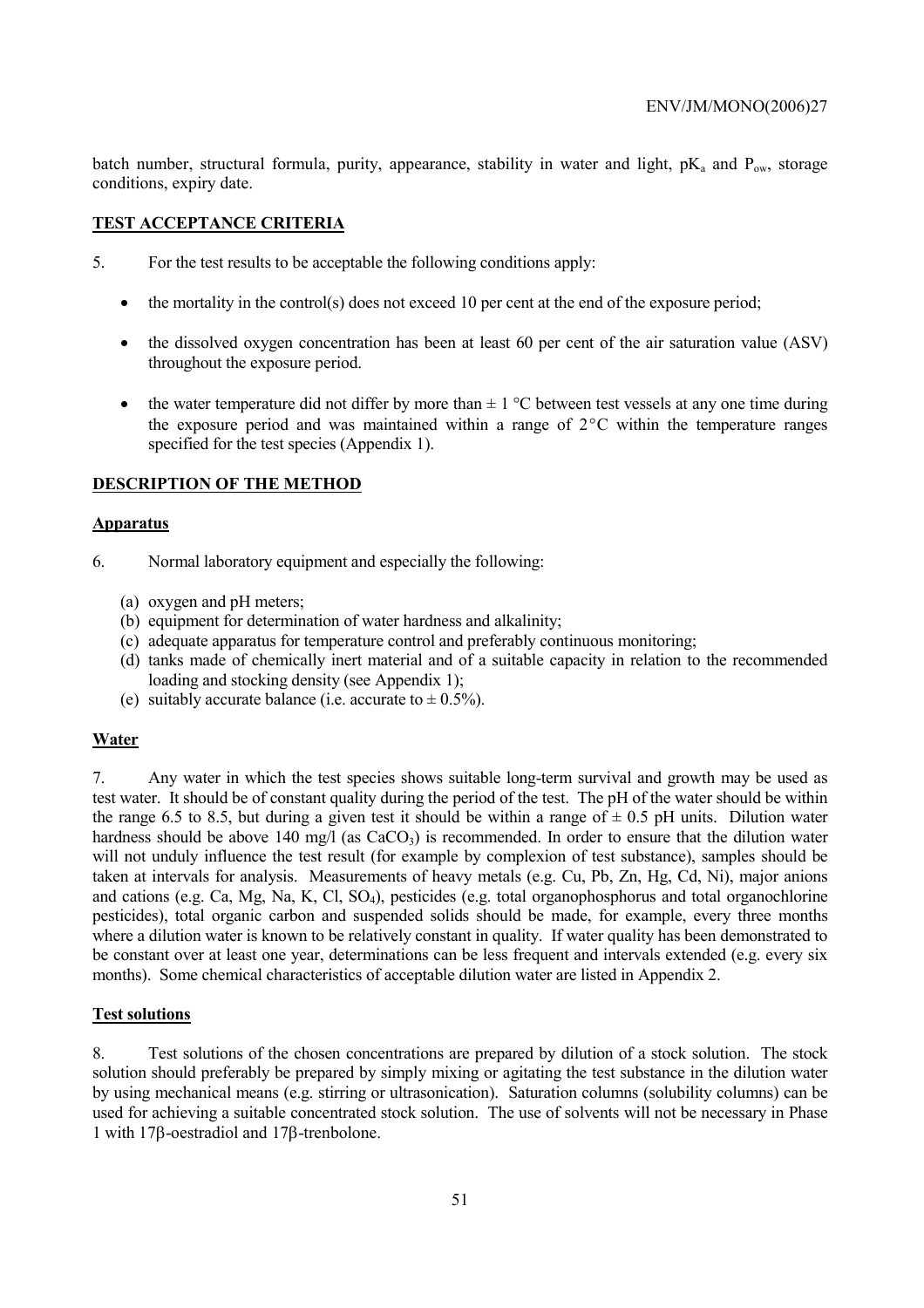batch number, structural formula, purity, appearance, stability in water and light, $pK_a$ and $P_{ow}$, storage conditions, expiry date.

## TEST ACCEPTANCE CRITERIA

5. For the test results to be acceptable the following conditions apply:

- the mortality in the control(s) does not exceed 10 per cent at the end of the exposure period;
- the dissolved oxygen concentration has been at least 60 per cent of the air saturation value (ASV) throughout the exposure period.
- the water temperature did not differ by more than ± 1 °C between test vessels at any one time during the exposure period and was maintained within a range of 2 °C within the temperature ranges specified for the test species (Appendix 1).

## DESCRIPTION OF THE METHOD

### Apparatus

6. Normal laboratory equipment and especially the following:

(a) oxygen and pH meters;
(b) equipment for determination of water hardness and alkalinity;
(c) adequate apparatus for temperature control and preferably continuous monitoring;
(d) tanks made of chemically inert material and of a suitable capacity in relation to the recommended loading and stocking density (see Appendix 1);
(e) suitably accurate balance (i.e. accurate to ± 0.5%).

### Water

7. Any water in which the test species shows suitable long-term survival and growth may be used as test water. It should be of constant quality during the period of the test. The pH of the water should be within the range 6.5 to 8.5, but during a given test it should be within a range of ± 0.5 pH units. Dilution water hardness should be above 140 mg/l (as $CaCO_3$) is recommended. In order to ensure that the dilution water will not unduly influence the test result (for example by complexion of test substance), samples should be taken at intervals for analysis. Measurements of heavy metals (e.g. Cu, Pb, Zn, Hg, Cd, Ni), major anions and cations (e.g. Ca, Mg, Na, K, Cl, $SO_4$), pesticides (e.g. total organophosphorus and total organochlorine pesticides), total organic carbon and suspended solids should be made, for example, every three months where a dilution water is known to be relatively constant in quality. If water quality has been demonstrated to be constant over at least one year, determinations can be less frequent and intervals extended (e.g. every six months). Some chemical characteristics of acceptable dilution water are listed in Appendix 2.

### Test solutions

8. Test solutions of the chosen concentrations are prepared by dilution of a stock solution. The stock solution should preferably be prepared by simply mixing or agitating the test substance in the dilution water by using mechanical means (e.g. stirring or ultrasonication). Saturation columns (solubility columns) can be used for achieving a suitable concentrated stock solution. The use of solvents will not be necessary in Phase 1 with 17β-oestradiol and 17β-trenbolone.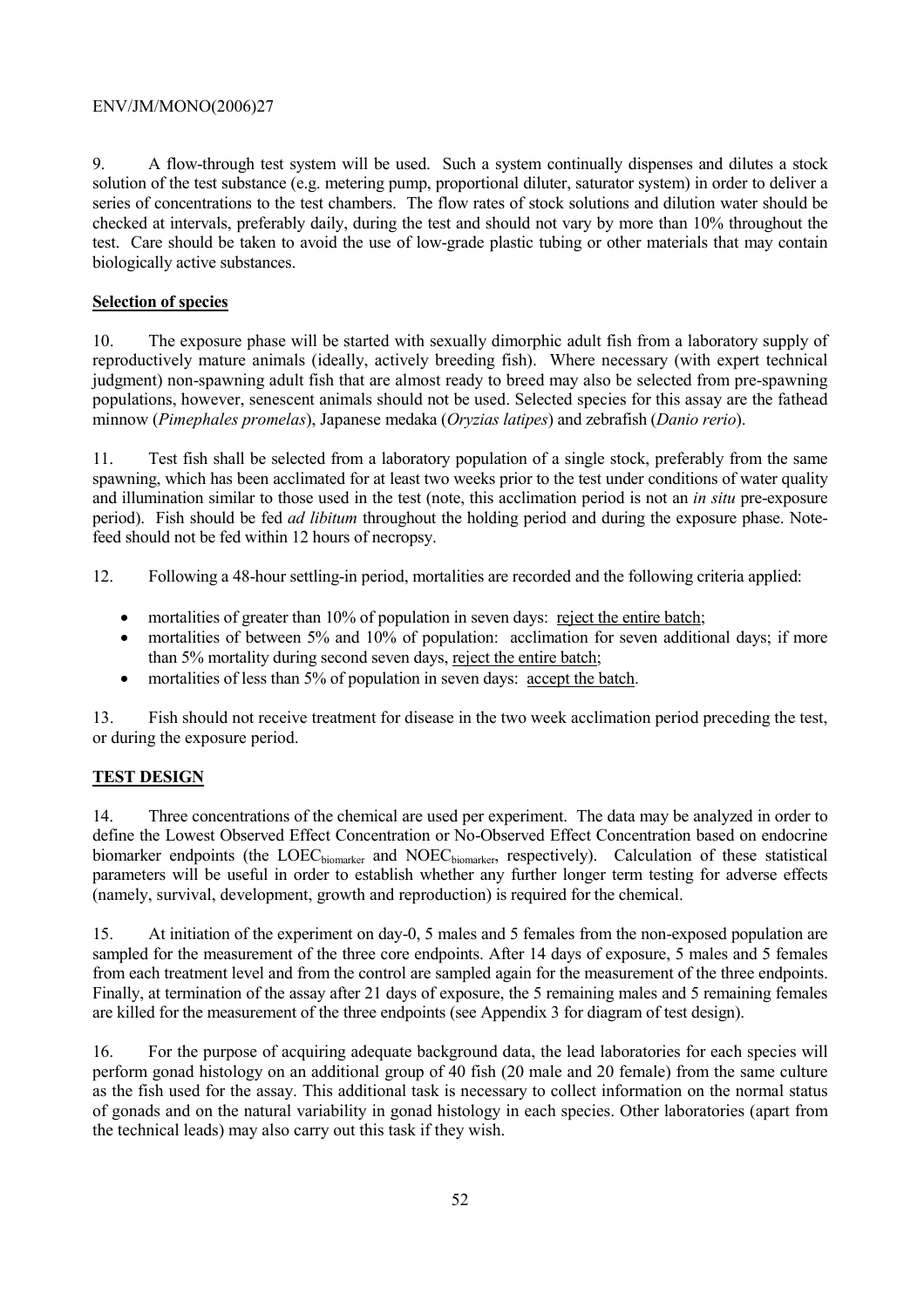9. A flow-through test system will be used. Such a system continually dispenses and dilutes a stock solution of the test substance (e.g. metering pump, proportional diluter, saturator system) in order to deliver a series of concentrations to the test chambers. The flow rates of stock solutions and dilution water should be checked at intervals, preferably daily, during the test and should not vary by more than 10% throughout the test. Care should be taken to avoid the use of low-grade plastic tubing or other materials that may contain biologically active substances.

**Selection of species**

10. The exposure phase will be started with sexually dimorphic adult fish from a laboratory supply of reproductively mature animals (ideally, actively breeding fish). Where necessary (with expert technical judgment) non-spawning adult fish that are almost ready to breed may also be selected from pre-spawning populations, however, senescent animals should not be used. Selected species for this assay are the fathead minnow (*Pimephales promelas*), Japanese medaka (*Oryzias latipes*) and zebrafish (*Danio rerio*).

11. Test fish shall be selected from a laboratory population of a single stock, preferably from the same spawning, which has been acclimated for at least two weeks prior to the test under conditions of water quality and illumination similar to those used in the test (note, this acclimation period is not an *in situ* pre-exposure period). Fish should be fed *ad libitum* throughout the holding period and during the exposure phase. Note-feed should not be fed within 12 hours of necropsy.

12. Following a 48-hour settling-in period, mortalities are recorded and the following criteria applied:

- mortalities of greater than 10% of population in seven days: reject the entire batch;
- mortalities of between 5% and 10% of population: acclimation for seven additional days; if more than 5% mortality during second seven days, reject the entire batch;
- mortalities of less than 5% of population in seven days: accept the batch.

13. Fish should not receive treatment for disease in the two week acclimation period preceding the test, or during the exposure period.

**TEST DESIGN**

14. Three concentrations of the chemical are used per experiment. The data may be analyzed in order to define the Lowest Observed Effect Concentration or No-Observed Effect Concentration based on endocrine biomarker endpoints (the $LOEC_{biomarker}$ and $NOEC_{biomarker}$, respectively). Calculation of these statistical parameters will be useful in order to establish whether any further longer term testing for adverse effects (namely, survival, development, growth and reproduction) is required for the chemical.

15. At initiation of the experiment on day-0, 5 males and 5 females from the non-exposed population are sampled for the measurement of the three core endpoints. After 14 days of exposure, 5 males and 5 females from each treatment level and from the control are sampled again for the measurement of the three endpoints. Finally, at termination of the assay after 21 days of exposure, the 5 remaining males and 5 remaining females are killed for the measurement of the three endpoints (see Appendix 3 for diagram of test design).

16. For the purpose of acquiring adequate background data, the lead laboratories for each species will perform gonad histology on an additional group of 40 fish (20 male and 20 female) from the same culture as the fish used for the assay. This additional task is necessary to collect information on the normal status of gonads and on the natural variability in gonad histology in each species. Other laboratories (apart from the technical leads) may also carry out this task if they wish.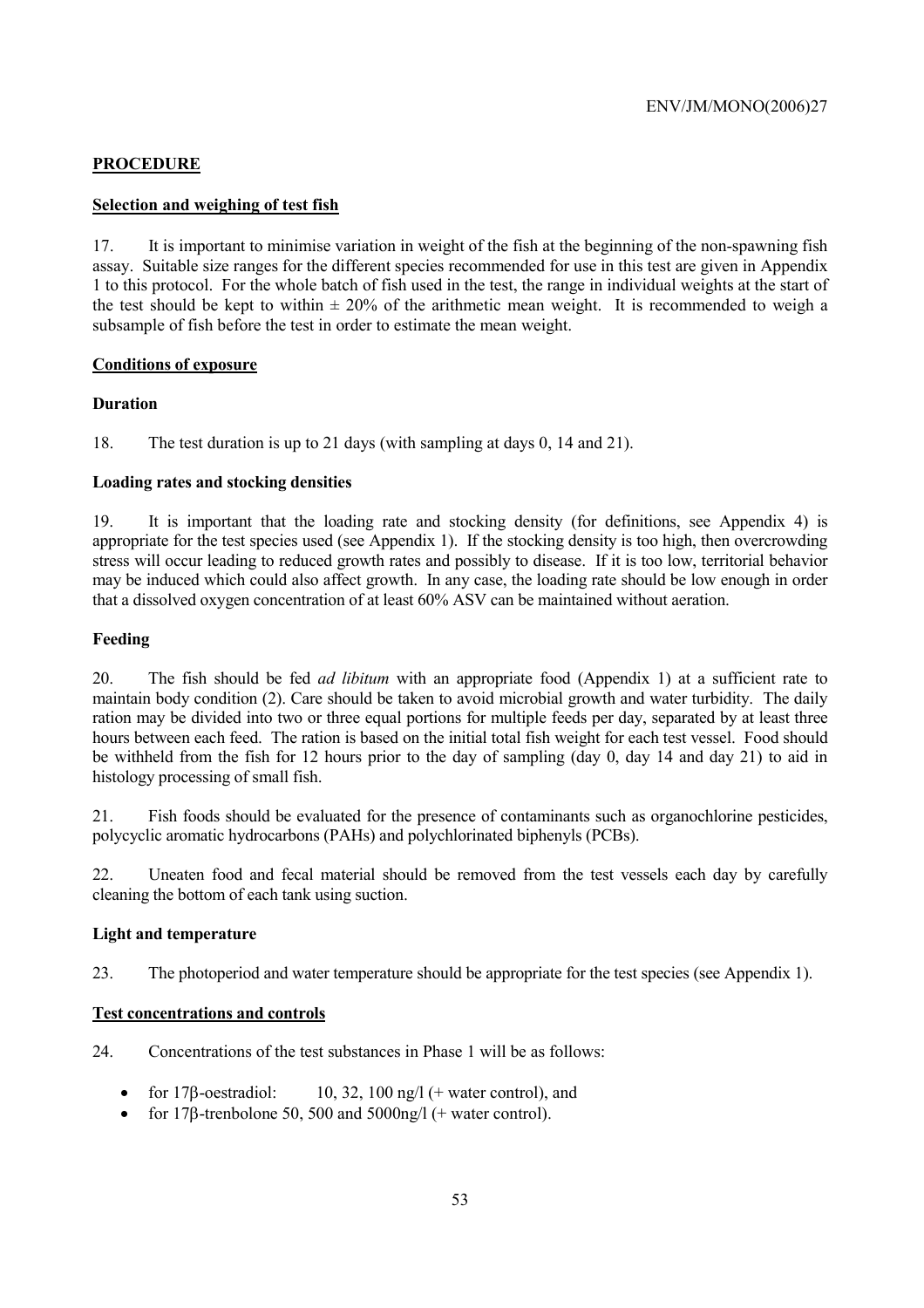## PROCEDURE

### Selection and weighing of test fish

17. It is important to minimise variation in weight of the fish at the beginning of the non-spawning fish assay. Suitable size ranges for the different species recommended for use in this test are given in Appendix 1 to this protocol. For the whole batch of fish used in the test, the range in individual weights at the start of the test should be kept to within ± 20% of the arithmetic mean weight. It is recommended to weigh a subsample of fish before the test in order to estimate the mean weight.

### Conditions of exposure

#### Duration

18. The test duration is up to 21 days (with sampling at days 0, 14 and 21).

#### Loading rates and stocking densities

19. It is important that the loading rate and stocking density (for definitions, see Appendix 4) is appropriate for the test species used (see Appendix 1). If the stocking density is too high, then overcrowding stress will occur leading to reduced growth rates and possibly to disease. If it is too low, territorial behavior may be induced which could also affect growth. In any case, the loading rate should be low enough in order that a dissolved oxygen concentration of at least 60% ASV can be maintained without aeration.

#### Feeding

20. The fish should be fed *ad libitum* with an appropriate food (Appendix 1) at a sufficient rate to maintain body condition (2). Care should be taken to avoid microbial growth and water turbidity. The daily ration may be divided into two or three equal portions for multiple feeds per day, separated by at least three hours between each feed. The ration is based on the initial total fish weight for each test vessel. Food should be withheld from the fish for 12 hours prior to the day of sampling (day 0, day 14 and day 21) to aid in histology processing of small fish.

21. Fish foods should be evaluated for the presence of contaminants such as organochlorine pesticides, polycyclic aromatic hydrocarbons (PAHs) and polychlorinated biphenyls (PCBs).

22. Uneaten food and fecal material should be removed from the test vessels each day by carefully cleaning the bottom of each tank using suction.

#### Light and temperature

23. The photoperiod and water temperature should be appropriate for the test species (see Appendix 1).

### Test concentrations and controls

24. Concentrations of the test substances in Phase 1 will be as follows:

- for 17β-oestradiol: 10, 32, 100 ng/l (+ water control), and
- for 17β-trenbolone 50, 500 and 5000ng/l (+ water control).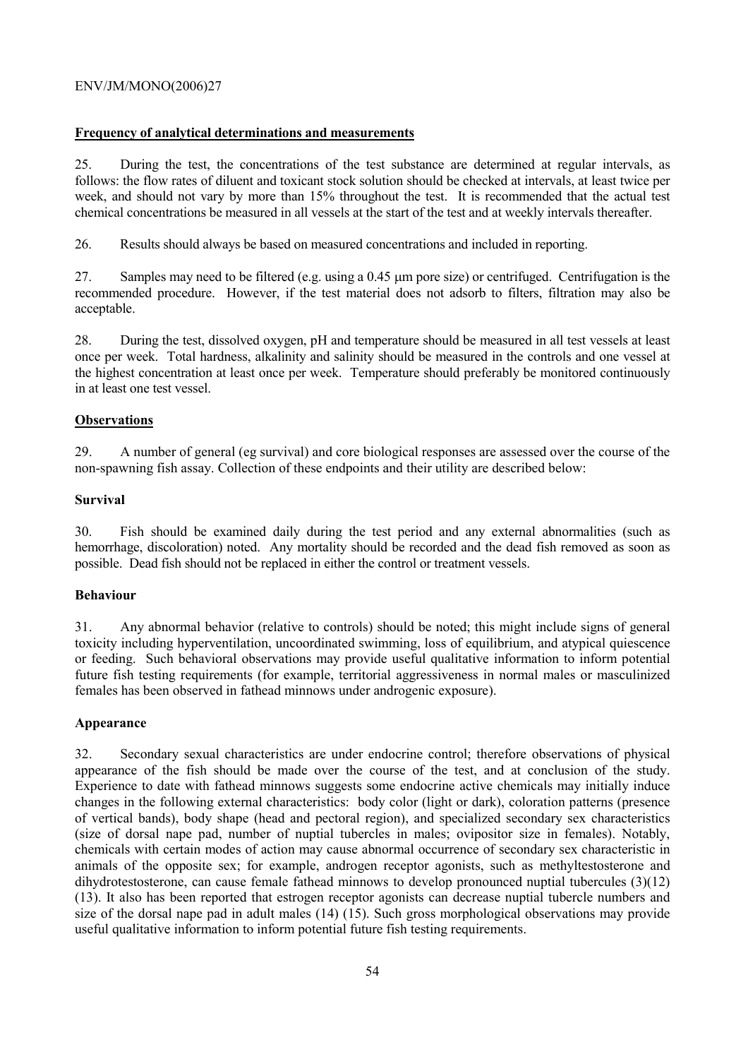**Frequency of analytical determinations and measurements**

25. During the test, the concentrations of the test substance are determined at regular intervals, as follows: the flow rates of diluent and toxicant stock solution should be checked at intervals, at least twice per week, and should not vary by more than 15% throughout the test. It is recommended that the actual test chemical concentrations be measured in all vessels at the start of the test and at weekly intervals thereafter.

26. Results should always be based on measured concentrations and included in reporting.

27. Samples may need to be filtered (e.g. using a 0.45 μm pore size) or centrifuged. Centrifugation is the recommended procedure. However, if the test material does not adsorb to filters, filtration may also be acceptable.

28. During the test, dissolved oxygen, pH and temperature should be measured in all test vessels at least once per week. Total hardness, alkalinity and salinity should be measured in the controls and one vessel at the highest concentration at least once per week. Temperature should preferably be monitored continuously in at least one test vessel.

**Observations**

29. A number of general (eg survival) and core biological responses are assessed over the course of the non-spawning fish assay. Collection of these endpoints and their utility are described below:

**Survival**

30. Fish should be examined daily during the test period and any external abnormalities (such as hemorrhage, discoloration) noted. Any mortality should be recorded and the dead fish removed as soon as possible. Dead fish should not be replaced in either the control or treatment vessels.

**Behaviour**

31. Any abnormal behavior (relative to controls) should be noted; this might include signs of general toxicity including hyperventilation, uncoordinated swimming, loss of equilibrium, and atypical quiescence or feeding. Such behavioral observations may provide useful qualitative information to inform potential future fish testing requirements (for example, territorial aggressiveness in normal males or masculinized females has been observed in fathead minnows under androgenic exposure).

**Appearance**

32. Secondary sexual characteristics are under endocrine control; therefore observations of physical appearance of the fish should be made over the course of the test, and at conclusion of the study. Experience to date with fathead minnows suggests some endocrine active chemicals may initially induce changes in the following external characteristics: body color (light or dark), coloration patterns (presence of vertical bands), body shape (head and pectoral region), and specialized secondary sex characteristics (size of dorsal nape pad, number of nuptial tubercles in males; ovipositor size in females). Notably, chemicals with certain modes of action may cause abnormal occurrence of secondary sex characteristic in animals of the opposite sex; for example, androgen receptor agonists, such as methyltestosterone and dihydrotestosterone, can cause female fathead minnows to develop pronounced nuptial tubercules (3)(12)(13). It also has been reported that estrogen receptor agonists can decrease nuptial tubercle numbers and size of the dorsal nape pad in adult males (14) (15). Such gross morphological observations may provide useful qualitative information to inform potential future fish testing requirements.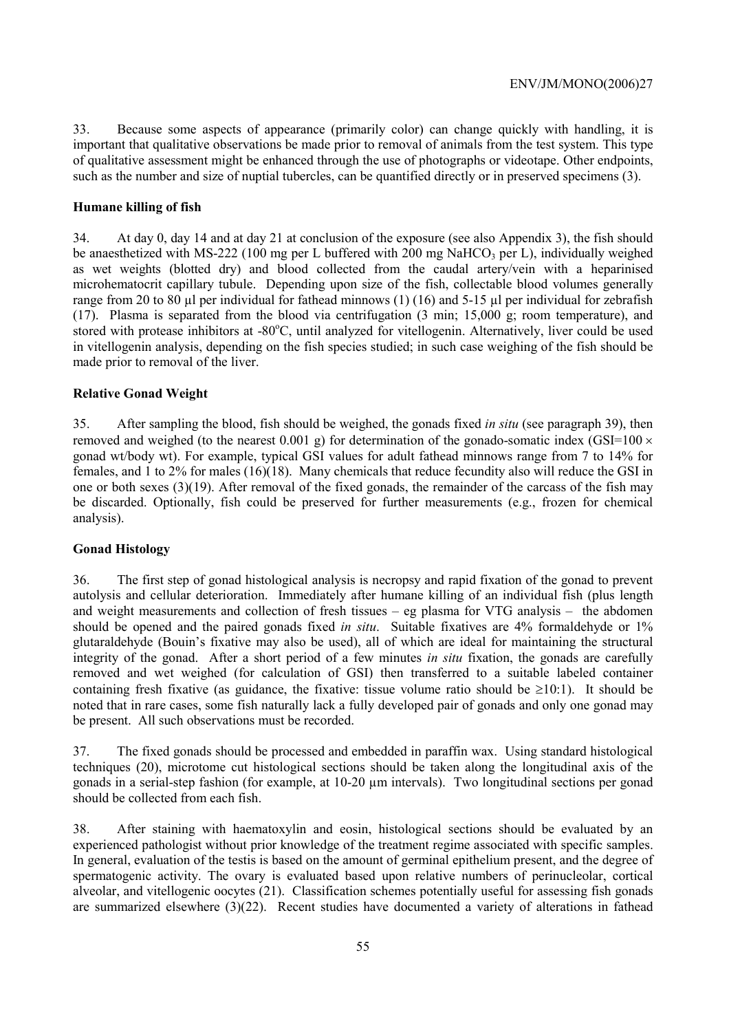33. Because some aspects of appearance (primarily color) can change quickly with handling, it is important that qualitative observations be made prior to removal of animals from the test system. This type of qualitative assessment might be enhanced through the use of photographs or videotape. Other endpoints, such as the number and size of nuptial tubercles, can be quantified directly or in preserved specimens (3).

### Humane killing of fish

34. At day 0, day 14 and at day 21 at conclusion of the exposure (see also Appendix 3), the fish should be anaesthetized with MS-222 (100 mg per L buffered with 200 mg $NaHCO_3$ per L), individually weighed as wet weights (blotted dry) and blood collected from the caudal artery/vein with a heparinised microhematocrit capillary tubule. Depending upon size of the fish, collectable blood volumes generally range from 20 to 80 µl per individual for fathead minnows (1) (16) and 5-15 µl per individual for zebrafish (17). Plasma is separated from the blood via centrifugation (3 min; 15,000 g; room temperature), and stored with protease inhibitors at -80°C, until analyzed for vitellogenin. Alternatively, liver could be used in vitellogenin analysis, depending on the fish species studied; in such case weighing of the fish should be made prior to removal of the liver.

### Relative Gonad Weight

35. After sampling the blood, fish should be weighed, the gonads fixed *in situ* (see paragraph 39), then removed and weighed (to the nearest 0.001 g) for determination of the gonado-somatic index (GSI=100 × gonad wt/body wt). For example, typical GSI values for adult fathead minnows range from 7 to 14% for females, and 1 to 2% for males (16)(18). Many chemicals that reduce fecundity also will reduce the GSI in one or both sexes (3)(19). After removal of the fixed gonads, the remainder of the carcass of the fish may be discarded. Optionally, fish could be preserved for further measurements (e.g., frozen for chemical analysis).

### Gonad Histology

36. The first step of gonad histological analysis is necropsy and rapid fixation of the gonad to prevent autolysis and cellular deterioration. Immediately after humane killing of an individual fish (plus length and weight measurements and collection of fresh tissues – eg plasma for VTG analysis – the abdomen should be opened and the paired gonads fixed *in situ*. Suitable fixatives are 4% formaldehyde or 1% glutaraldehyde (Bouin's fixative may also be used), all of which are ideal for maintaining the structural integrity of the gonad. After a short period of a few minutes *in situ* fixation, the gonads are carefully removed and wet weighed (for calculation of GSI) then transferred to a suitable labeled container containing fresh fixative (as guidance, the fixative: tissue volume ratio should be ≥10:1). It should be noted that in rare cases, some fish naturally lack a fully developed pair of gonads and only one gonad may be present. All such observations must be recorded.

37. The fixed gonads should be processed and embedded in paraffin wax. Using standard histological techniques (20), microtome cut histological sections should be taken along the longitudinal axis of the gonads in a serial-step fashion (for example, at 10-20 µm intervals). Two longitudinal sections per gonad should be collected from each fish.

38. After staining with haematoxylin and eosin, histological sections should be evaluated by an experienced pathologist without prior knowledge of the treatment regime associated with specific samples. In general, evaluation of the testis is based on the amount of germinal epithelium present, and the degree of spermatogenic activity. The ovary is evaluated based upon relative numbers of perinucleolar, cortical alveolar, and vitellogenic oocytes (21). Classification schemes potentially useful for assessing fish gonads are summarized elsewhere (3)(22). Recent studies have documented a variety of alterations in fathead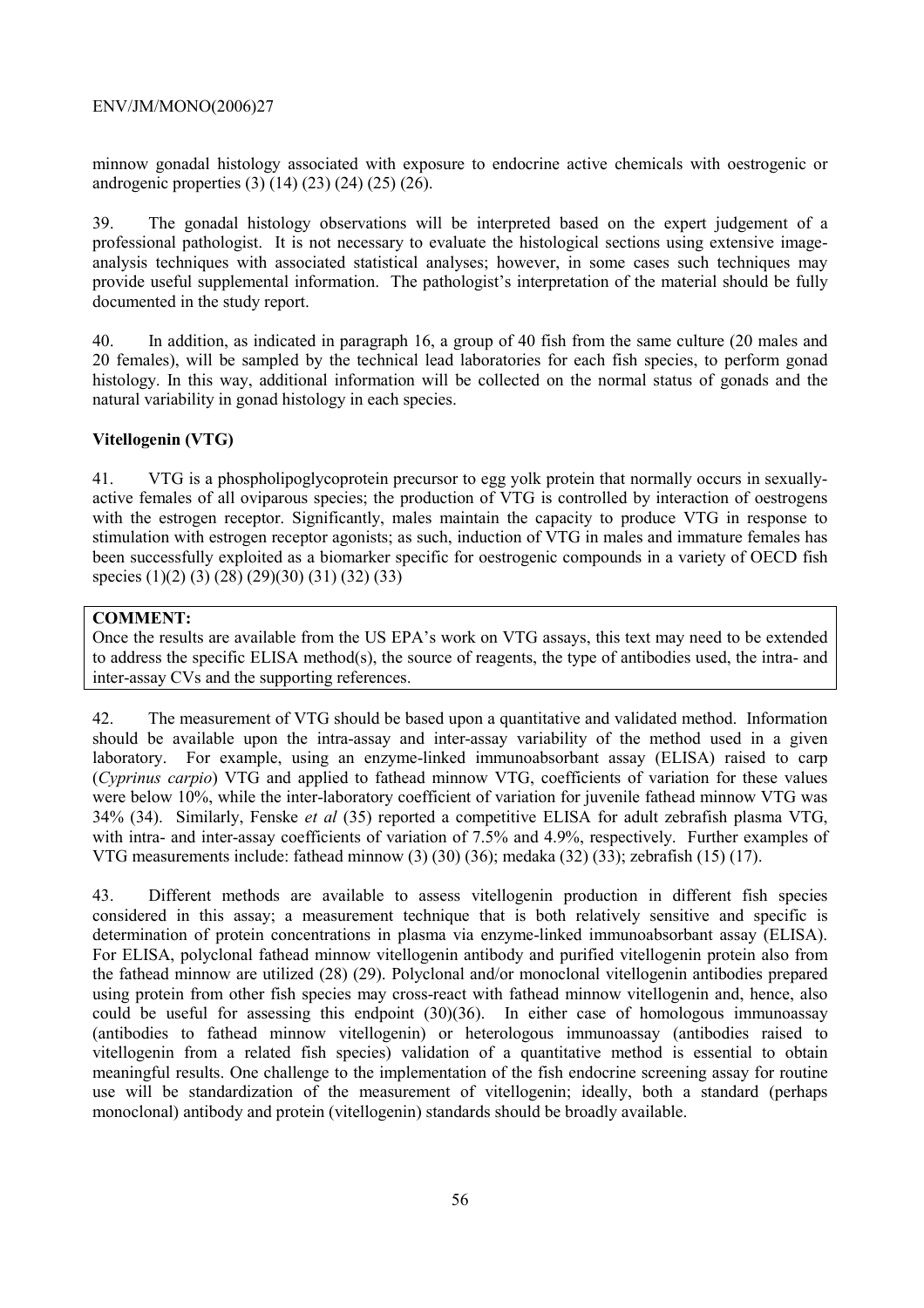minnow gonadal histology associated with exposure to endocrine active chemicals with oestrogenic or androgenic properties (3) (14) (23) (24) (25) (26).

39. The gonadal histology observations will be interpreted based on the expert judgement of a professional pathologist. It is not necessary to evaluate the histological sections using extensive image-analysis techniques with associated statistical analyses; however, in some cases such techniques may provide useful supplemental information. The pathologist's interpretation of the material should be fully documented in the study report.

40. In addition, as indicated in paragraph 16, a group of 40 fish from the same culture (20 males and 20 females), will be sampled by the technical lead laboratories for each fish species, to perform gonad histology. In this way, additional information will be collected on the normal status of gonads and the natural variability in gonad histology in each species.

**Vitellogenin (VTG)**

41. VTG is a phospholipoglycoprotein precursor to egg yolk protein that normally occurs in sexually-active females of all oviparous species; the production of VTG is controlled by interaction of oestrogens with the estrogen receptor. Significantly, males maintain the capacity to produce VTG in response to stimulation with estrogen receptor agonists; as such, induction of VTG in males and immature females has been successfully exploited as a biomarker specific for oestrogenic compounds in a variety of OECD fish species (1)(2) (3) (28) (29)(30) (31) (32) (33)

**COMMENT:**
Once the results are available from the US EPA's work on VTG assays, this text may need to be extended to address the specific ELISA method(s), the source of reagents, the type of antibodies used, the intra- and inter-assay CVs and the supporting references.

42. The measurement of VTG should be based upon a quantitative and validated method. Information should be available upon the intra-assay and inter-assay variability of the method used in a given laboratory. For example, using an enzyme-linked immunoabsorbant assay (ELISA) raised to carp (*Cyprinus carpio*) VTG and applied to fathead minnow VTG, coefficients of variation for these values were below 10%, while the inter-laboratory coefficient of variation for juvenile fathead minnow VTG was 34% (34). Similarly, Fenske *et al* (35) reported a competitive ELISA for adult zebrafish plasma VTG, with intra- and inter-assay coefficients of variation of 7.5% and 4.9%, respectively. Further examples of VTG measurements include: fathead minnow (3) (30) (36); medaka (32) (33); zebrafish (15) (17).

43. Different methods are available to assess vitellogenin production in different fish species considered in this assay; a measurement technique that is both relatively sensitive and specific is determination of protein concentrations in plasma via enzyme-linked immunoabsorbant assay (ELISA). For ELISA, polyclonal fathead minnow vitellogenin antibody and purified vitellogenin protein also from the fathead minnow are utilized (28) (29). Polyclonal and/or monoclonal vitellogenin antibodies prepared using protein from other fish species may cross-react with fathead minnow vitellogenin and, hence, also could be useful for assessing this endpoint (30)(36). In either case of homologous immunoassay (antibodies to fathead minnow vitellogenin) or heterologous immunoassay (antibodies raised to vitellogenin from a related fish species) validation of a quantitative method is essential to obtain meaningful results. One challenge to the implementation of the fish endocrine screening assay for routine use will be standardization of the measurement of vitellogenin; ideally, both a standard (perhaps monoclonal) antibody and protein (vitellogenin) standards should be broadly available.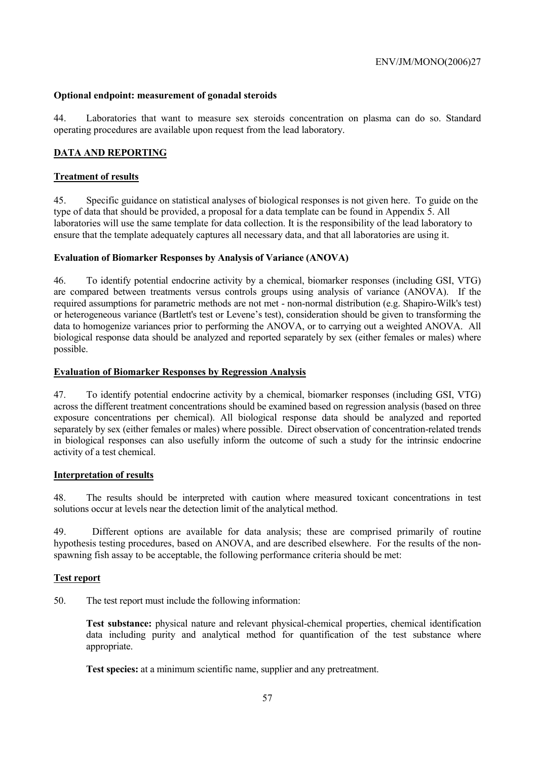**Optional endpoint: measurement of gonadal steroids**

44. Laboratories that want to measure sex steroids concentration on plasma can do so. Standard operating procedures are available upon request from the lead laboratory.

## DATA AND REPORTING

### Treatment of results

45. Specific guidance on statistical analyses of biological responses is not given here. To guide on the type of data that should be provided, a proposal for a data template can be found in Appendix 5. All laboratories will use the same template for data collection. It is the responsibility of the lead laboratory to ensure that the template adequately captures all necessary data, and that all laboratories are using it.

**Evaluation of Biomarker Responses by Analysis of Variance (ANOVA)**

46. To identify potential endocrine activity by a chemical, biomarker responses (including GSI, VTG) are compared between treatments versus controls groups using analysis of variance (ANOVA). If the required assumptions for parametric methods are not met - non-normal distribution (e.g. Shapiro-Wilk's test) or heterogeneous variance (Bartlett's test or Levene's test), consideration should be given to transforming the data to homogenize variances prior to performing the ANOVA, or to carrying out a weighted ANOVA. All biological response data should be analyzed and reported separately by sex (either females or males) where possible.

### Evaluation of Biomarker Responses by Regression Analysis

47. To identify potential endocrine activity by a chemical, biomarker responses (including GSI, VTG) across the different treatment concentrations should be examined based on regression analysis (based on three exposure concentrations per chemical). All biological response data should be analyzed and reported separately by sex (either females or males) where possible. Direct observation of concentration-related trends in biological responses can also usefully inform the outcome of such a study for the intrinsic endocrine activity of a test chemical.

### Interpretation of results

48. The results should be interpreted with caution where measured toxicant concentrations in test solutions occur at levels near the detection limit of the analytical method.

49. Different options are available for data analysis; these are comprised primarily of routine hypothesis testing procedures, based on ANOVA, and are described elsewhere. For the results of the non-spawning fish assay to be acceptable, the following performance criteria should be met:

### Test report

50. The test report must include the following information:

**Test substance:** physical nature and relevant physical-chemical properties, chemical identification data including purity and analytical method for quantification of the test substance where appropriate.

**Test species:** at a minimum scientific name, supplier and any pretreatment.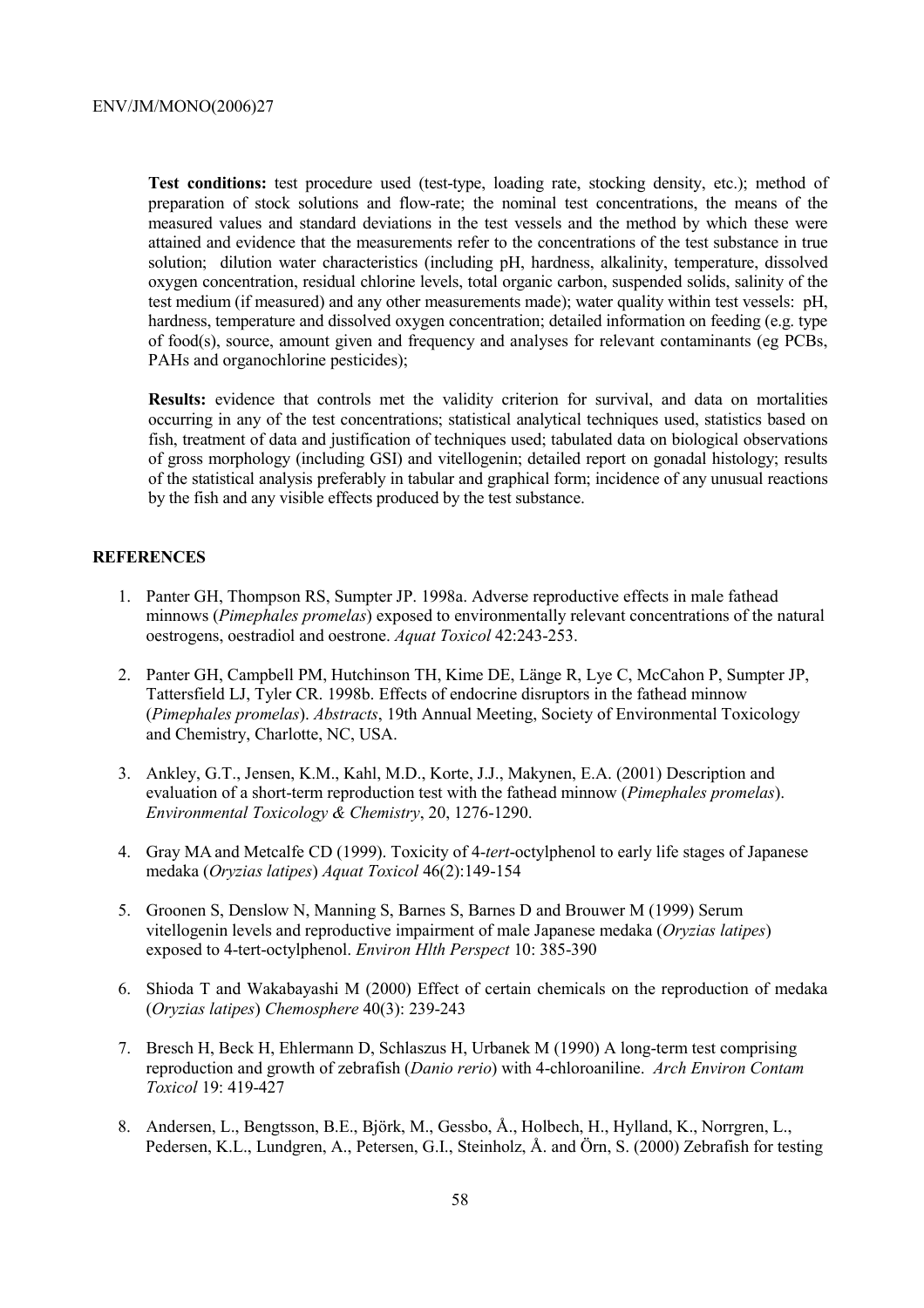**Test conditions:** test procedure used (test-type, loading rate, stocking density, etc.); method of preparation of stock solutions and flow-rate; the nominal test concentrations, the means of the measured values and standard deviations in the test vessels and the method by which these were attained and evidence that the measurements refer to the concentrations of the test substance in true solution; dilution water characteristics (including pH, hardness, alkalinity, temperature, dissolved oxygen concentration, residual chlorine levels, total organic carbon, suspended solids, salinity of the test medium (if measured) and any other measurements made); water quality within test vessels: pH, hardness, temperature and dissolved oxygen concentration; detailed information on feeding (e.g. type of food(s), source, amount given and frequency and analyses for relevant contaminants (eg PCBs, PAHs and organochlorine pesticides);

**Results:** evidence that controls met the validity criterion for survival, and data on mortalities occurring in any of the test concentrations; statistical analytical techniques used, statistics based on fish, treatment of data and justification of techniques used; tabulated data on biological observations of gross morphology (including GSI) and vitellogenin; detailed report on gonadal histology; results of the statistical analysis preferably in tabular and graphical form; incidence of any unusual reactions by the fish and any visible effects produced by the test substance.

## REFERENCES

1. Panter GH, Thompson RS, Sumpter JP. 1998a. Adverse reproductive effects in male fathead minnows (*Pimephales promelas*) exposed to environmentally relevant concentrations of the natural oestrogens, oestradiol and oestrone. *Aquat Toxicol* 42:243-253.

2. Panter GH, Campbell PM, Hutchinson TH, Kime DE, Länge R, Lye C, McCahon P, Sumpter JP, Tattersfield LJ, Tyler CR. 1998b. Effects of endocrine disruptors in the fathead minnow (*Pimephales promelas*). *Abstracts*, 19th Annual Meeting, Society of Environmental Toxicology and Chemistry, Charlotte, NC, USA.

3. Ankley, G.T., Jensen, K.M., Kahl, M.D., Korte, J.J., Makynen, E.A. (2001) Description and evaluation of a short-term reproduction test with the fathead minnow (*Pimephales promelas*). *Environmental Toxicology & Chemistry*, 20, 1276-1290.

4. Gray MA and Metcalfe CD (1999). Toxicity of 4-*tert*-octylphenol to early life stages of Japanese medaka (*Oryzias latipes*) *Aquat Toxicol* 46(2):149-154

5. Groonen S, Denslow N, Manning S, Barnes S, Barnes D and Brouwer M (1999) Serum vitellogenin levels and reproductive impairment of male Japanese medaka (*Oryzias latipes*) exposed to 4-tert-octylphenol. *Environ Hlth Perspect* 10: 385-390

6. Shioda T and Wakabayashi M (2000) Effect of certain chemicals on the reproduction of medaka (*Oryzias latipes*) *Chemosphere* 40(3): 239-243

7. Bresch H, Beck H, Ehlermann D, Schlaszus H, Urbanek M (1990) A long-term test comprising reproduction and growth of zebrafish (*Danio rerio*) with 4-chloroaniline. *Arch Environ Contam Toxicol* 19: 419-427

8. Andersen, L., Bengtsson, B.E., Björk, M., Gessbo, Å., Holbech, H., Hylland, K., Norrgren, L., Pedersen, K.L., Lundgren, A., Petersen, G.I., Steinholz, Å. and Örn, S. (2000) Zebrafish for testing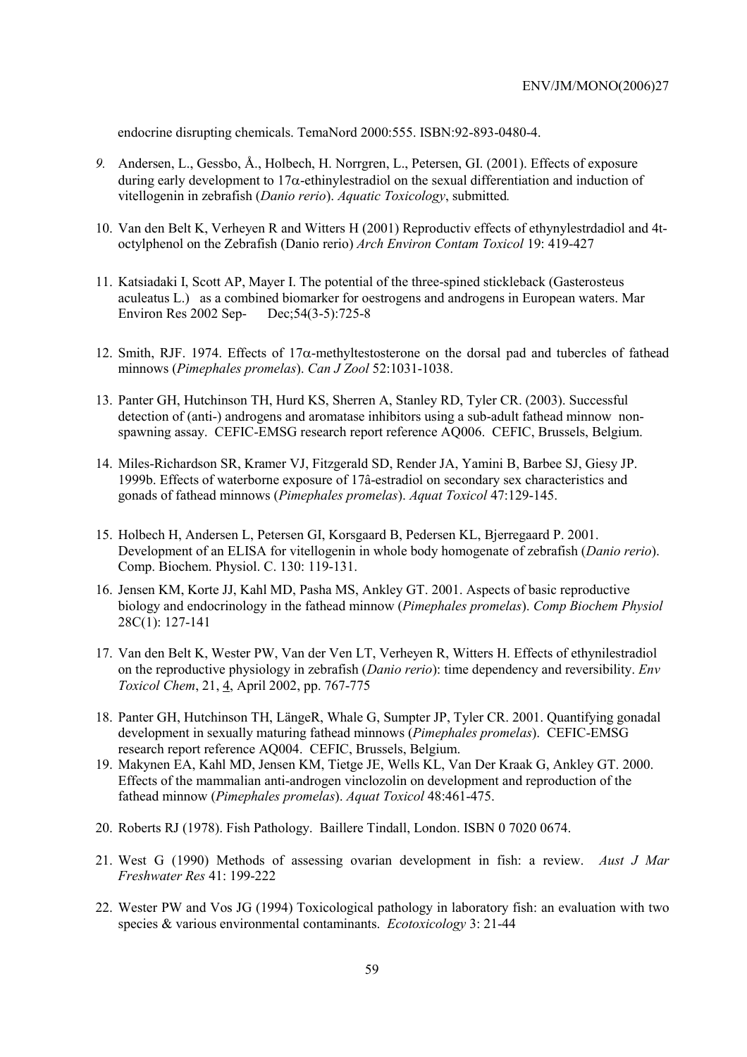endocrine disrupting chemicals. TemaNord 2000:555. ISBN:92-893-0480-4.

9. Andersen, L., Gessbo, Å., Holbech, H. Norrgren, L., Petersen, GI. (2001). Effects of exposure during early development to 17α-ethinylestradiol on the sexual differentiation and induction of vitellogenin in zebrafish (*Danio rerio*). *Aquatic Toxicology*, submitted*.*

10. Van den Belt K, Verheyen R and Witters H (2001) Reproductiv effects of ethynylestrdadiol and 4t-octylphenol on the Zebrafish (Danio rerio) *Arch Environ Contam Toxicol* 19: 419-427

11. Katsiadaki I, Scott AP, Mayer I. The potential of the three-spined stickleback (Gasterosteus aculeatus L.) as a combined biomarker for oestrogens and androgens in European waters. Mar Environ Res 2002 Sep- Dec;54(3-5):725-8

12. Smith, RJF. 1974. Effects of 17α-methyltestosterone on the dorsal pad and tubercles of fathead minnows (*Pimephales promelas*). *Can J Zool* 52:1031-1038.

13. Panter GH, Hutchinson TH, Hurd KS, Sherren A, Stanley RD, Tyler CR. (2003). Successful detection of (anti-) androgens and aromatase inhibitors using a sub-adult fathead minnow non-spawning assay. CEFIC-EMSG research report reference AQ006. CEFIC, Brussels, Belgium.

14. Miles-Richardson SR, Kramer VJ, Fitzgerald SD, Render JA, Yamini B, Barbee SJ, Giesy JP. 1999b. Effects of waterborne exposure of 17â-estradiol on secondary sex characteristics and gonads of fathead minnows (*Pimephales promelas*). *Aquat Toxicol* 47:129-145.

15. Holbech H, Andersen L, Petersen GI, Korsgaard B, Pedersen KL, Bjerregaard P. 2001. Development of an ELISA for vitellogenin in whole body homogenate of zebrafish (*Danio rerio*). Comp. Biochem. Physiol. C. 130: 119-131.

16. Jensen KM, Korte JJ, Kahl MD, Pasha MS, Ankley GT. 2001. Aspects of basic reproductive biology and endocrinology in the fathead minnow (*Pimephales promelas*). *Comp Biochem Physiol* 28C(1): 127-141

17. Van den Belt K, Wester PW, Van der Ven LT, Verheyen R, Witters H. Effects of ethynilestradiol on the reproductive physiology in zebrafish (*Danio rerio*): time dependency and reversibility. *Env Toxicol Chem*, 21, 4, April 2002, pp. 767-775

18. Panter GH, Hutchinson TH, LängeR, Whale G, Sumpter JP, Tyler CR. 2001. Quantifying gonadal development in sexually maturing fathead minnows (*Pimephales promelas*). CEFIC-EMSG research report reference AQ004. CEFIC, Brussels, Belgium.

19. Makynen EA, Kahl MD, Jensen KM, Tietge JE, Wells KL, Van Der Kraak G, Ankley GT. 2000. Effects of the mammalian anti-androgen vinclozolin on development and reproduction of the fathead minnow (*Pimephales promelas*). *Aquat Toxicol* 48:461-475.

20. Roberts RJ (1978). Fish Pathology. Baillere Tindall, London. ISBN 0 7020 0674.

21. West G (1990) Methods of assessing ovarian development in fish: a review. *Aust J Mar Freshwater Res* 41: 199-222

22. Wester PW and Vos JG (1994) Toxicological pathology in laboratory fish: an evaluation with two species & various environmental contaminants. *Ecotoxicology* 3: 21-44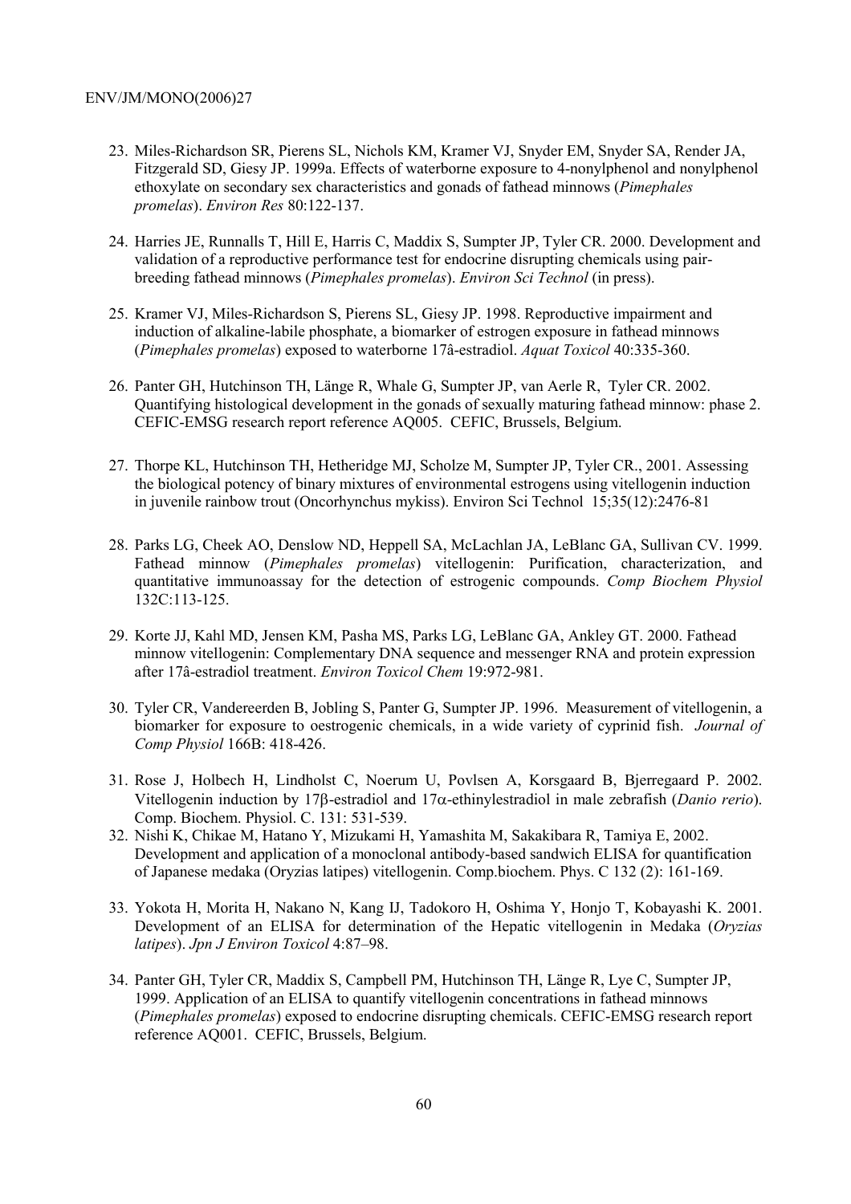23. Miles-Richardson SR, Pierens SL, Nichols KM, Kramer VJ, Snyder EM, Snyder SA, Render JA, Fitzgerald SD, Giesy JP. 1999a. Effects of waterborne exposure to 4-nonylphenol and nonylphenol ethoxylate on secondary sex characteristics and gonads of fathead minnows (*Pimephales promelas*). *Environ Res* 80:122-137.

24. Harries JE, Runnalls T, Hill E, Harris C, Maddix S, Sumpter JP, Tyler CR. 2000. Development and validation of a reproductive performance test for endocrine disrupting chemicals using pair-breeding fathead minnows (*Pimephales promelas*). *Environ Sci Technol* (in press).

25. Kramer VJ, Miles-Richardson S, Pierens SL, Giesy JP. 1998. Reproductive impairment and induction of alkaline-labile phosphate, a biomarker of estrogen exposure in fathead minnows (*Pimephales promelas*) exposed to waterborne 17â-estradiol. *Aquat Toxicol* 40:335-360.

26. Panter GH, Hutchinson TH, Länge R, Whale G, Sumpter JP, van Aerle R, Tyler CR. 2002. Quantifying histological development in the gonads of sexually maturing fathead minnow: phase 2. CEFIC-EMSG research report reference AQ005. CEFIC, Brussels, Belgium.

27. Thorpe KL, Hutchinson TH, Hetheridge MJ, Scholze M, Sumpter JP, Tyler CR., 2001. Assessing the biological potency of binary mixtures of environmental estrogens using vitellogenin induction in juvenile rainbow trout (Oncorhynchus mykiss). Environ Sci Technol 15;35(12):2476-81

28. Parks LG, Cheek AO, Denslow ND, Heppell SA, McLachlan JA, LeBlanc GA, Sullivan CV. 1999. Fathead minnow (*Pimephales promelas*) vitellogenin: Purification, characterization, and quantitative immunoassay for the detection of estrogenic compounds. *Comp Biochem Physiol* 132C:113-125.

29. Korte JJ, Kahl MD, Jensen KM, Pasha MS, Parks LG, LeBlanc GA, Ankley GT. 2000. Fathead minnow vitellogenin: Complementary DNA sequence and messenger RNA and protein expression after 17â-estradiol treatment. *Environ Toxicol Chem* 19:972-981.

30. Tyler CR, Vandereerden B, Jobling S, Panter G, Sumpter JP. 1996. Measurement of vitellogenin, a biomarker for exposure to oestrogenic chemicals, in a wide variety of cyprinid fish. *Journal of Comp Physiol* 166B: 418-426.

31. Rose J, Holbech H, Lindholst C, Noerum U, Povlsen A, Korsgaard B, Bjerregaard P. 2002. Vitellogenin induction by 17β-estradiol and 17α-ethinylestradiol in male zebrafish (*Danio rerio*). Comp. Biochem. Physiol. C. 131: 531-539.

32. Nishi K, Chikae M, Hatano Y, Mizukami H, Yamashita M, Sakakibara R, Tamiya E, 2002. Development and application of a monoclonal antibody-based sandwich ELISA for quantification of Japanese medaka (Oryzias latipes) vitellogenin. Comp.biochem. Phys. C 132 (2): 161-169.

33. Yokota H, Morita H, Nakano N, Kang IJ, Tadokoro H, Oshima Y, Honjo T, Kobayashi K. 2001. Development of an ELISA for determination of the Hepatic vitellogenin in Medaka (*Oryzias latipes*). *Jpn J Environ Toxicol* 4:87–98.

34. Panter GH, Tyler CR, Maddix S, Campbell PM, Hutchinson TH, Länge R, Lye C, Sumpter JP, 1999. Application of an ELISA to quantify vitellogenin concentrations in fathead minnows (*Pimephales promelas*) exposed to endocrine disrupting chemicals. CEFIC-EMSG research report reference AQ001. CEFIC, Brussels, Belgium.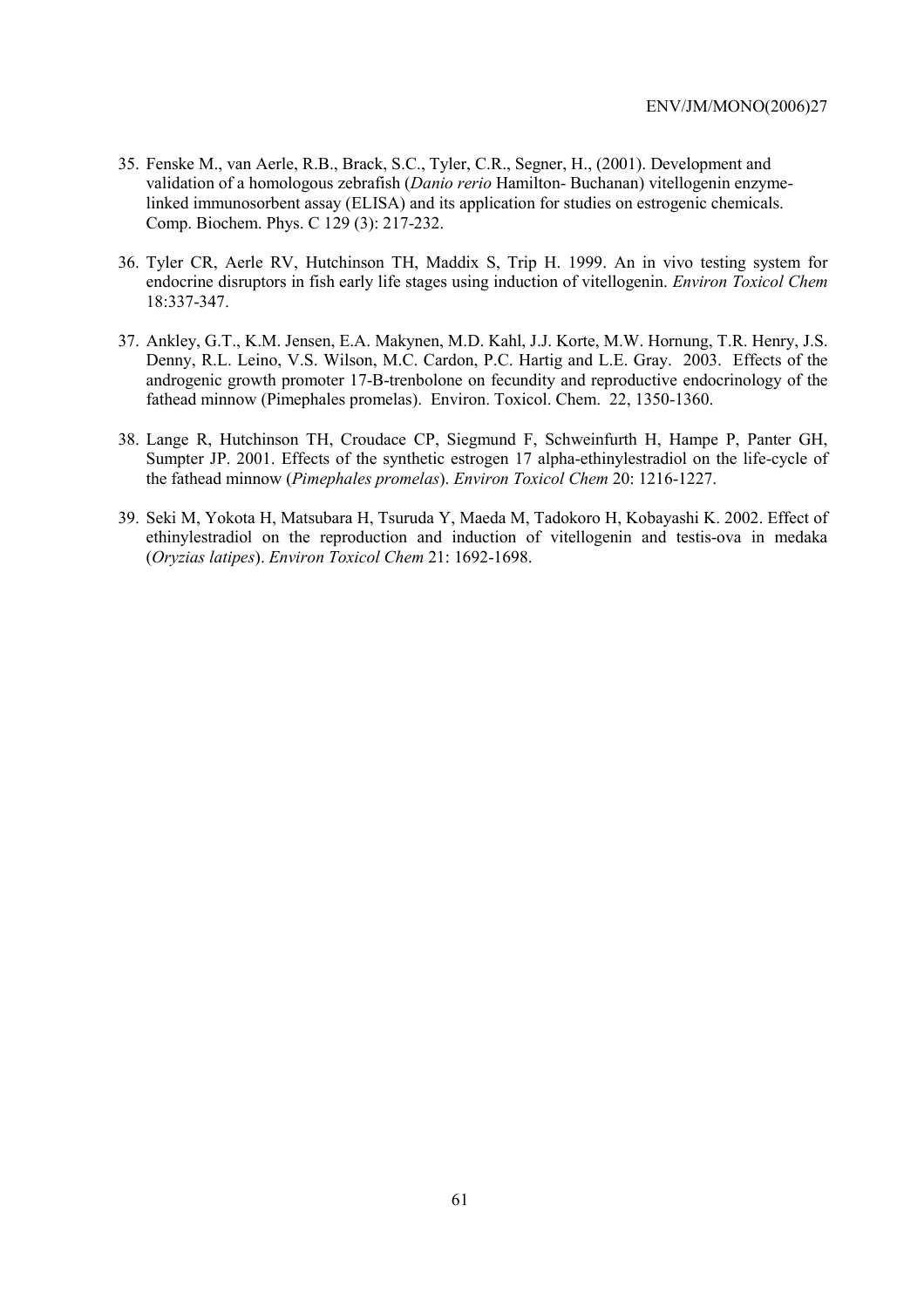35. Fenske M., van Aerle, R.B., Brack, S.C., Tyler, C.R., Segner, H., (2001). Development and validation of a homologous zebrafish (*Danio rerio* Hamilton- Buchanan) vitellogenin enzyme-linked immunosorbent assay (ELISA) and its application for studies on estrogenic chemicals. Comp. Biochem. Phys. C 129 (3): 217-232.

36. Tyler CR, Aerle RV, Hutchinson TH, Maddix S, Trip H. 1999. An in vivo testing system for endocrine disruptors in fish early life stages using induction of vitellogenin. *Environ Toxicol Chem* 18:337-347.

37. Ankley, G.T., K.M. Jensen, E.A. Makynen, M.D. Kahl, J.J. Korte, M.W. Hornung, T.R. Henry, J.S. Denny, R.L. Leino, V.S. Wilson, M.C. Cardon, P.C. Hartig and L.E. Gray. 2003. Effects of the androgenic growth promoter 17-B-trenbolone on fecundity and reproductive endocrinology of the fathead minnow (Pimephales promelas). Environ. Toxicol. Chem. 22, 1350-1360.

38. Lange R, Hutchinson TH, Croudace CP, Siegmund F, Schweinfurth H, Hampe P, Panter GH, Sumpter JP. 2001. Effects of the synthetic estrogen 17 alpha-ethinylestradiol on the life-cycle of the fathead minnow (*Pimephales promelas*). *Environ Toxicol Chem* 20: 1216-1227.

39. Seki M, Yokota H, Matsubara H, Tsuruda Y, Maeda M, Tadokoro H, Kobayashi K. 2002. Effect of ethinylestradiol on the reproduction and induction of vitellogenin and testis-ova in medaka (*Oryzias latipes*). *Environ Toxicol Chem* 21: 1692-1698.